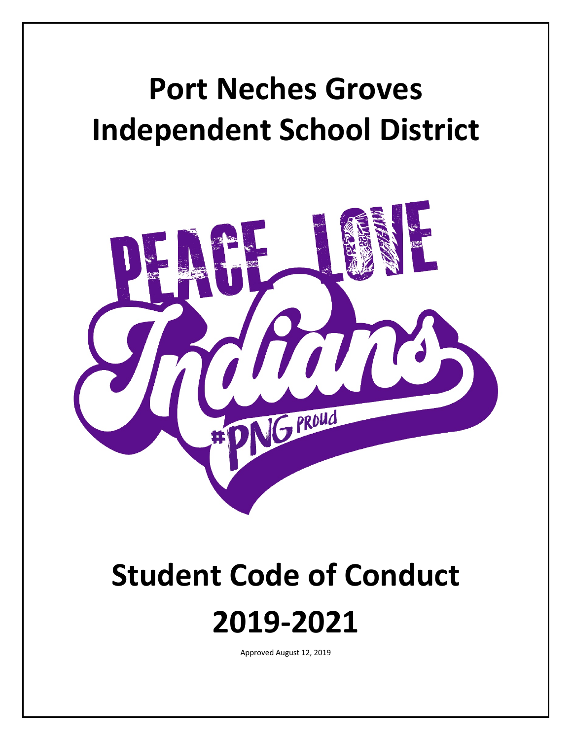# Port Neches Groves Independent School District

PEACE LOVE

Indians

#PNG PROUD

# Student Code of Conduct 2019-2021

Approved August 12, 2019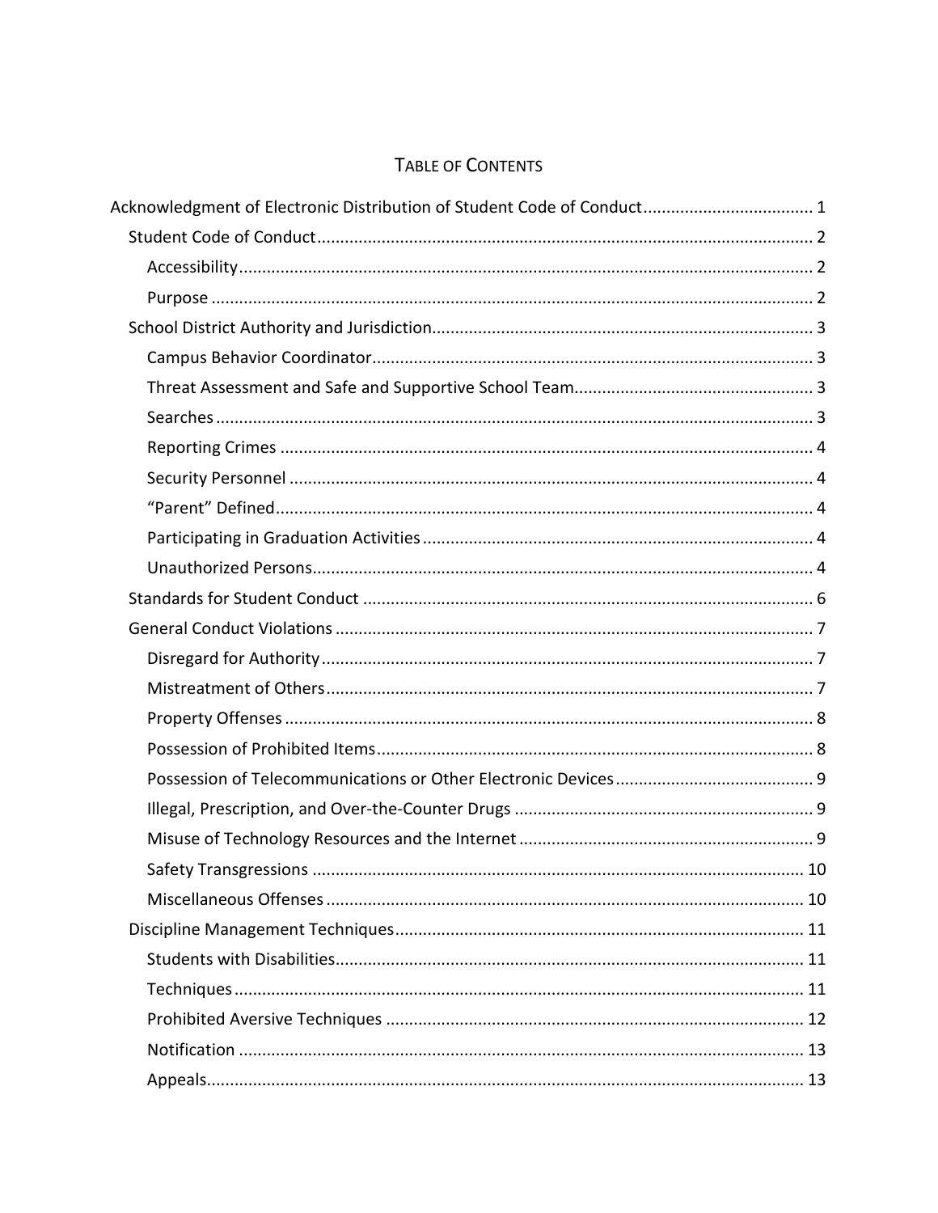# Table of Contents

- Acknowledgment of Electronic Distribution of Student Code of Conduct ..... 1
  - Student Code of Conduct ..... 2
    - Accessibility ..... 2
    - Purpose ..... 2
  - School District Authority and Jurisdiction ..... 3
    - Campus Behavior Coordinator ..... 3
    - Threat Assessment and Safe and Supportive School Team ..... 3
    - Searches ..... 3
    - Reporting Crimes ..... 4
    - Security Personnel ..... 4
    - "Parent" Defined ..... 4
    - Participating in Graduation Activities ..... 4
    - Unauthorized Persons ..... 4
  - Standards for Student Conduct ..... 6
  - General Conduct Violations ..... 7
    - Disregard for Authority ..... 7
    - Mistreatment of Others ..... 7
    - Property Offenses ..... 8
    - Possession of Prohibited Items ..... 8
    - Possession of Telecommunications or Other Electronic Devices ..... 9
    - Illegal, Prescription, and Over-the-Counter Drugs ..... 9
    - Misuse of Technology Resources and the Internet ..... 9
    - Safety Transgressions ..... 10
    - Miscellaneous Offenses ..... 10
  - Discipline Management Techniques ..... 11
    - Students with Disabilities ..... 11
    - Techniques ..... 11
    - Prohibited Aversive Techniques ..... 12
    - Notification ..... 13
    - Appeals ..... 13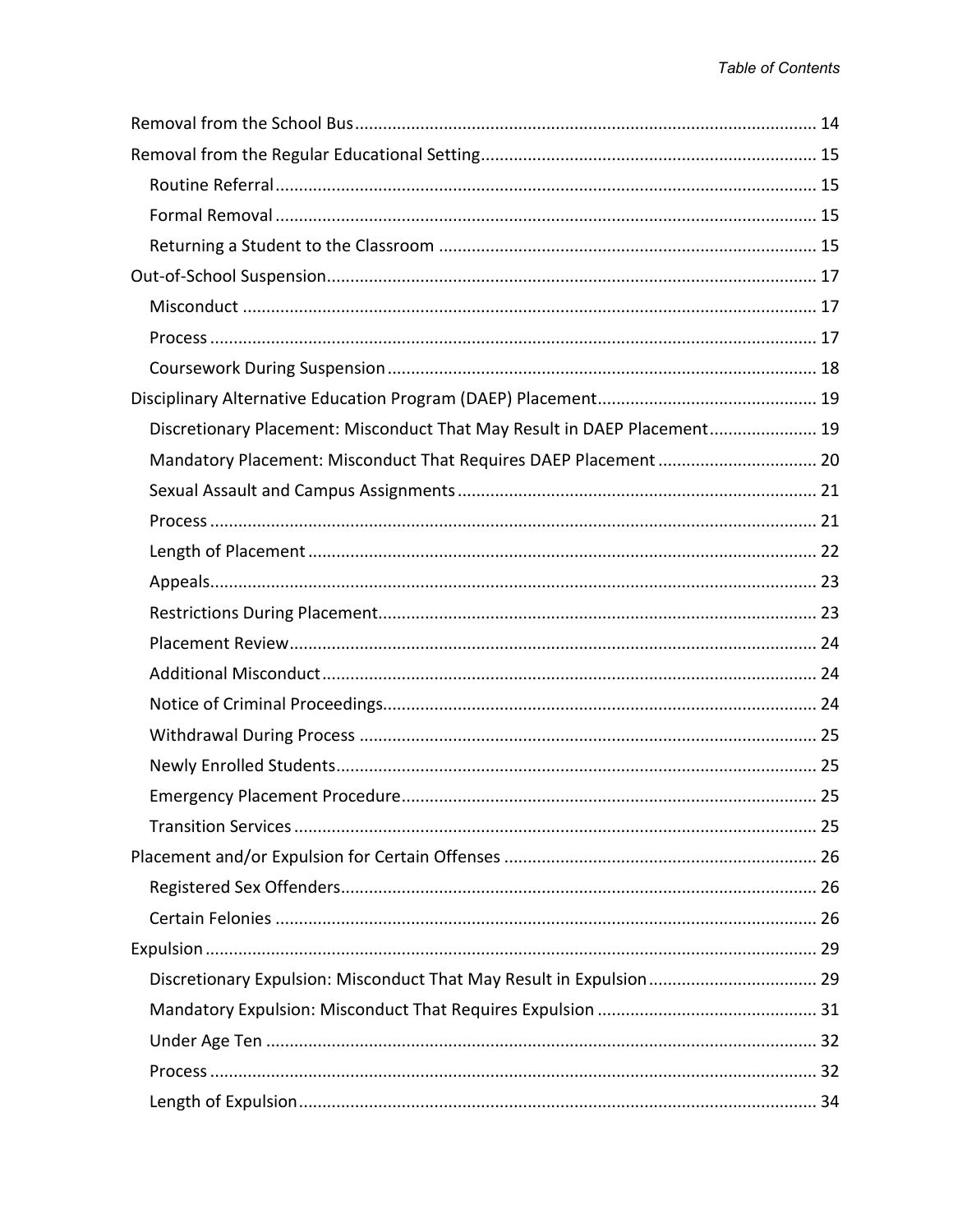- Removal from the School Bus ..... 14
- Removal from the Regular Educational Setting ..... 15
  - Routine Referral ..... 15
  - Formal Removal ..... 15
  - Returning a Student to the Classroom ..... 15
- Out-of-School Suspension ..... 17
  - Misconduct ..... 17
  - Process ..... 17
  - Coursework During Suspension ..... 18
- Disciplinary Alternative Education Program (DAEP) Placement ..... 19
  - Discretionary Placement: Misconduct That May Result in DAEP Placement ..... 19
  - Mandatory Placement: Misconduct That Requires DAEP Placement ..... 20
  - Sexual Assault and Campus Assignments ..... 21
  - Process ..... 21
  - Length of Placement ..... 22
  - Appeals ..... 23
  - Restrictions During Placement ..... 23
  - Placement Review ..... 24
  - Additional Misconduct ..... 24
  - Notice of Criminal Proceedings ..... 24
  - Withdrawal During Process ..... 25
  - Newly Enrolled Students ..... 25
  - Emergency Placement Procedure ..... 25
  - Transition Services ..... 25
- Placement and/or Expulsion for Certain Offenses ..... 26
  - Registered Sex Offenders ..... 26
  - Certain Felonies ..... 26
- Expulsion ..... 29
  - Discretionary Expulsion: Misconduct That May Result in Expulsion ..... 29
  - Mandatory Expulsion: Misconduct That Requires Expulsion ..... 31
  - Under Age Ten ..... 32
  - Process ..... 32
  - Length of Expulsion ..... 34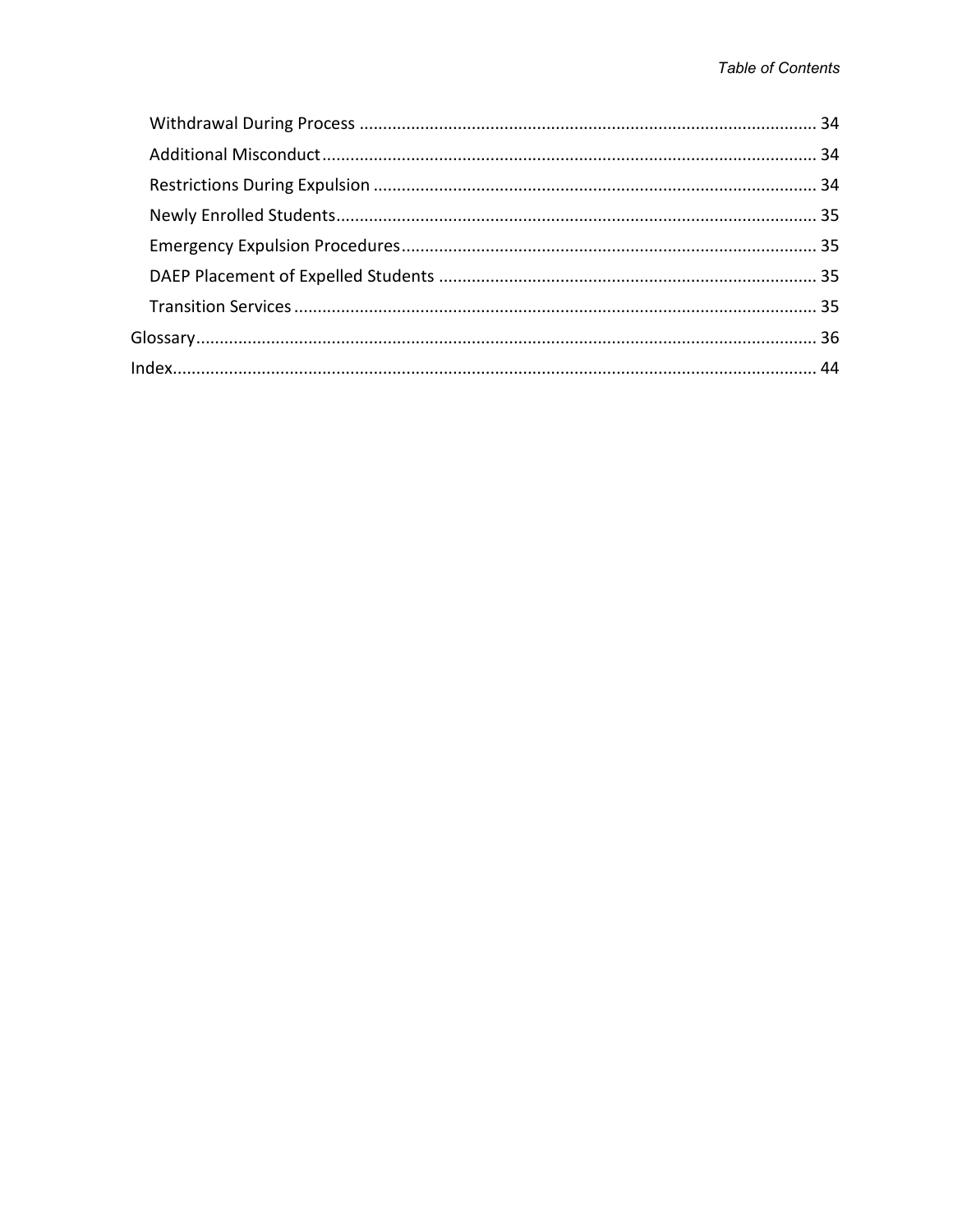- Withdrawal During Process ..... 34
- Additional Misconduct ..... 34
- Restrictions During Expulsion ..... 34
- Newly Enrolled Students ..... 35
- Emergency Expulsion Procedures ..... 35
- DAEP Placement of Expelled Students ..... 35
- Transition Services ..... 35

Glossary ..... 36

Index ..... 44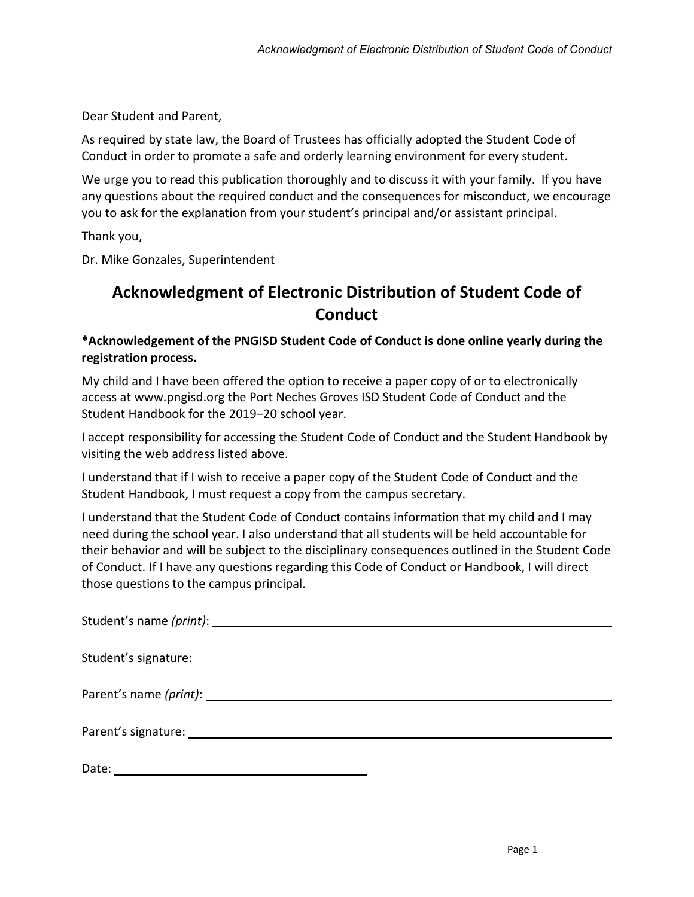Dear Student and Parent,

As required by state law, the Board of Trustees has officially adopted the Student Code of Conduct in order to promote a safe and orderly learning environment for every student.

We urge you to read this publication thoroughly and to discuss it with your family. If you have any questions about the required conduct and the consequences for misconduct, we encourage you to ask for the explanation from your student's principal and/or assistant principal.

Thank you,

Dr. Mike Gonzales, Superintendent

# Acknowledgment of Electronic Distribution of Student Code of Conduct

**\*Acknowledgement of the PNGISD Student Code of Conduct is done online yearly during the registration process.**

My child and I have been offered the option to receive a paper copy of or to electronically access at www.pngisd.org the Port Neches Groves ISD Student Code of Conduct and the Student Handbook for the 2019–20 school year.

I accept responsibility for accessing the Student Code of Conduct and the Student Handbook by visiting the web address listed above.

I understand that if I wish to receive a paper copy of the Student Code of Conduct and the Student Handbook, I must request a copy from the campus secretary.

I understand that the Student Code of Conduct contains information that my child and I may need during the school year. I also understand that all students will be held accountable for their behavior and will be subject to the disciplinary consequences outlined in the Student Code of Conduct. If I have any questions regarding this Code of Conduct or Handbook, I will direct those questions to the campus principal.

Student's name *(print)*: ______________________________

Student's signature: ______________________________

Parent's name *(print)*: ______________________________

Parent's signature: ______________________________

Date: ____________________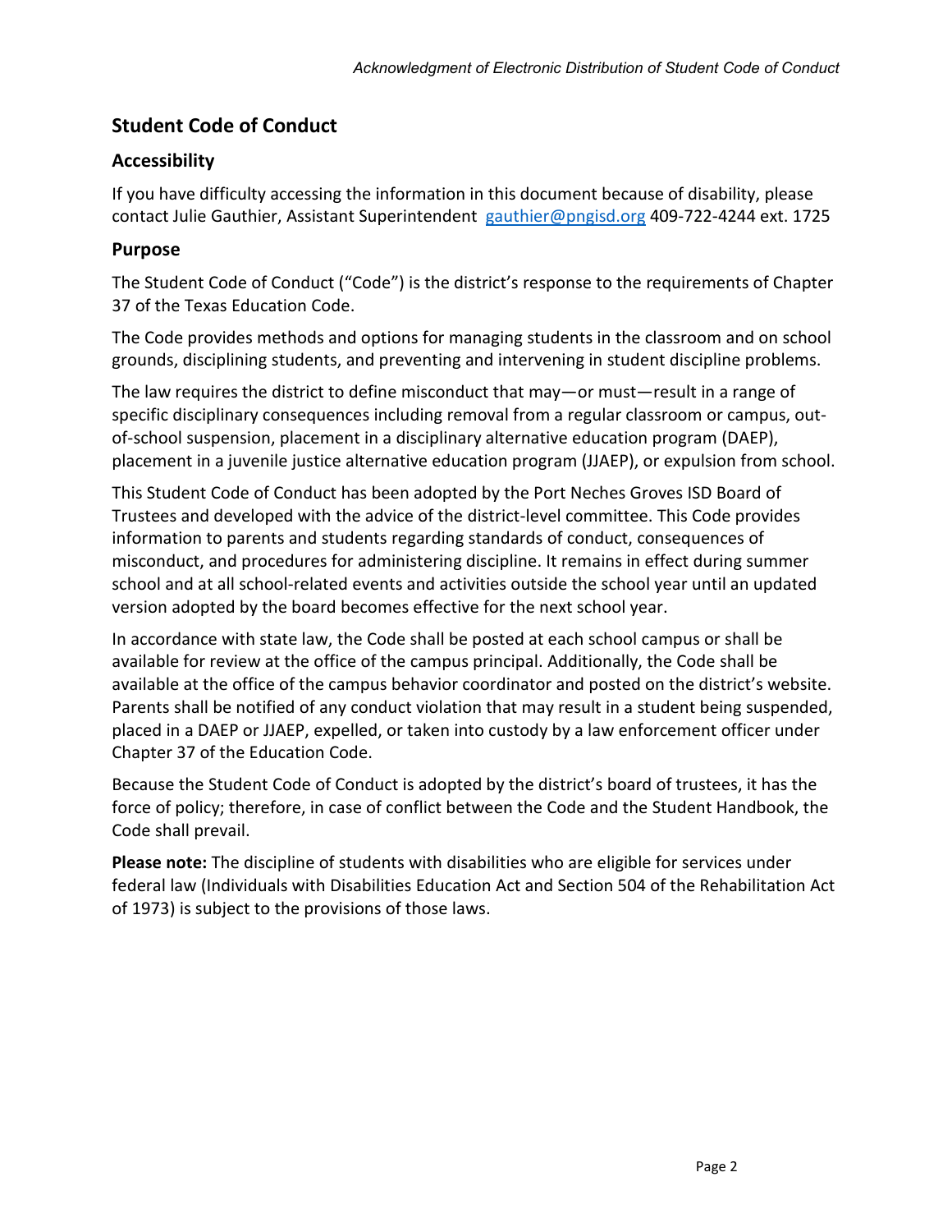## Student Code of Conduct

### Accessibility

If you have difficulty accessing the information in this document because of disability, please contact Julie Gauthier, Assistant Superintendent [gauthier@pngisd.org](mailto:gauthier@pngisd.org) 409-722-4244 ext. 1725

### Purpose

The Student Code of Conduct ("Code") is the district's response to the requirements of Chapter 37 of the Texas Education Code.

The Code provides methods and options for managing students in the classroom and on school grounds, disciplining students, and preventing and intervening in student discipline problems.

The law requires the district to define misconduct that may—or must—result in a range of specific disciplinary consequences including removal from a regular classroom or campus, out-of-school suspension, placement in a disciplinary alternative education program (DAEP), placement in a juvenile justice alternative education program (JJAEP), or expulsion from school.

This Student Code of Conduct has been adopted by the Port Neches Groves ISD Board of Trustees and developed with the advice of the district-level committee. This Code provides information to parents and students regarding standards of conduct, consequences of misconduct, and procedures for administering discipline. It remains in effect during summer school and at all school-related events and activities outside the school year until an updated version adopted by the board becomes effective for the next school year.

In accordance with state law, the Code shall be posted at each school campus or shall be available for review at the office of the campus principal. Additionally, the Code shall be available at the office of the campus behavior coordinator and posted on the district's website. Parents shall be notified of any conduct violation that may result in a student being suspended, placed in a DAEP or JJAEP, expelled, or taken into custody by a law enforcement officer under Chapter 37 of the Education Code.

Because the Student Code of Conduct is adopted by the district's board of trustees, it has the force of policy; therefore, in case of conflict between the Code and the Student Handbook, the Code shall prevail.

**Please note:** The discipline of students with disabilities who are eligible for services under federal law (Individuals with Disabilities Education Act and Section 504 of the Rehabilitation Act of 1973) is subject to the provisions of those laws.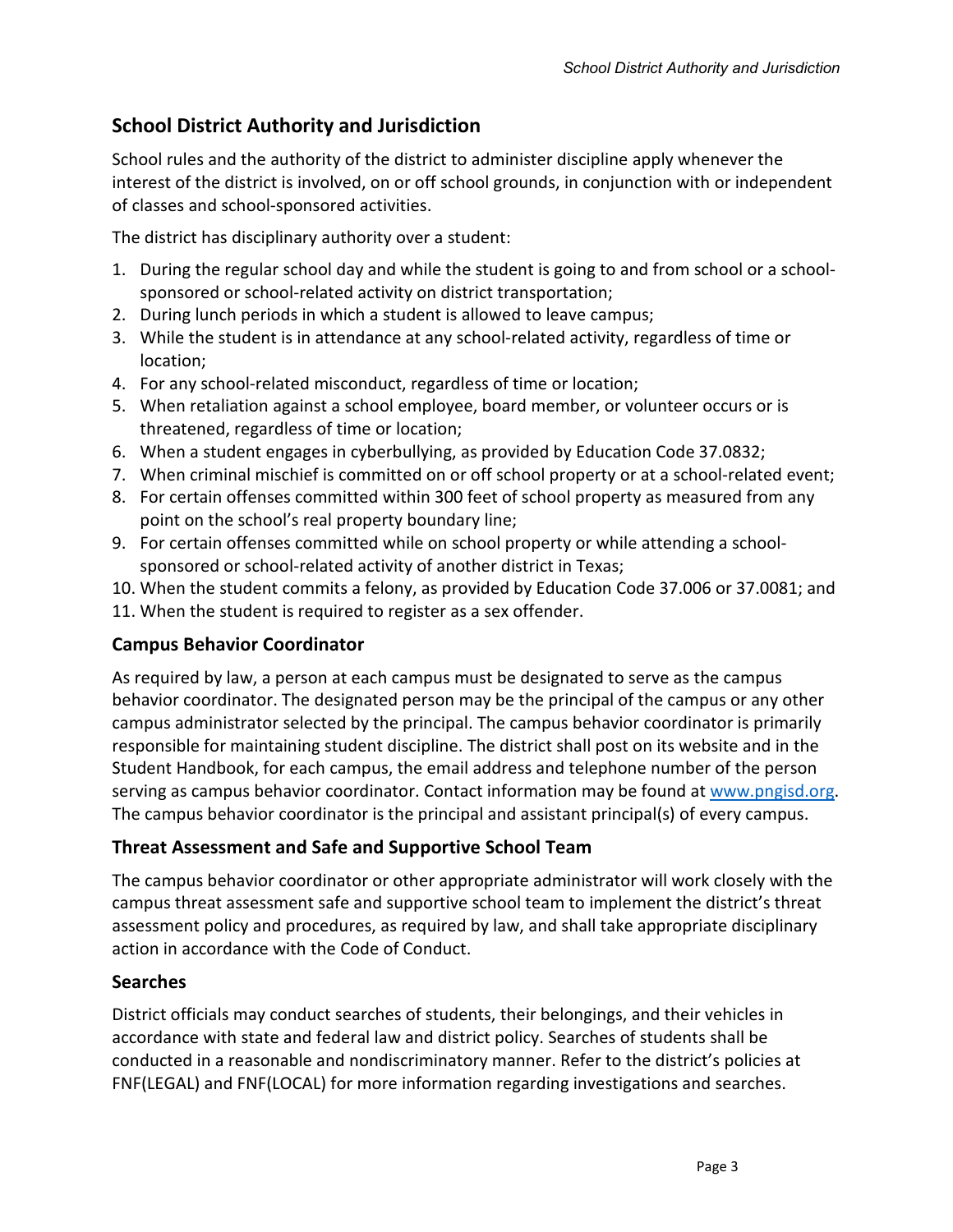## School District Authority and Jurisdiction

School rules and the authority of the district to administer discipline apply whenever the interest of the district is involved, on or off school grounds, in conjunction with or independent of classes and school-sponsored activities.

The district has disciplinary authority over a student:

1. During the regular school day and while the student is going to and from school or a school-sponsored or school-related activity on district transportation;
2. During lunch periods in which a student is allowed to leave campus;
3. While the student is in attendance at any school-related activity, regardless of time or location;
4. For any school-related misconduct, regardless of time or location;
5. When retaliation against a school employee, board member, or volunteer occurs or is threatened, regardless of time or location;
6. When a student engages in cyberbullying, as provided by Education Code 37.0832;
7. When criminal mischief is committed on or off school property or at a school-related event;
8. For certain offenses committed within 300 feet of school property as measured from any point on the school's real property boundary line;
9. For certain offenses committed while on school property or while attending a school-sponsored or school-related activity of another district in Texas;
10. When the student commits a felony, as provided by Education Code 37.006 or 37.0081; and
11. When the student is required to register as a sex offender.

### Campus Behavior Coordinator

As required by law, a person at each campus must be designated to serve as the campus behavior coordinator. The designated person may be the principal of the campus or any other campus administrator selected by the principal. The campus behavior coordinator is primarily responsible for maintaining student discipline. The district shall post on its website and in the Student Handbook, for each campus, the email address and telephone number of the person serving as campus behavior coordinator. Contact information may be found at [www.pngisd.org](www.pngisd.org). The campus behavior coordinator is the principal and assistant principal(s) of every campus.

### Threat Assessment and Safe and Supportive School Team

The campus behavior coordinator or other appropriate administrator will work closely with the campus threat assessment safe and supportive school team to implement the district's threat assessment policy and procedures, as required by law, and shall take appropriate disciplinary action in accordance with the Code of Conduct.

### Searches

District officials may conduct searches of students, their belongings, and their vehicles in accordance with state and federal law and district policy. Searches of students shall be conducted in a reasonable and nondiscriminatory manner. Refer to the district's policies at FNF(LEGAL) and FNF(LOCAL) for more information regarding investigations and searches.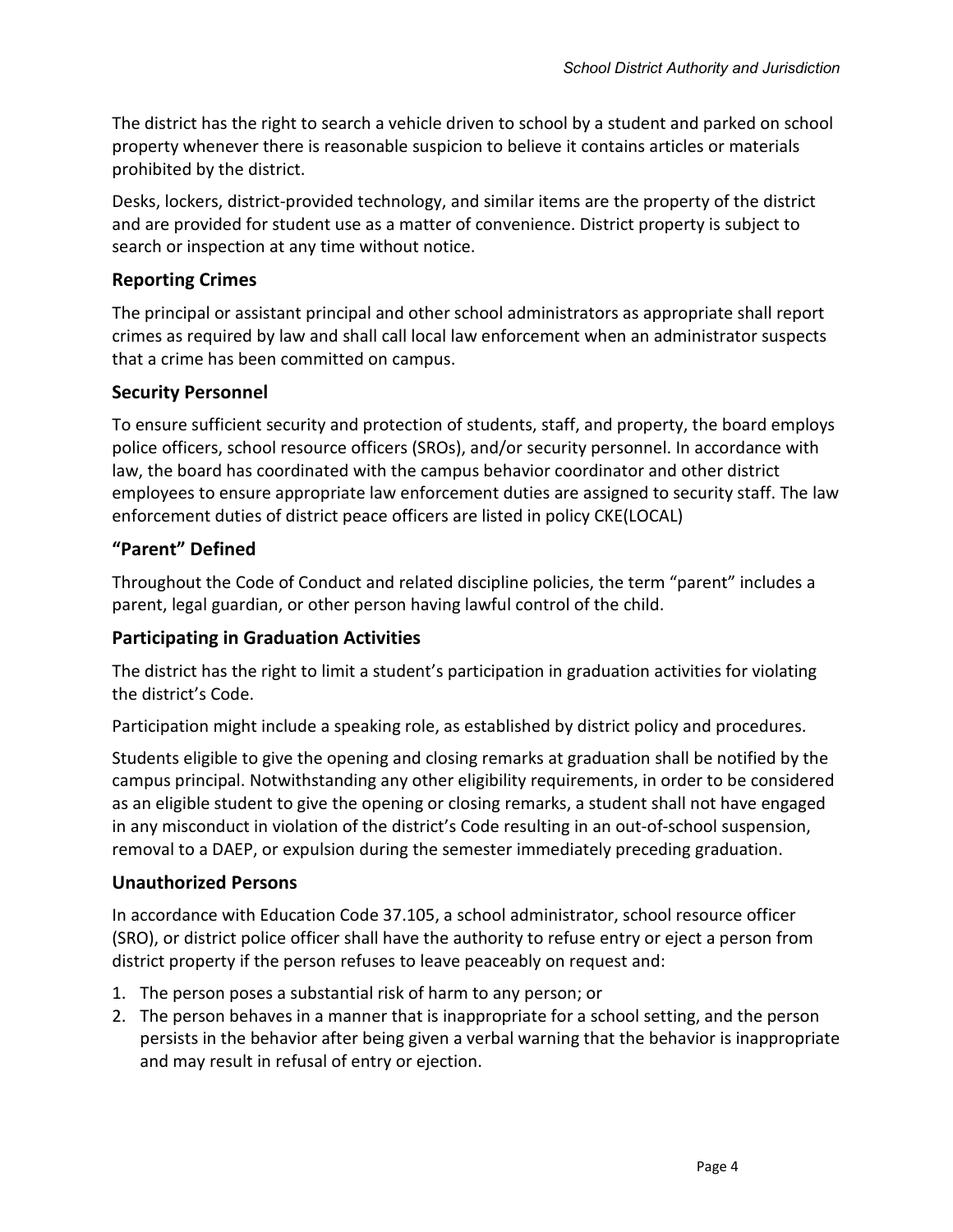The district has the right to search a vehicle driven to school by a student and parked on school property whenever there is reasonable suspicion to believe it contains articles or materials prohibited by the district.

Desks, lockers, district-provided technology, and similar items are the property of the district and are provided for student use as a matter of convenience. District property is subject to search or inspection at any time without notice.

## Reporting Crimes

The principal or assistant principal and other school administrators as appropriate shall report crimes as required by law and shall call local law enforcement when an administrator suspects that a crime has been committed on campus.

## Security Personnel

To ensure sufficient security and protection of students, staff, and property, the board employs police officers, school resource officers (SROs), and/or security personnel. In accordance with law, the board has coordinated with the campus behavior coordinator and other district employees to ensure appropriate law enforcement duties are assigned to security staff. The law enforcement duties of district peace officers are listed in policy CKE(LOCAL)

## "Parent" Defined

Throughout the Code of Conduct and related discipline policies, the term "parent" includes a parent, legal guardian, or other person having lawful control of the child.

## Participating in Graduation Activities

The district has the right to limit a student's participation in graduation activities for violating the district's Code.

Participation might include a speaking role, as established by district policy and procedures.

Students eligible to give the opening and closing remarks at graduation shall be notified by the campus principal. Notwithstanding any other eligibility requirements, in order to be considered as an eligible student to give the opening or closing remarks, a student shall not have engaged in any misconduct in violation of the district's Code resulting in an out-of-school suspension, removal to a DAEP, or expulsion during the semester immediately preceding graduation.

## Unauthorized Persons

In accordance with Education Code 37.105, a school administrator, school resource officer (SRO), or district police officer shall have the authority to refuse entry or eject a person from district property if the person refuses to leave peaceably on request and:

1. The person poses a substantial risk of harm to any person; or
2. The person behaves in a manner that is inappropriate for a school setting, and the person persists in the behavior after being given a verbal warning that the behavior is inappropriate and may result in refusal of entry or ejection.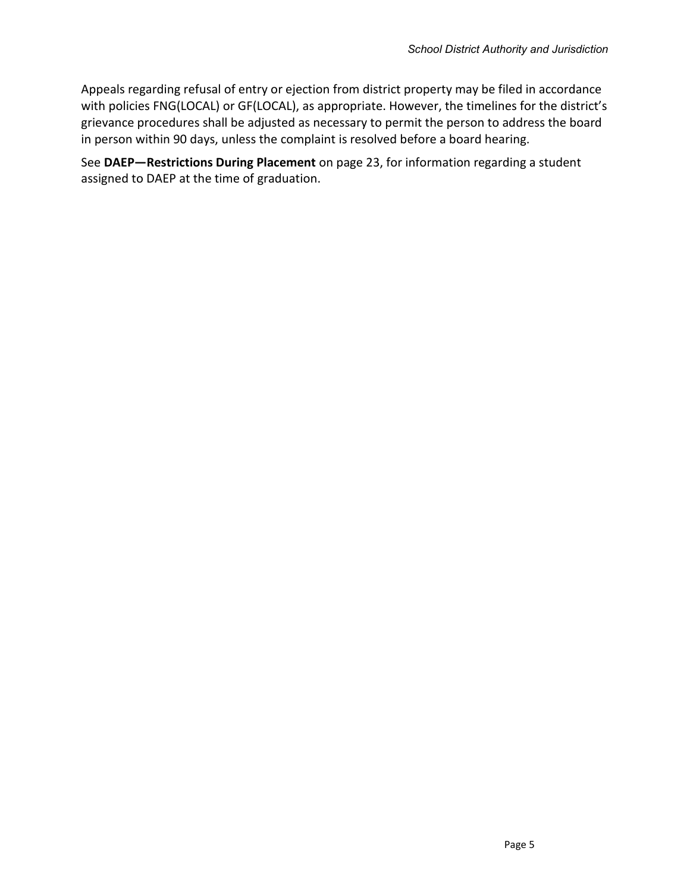Appeals regarding refusal of entry or ejection from district property may be filed in accordance with policies FNG(LOCAL) or GF(LOCAL), as appropriate. However, the timelines for the district's grievance procedures shall be adjusted as necessary to permit the person to address the board in person within 90 days, unless the complaint is resolved before a board hearing.

See **DAEP—Restrictions During Placement** on page 23, for information regarding a student assigned to DAEP at the time of graduation.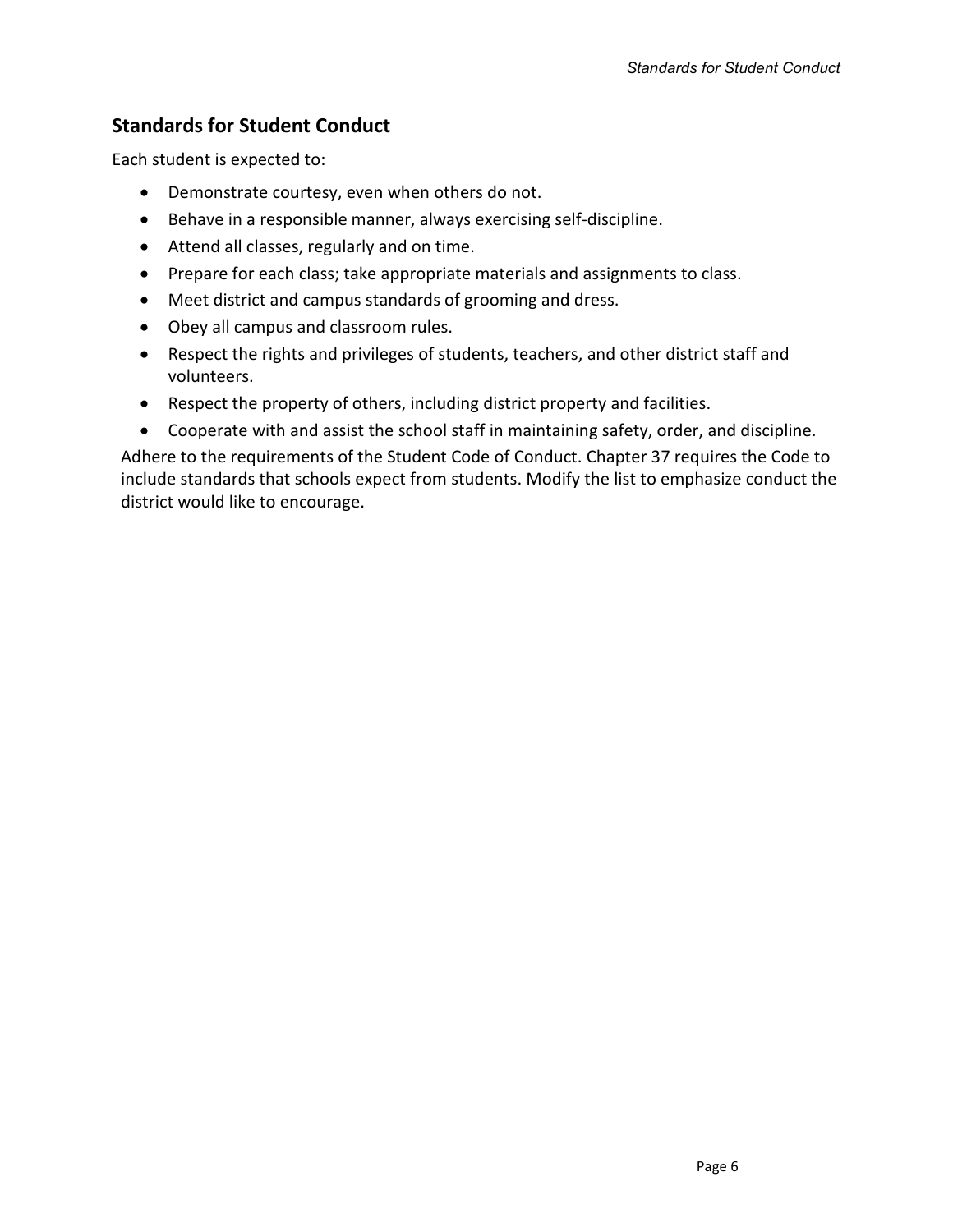## Standards for Student Conduct

Each student is expected to:

- Demonstrate courtesy, even when others do not.
- Behave in a responsible manner, always exercising self-discipline.
- Attend all classes, regularly and on time.
- Prepare for each class; take appropriate materials and assignments to class.
- Meet district and campus standards of grooming and dress.
- Obey all campus and classroom rules.
- Respect the rights and privileges of students, teachers, and other district staff and volunteers.
- Respect the property of others, including district property and facilities.
- Cooperate with and assist the school staff in maintaining safety, order, and discipline.

Adhere to the requirements of the Student Code of Conduct. Chapter 37 requires the Code to include standards that schools expect from students. Modify the list to emphasize conduct the district would like to encourage.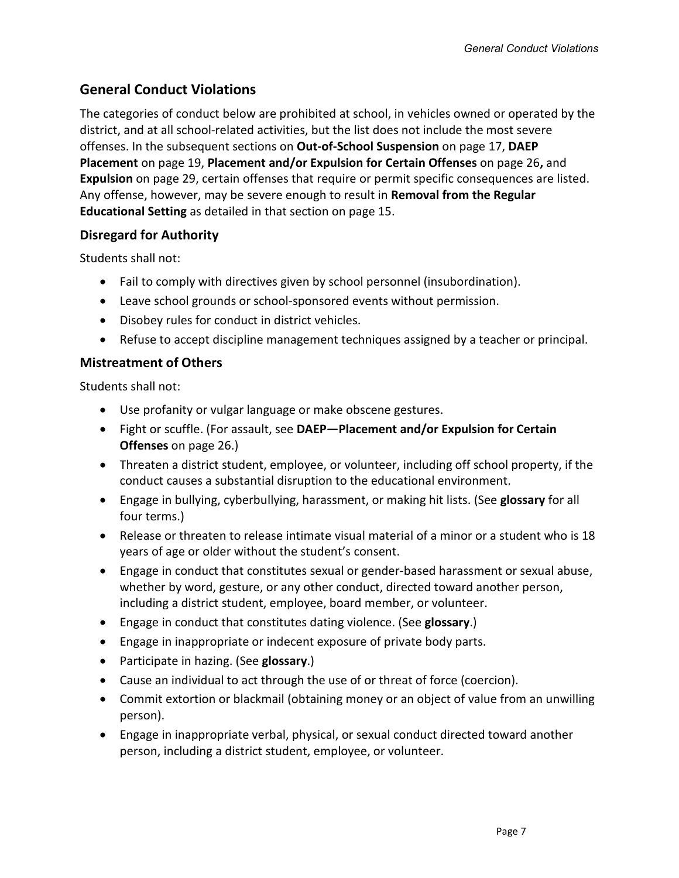## General Conduct Violations

The categories of conduct below are prohibited at school, in vehicles owned or operated by the district, and at all school-related activities, but the list does not include the most severe offenses. In the subsequent sections on **Out-of-School Suspension** on page 17, **DAEP Placement** on page 19, **Placement and/or Expulsion for Certain Offenses** on page 26**,** and **Expulsion** on page 29, certain offenses that require or permit specific consequences are listed. Any offense, however, may be severe enough to result in **Removal from the Regular Educational Setting** as detailed in that section on page 15.

### Disregard for Authority

Students shall not:

- Fail to comply with directives given by school personnel (insubordination).
- Leave school grounds or school-sponsored events without permission.
- Disobey rules for conduct in district vehicles.
- Refuse to accept discipline management techniques assigned by a teacher or principal.

### Mistreatment of Others

Students shall not:

- Use profanity or vulgar language or make obscene gestures.
- Fight or scuffle. (For assault, see **DAEP—Placement and/or Expulsion for Certain Offenses** on page 26.)
- Threaten a district student, employee, or volunteer, including off school property, if the conduct causes a substantial disruption to the educational environment.
- Engage in bullying, cyberbullying, harassment, or making hit lists. (See **glossary** for all four terms.)
- Release or threaten to release intimate visual material of a minor or a student who is 18 years of age or older without the student's consent.
- Engage in conduct that constitutes sexual or gender-based harassment or sexual abuse, whether by word, gesture, or any other conduct, directed toward another person, including a district student, employee, board member, or volunteer.
- Engage in conduct that constitutes dating violence. (See **glossary**.)
- Engage in inappropriate or indecent exposure of private body parts.
- Participate in hazing. (See **glossary**.)
- Cause an individual to act through the use of or threat of force (coercion).
- Commit extortion or blackmail (obtaining money or an object of value from an unwilling person).
- Engage in inappropriate verbal, physical, or sexual conduct directed toward another person, including a district student, employee, or volunteer.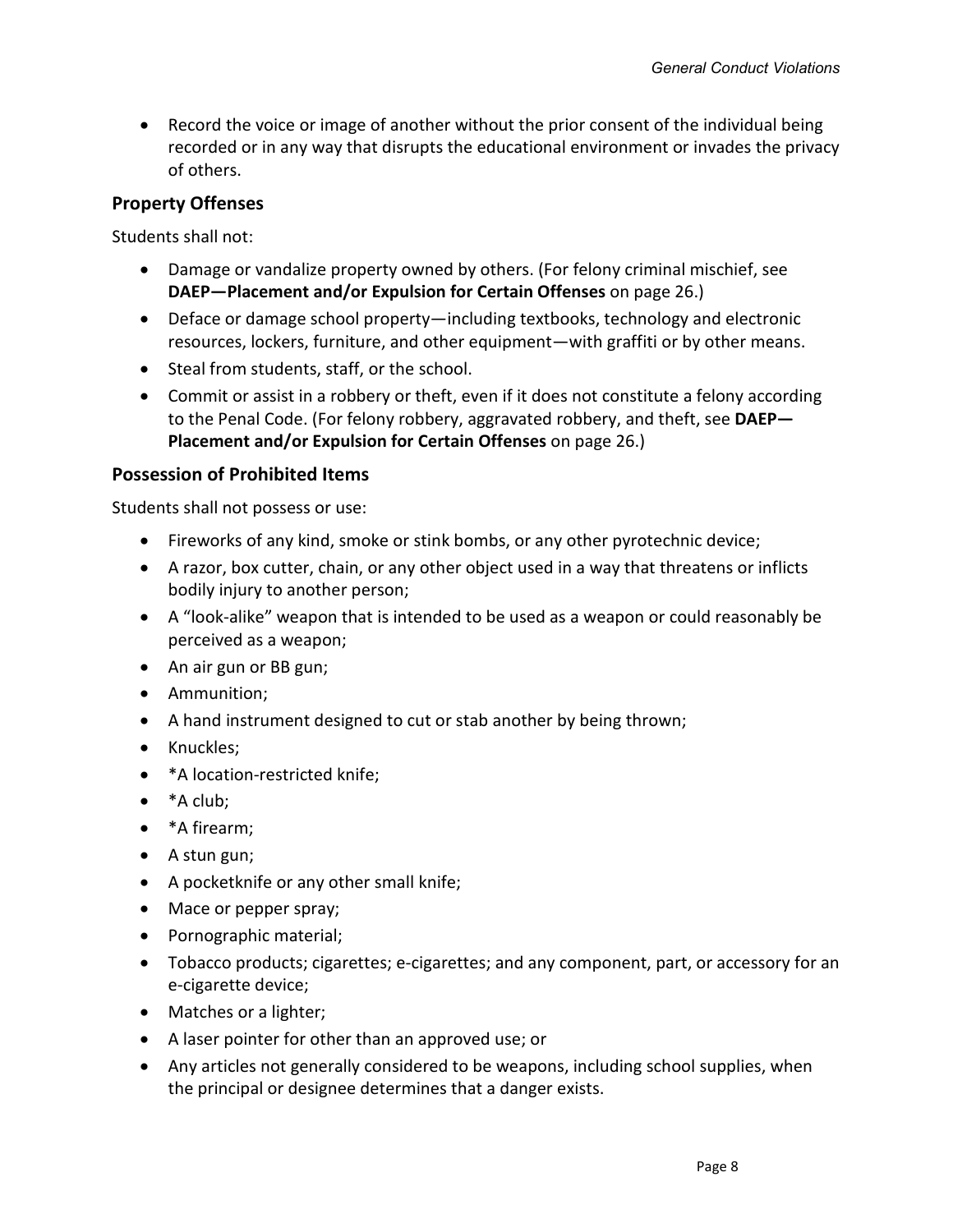- Record the voice or image of another without the prior consent of the individual being recorded or in any way that disrupts the educational environment or invades the privacy of others.

### Property Offenses

Students shall not:

- Damage or vandalize property owned by others. (For felony criminal mischief, see **DAEP—Placement and/or Expulsion for Certain Offenses** on page 26.)
- Deface or damage school property—including textbooks, technology and electronic resources, lockers, furniture, and other equipment—with graffiti or by other means.
- Steal from students, staff, or the school.
- Commit or assist in a robbery or theft, even if it does not constitute a felony according to the Penal Code. (For felony robbery, aggravated robbery, and theft, see **DAEP—Placement and/or Expulsion for Certain Offenses** on page 26.)

### Possession of Prohibited Items

Students shall not possess or use:

- Fireworks of any kind, smoke or stink bombs, or any other pyrotechnic device;
- A razor, box cutter, chain, or any other object used in a way that threatens or inflicts bodily injury to another person;
- A "look-alike" weapon that is intended to be used as a weapon or could reasonably be perceived as a weapon;
- An air gun or BB gun;
- Ammunition;
- A hand instrument designed to cut or stab another by being thrown;
- Knuckles;
- *A location-restricted knife;
- *A club;
- *A firearm;
- A stun gun;
- A pocketknife or any other small knife;
- Mace or pepper spray;
- Pornographic material;
- Tobacco products; cigarettes; e-cigarettes; and any component, part, or accessory for an e-cigarette device;
- Matches or a lighter;
- A laser pointer for other than an approved use; or
- Any articles not generally considered to be weapons, including school supplies, when the principal or designee determines that a danger exists.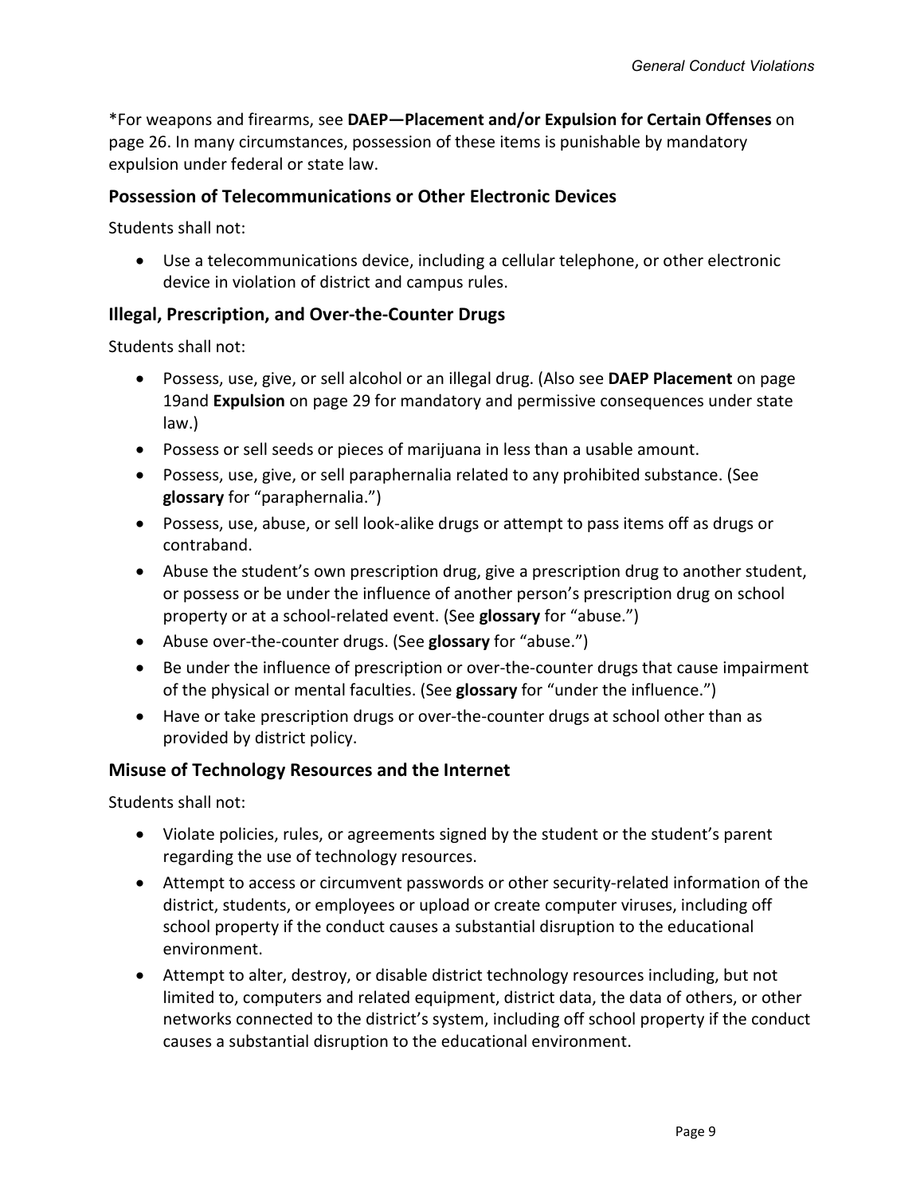*For weapons and firearms, see **DAEP—Placement and/or Expulsion for Certain Offenses** on page 26. In many circumstances, possession of these items is punishable by mandatory expulsion under federal or state law.

### Possession of Telecommunications or Other Electronic Devices

Students shall not:

- Use a telecommunications device, including a cellular telephone, or other electronic device in violation of district and campus rules.

### Illegal, Prescription, and Over-the-Counter Drugs

Students shall not:

- Possess, use, give, or sell alcohol or an illegal drug. (Also see **DAEP Placement** on page 19and **Expulsion** on page 29 for mandatory and permissive consequences under state law.)
- Possess or sell seeds or pieces of marijuana in less than a usable amount.
- Possess, use, give, or sell paraphernalia related to any prohibited substance. (See **glossary** for "paraphernalia.")
- Possess, use, abuse, or sell look-alike drugs or attempt to pass items off as drugs or contraband.
- Abuse the student's own prescription drug, give a prescription drug to another student, or possess or be under the influence of another person's prescription drug on school property or at a school-related event. (See **glossary** for "abuse.")
- Abuse over-the-counter drugs. (See **glossary** for "abuse.")
- Be under the influence of prescription or over-the-counter drugs that cause impairment of the physical or mental faculties. (See **glossary** for "under the influence.")
- Have or take prescription drugs or over-the-counter drugs at school other than as provided by district policy.

### Misuse of Technology Resources and the Internet

Students shall not:

- Violate policies, rules, or agreements signed by the student or the student's parent regarding the use of technology resources.
- Attempt to access or circumvent passwords or other security-related information of the district, students, or employees or upload or create computer viruses, including off school property if the conduct causes a substantial disruption to the educational environment.
- Attempt to alter, destroy, or disable district technology resources including, but not limited to, computers and related equipment, district data, the data of others, or other networks connected to the district's system, including off school property if the conduct causes a substantial disruption to the educational environment.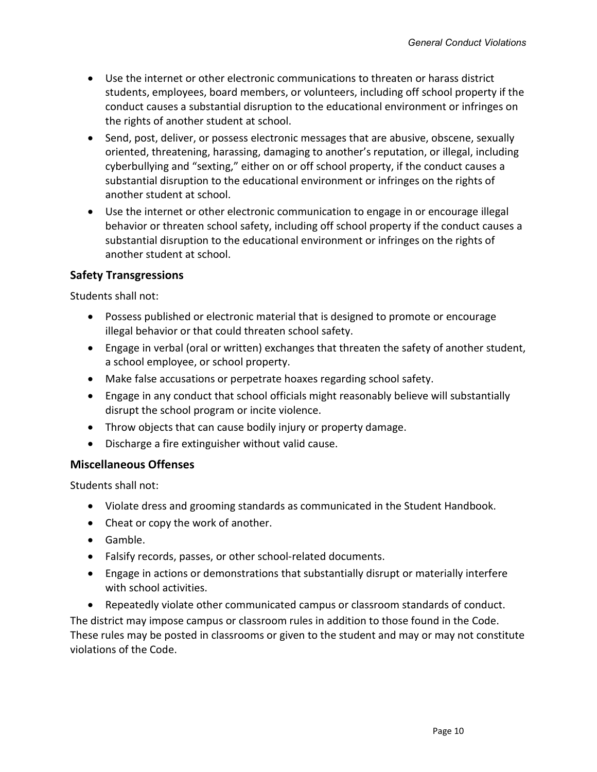- Use the internet or other electronic communications to threaten or harass district students, employees, board members, or volunteers, including off school property if the conduct causes a substantial disruption to the educational environment or infringes on the rights of another student at school.
- Send, post, deliver, or possess electronic messages that are abusive, obscene, sexually oriented, threatening, harassing, damaging to another's reputation, or illegal, including cyberbullying and "sexting," either on or off school property, if the conduct causes a substantial disruption to the educational environment or infringes on the rights of another student at school.
- Use the internet or other electronic communication to engage in or encourage illegal behavior or threaten school safety, including off school property if the conduct causes a substantial disruption to the educational environment or infringes on the rights of another student at school.

### Safety Transgressions

Students shall not:

- Possess published or electronic material that is designed to promote or encourage illegal behavior or that could threaten school safety.
- Engage in verbal (oral or written) exchanges that threaten the safety of another student, a school employee, or school property.
- Make false accusations or perpetrate hoaxes regarding school safety.
- Engage in any conduct that school officials might reasonably believe will substantially disrupt the school program or incite violence.
- Throw objects that can cause bodily injury or property damage.
- Discharge a fire extinguisher without valid cause.

### Miscellaneous Offenses

Students shall not:

- Violate dress and grooming standards as communicated in the Student Handbook.
- Cheat or copy the work of another.
- Gamble.
- Falsify records, passes, or other school-related documents.
- Engage in actions or demonstrations that substantially disrupt or materially interfere with school activities.
- Repeatedly violate other communicated campus or classroom standards of conduct.

The district may impose campus or classroom rules in addition to those found in the Code. These rules may be posted in classrooms or given to the student and may or may not constitute violations of the Code.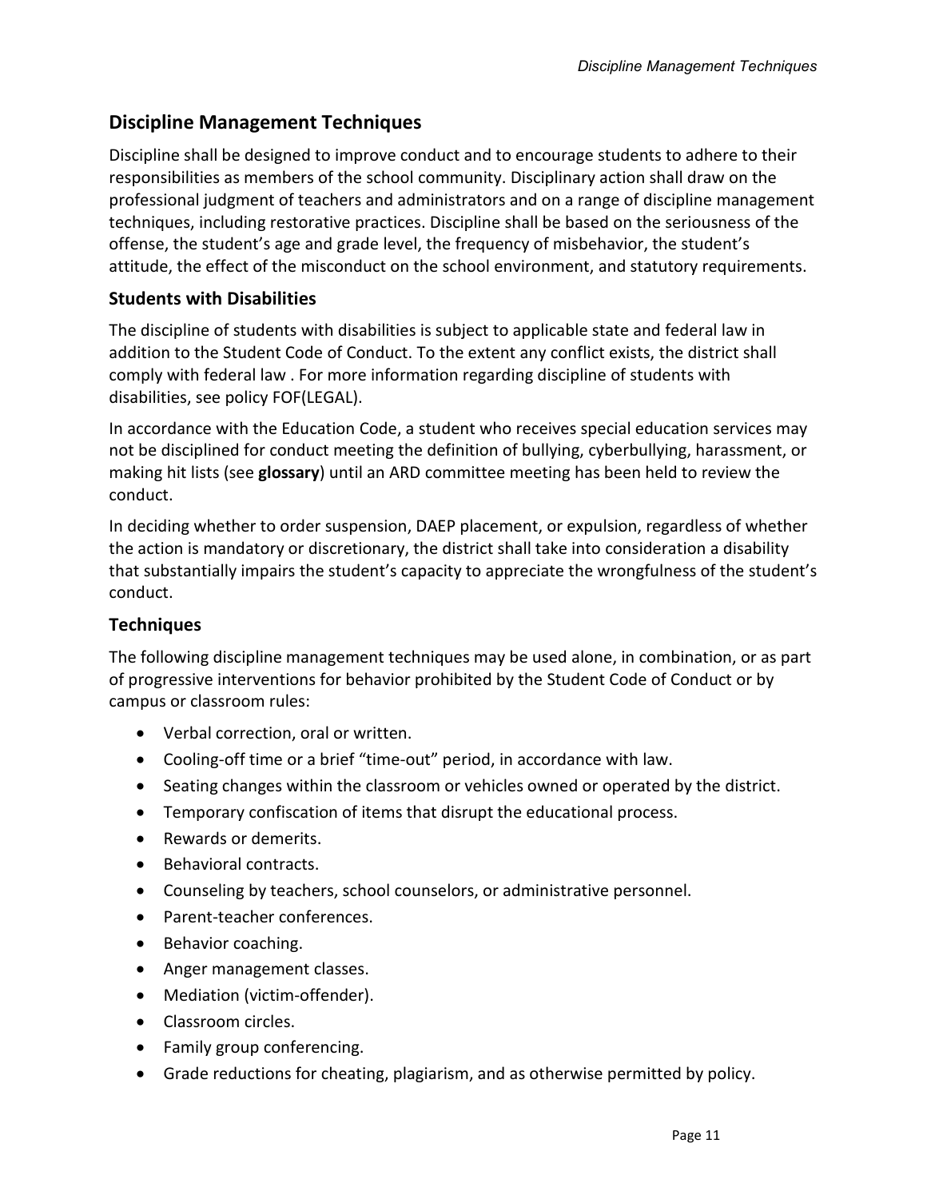## Discipline Management Techniques

Discipline shall be designed to improve conduct and to encourage students to adhere to their responsibilities as members of the school community. Disciplinary action shall draw on the professional judgment of teachers and administrators and on a range of discipline management techniques, including restorative practices. Discipline shall be based on the seriousness of the offense, the student's age and grade level, the frequency of misbehavior, the student's attitude, the effect of the misconduct on the school environment, and statutory requirements.

### Students with Disabilities

The discipline of students with disabilities is subject to applicable state and federal law in addition to the Student Code of Conduct. To the extent any conflict exists, the district shall comply with federal law . For more information regarding discipline of students with disabilities, see policy FOF(LEGAL).

In accordance with the Education Code, a student who receives special education services may not be disciplined for conduct meeting the definition of bullying, cyberbullying, harassment, or making hit lists (see **glossary**) until an ARD committee meeting has been held to review the conduct.

In deciding whether to order suspension, DAEP placement, or expulsion, regardless of whether the action is mandatory or discretionary, the district shall take into consideration a disability that substantially impairs the student's capacity to appreciate the wrongfulness of the student's conduct.

### Techniques

The following discipline management techniques may be used alone, in combination, or as part of progressive interventions for behavior prohibited by the Student Code of Conduct or by campus or classroom rules:

- Verbal correction, oral or written.
- Cooling-off time or a brief "time-out" period, in accordance with law.
- Seating changes within the classroom or vehicles owned or operated by the district.
- Temporary confiscation of items that disrupt the educational process.
- Rewards or demerits.
- Behavioral contracts.
- Counseling by teachers, school counselors, or administrative personnel.
- Parent-teacher conferences.
- Behavior coaching.
- Anger management classes.
- Mediation (victim-offender).
- Classroom circles.
- Family group conferencing.
- Grade reductions for cheating, plagiarism, and as otherwise permitted by policy.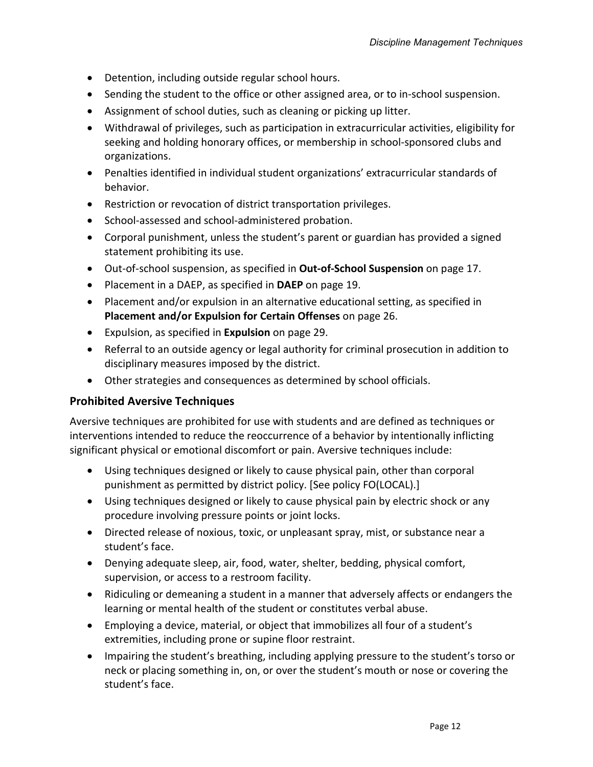- Detention, including outside regular school hours.
- Sending the student to the office or other assigned area, or to in-school suspension.
- Assignment of school duties, such as cleaning or picking up litter.
- Withdrawal of privileges, such as participation in extracurricular activities, eligibility for seeking and holding honorary offices, or membership in school-sponsored clubs and organizations.
- Penalties identified in individual student organizations' extracurricular standards of behavior.
- Restriction or revocation of district transportation privileges.
- School-assessed and school-administered probation.
- Corporal punishment, unless the student's parent or guardian has provided a signed statement prohibiting its use.
- Out-of-school suspension, as specified in **Out-of-School Suspension** on page 17.
- Placement in a DAEP, as specified in **DAEP** on page 19.
- Placement and/or expulsion in an alternative educational setting, as specified in **Placement and/or Expulsion for Certain Offenses** on page 26.
- Expulsion, as specified in **Expulsion** on page 29.
- Referral to an outside agency or legal authority for criminal prosecution in addition to disciplinary measures imposed by the district.
- Other strategies and consequences as determined by school officials.

## Prohibited Aversive Techniques

Aversive techniques are prohibited for use with students and are defined as techniques or interventions intended to reduce the reoccurrence of a behavior by intentionally inflicting significant physical or emotional discomfort or pain. Aversive techniques include:

- Using techniques designed or likely to cause physical pain, other than corporal punishment as permitted by district policy. [See policy FO(LOCAL).]
- Using techniques designed or likely to cause physical pain by electric shock or any procedure involving pressure points or joint locks.
- Directed release of noxious, toxic, or unpleasant spray, mist, or substance near a student's face.
- Denying adequate sleep, air, food, water, shelter, bedding, physical comfort, supervision, or access to a restroom facility.
- Ridiculing or demeaning a student in a manner that adversely affects or endangers the learning or mental health of the student or constitutes verbal abuse.
- Employing a device, material, or object that immobilizes all four of a student's extremities, including prone or supine floor restraint.
- Impairing the student's breathing, including applying pressure to the student's torso or neck or placing something in, on, or over the student's mouth or nose or covering the student's face.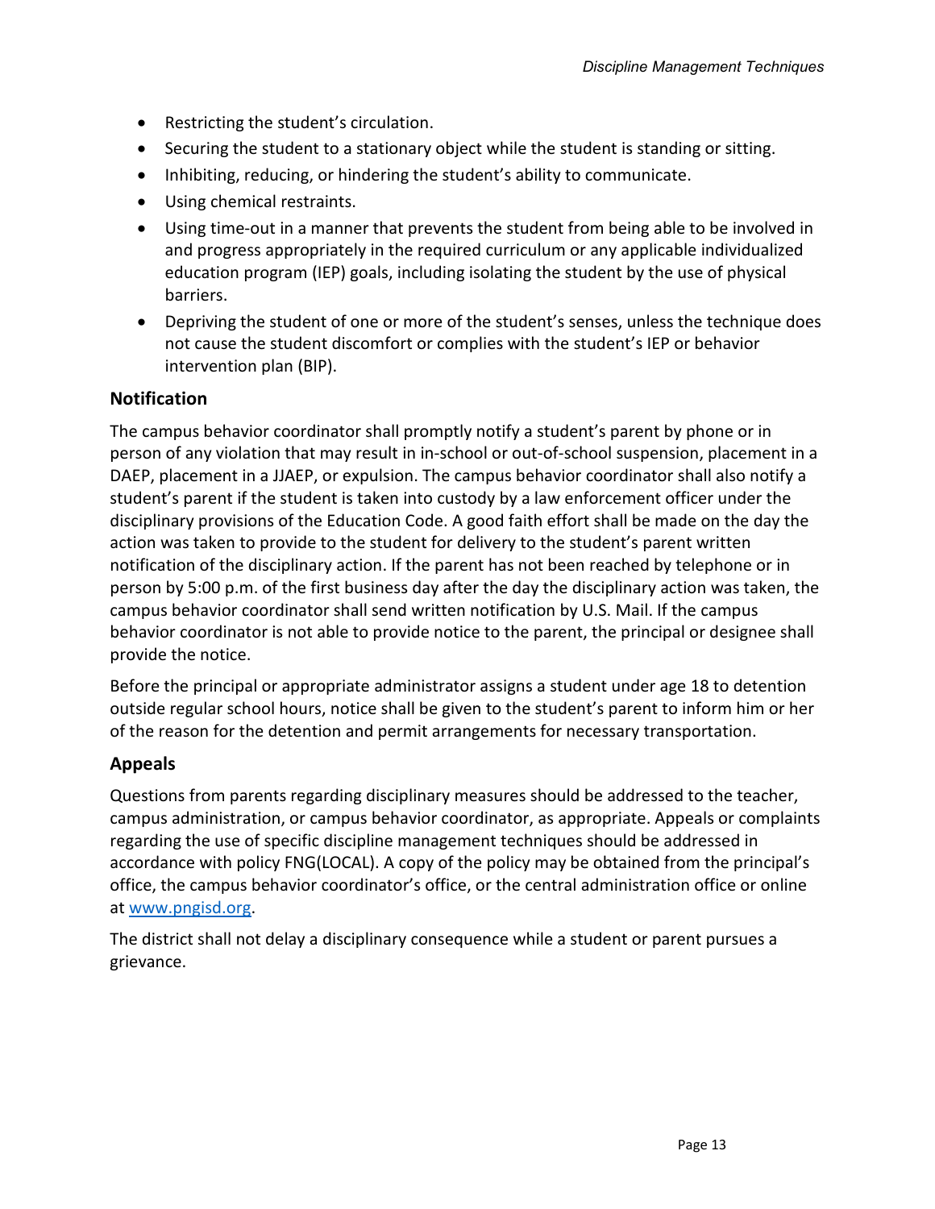- Restricting the student's circulation.
- Securing the student to a stationary object while the student is standing or sitting.
- Inhibiting, reducing, or hindering the student's ability to communicate.
- Using chemical restraints.
- Using time-out in a manner that prevents the student from being able to be involved in and progress appropriately in the required curriculum or any applicable individualized education program (IEP) goals, including isolating the student by the use of physical barriers.
- Depriving the student of one or more of the student's senses, unless the technique does not cause the student discomfort or complies with the student's IEP or behavior intervention plan (BIP).

## Notification

The campus behavior coordinator shall promptly notify a student's parent by phone or in person of any violation that may result in in-school or out-of-school suspension, placement in a DAEP, placement in a JJAEP, or expulsion. The campus behavior coordinator shall also notify a student's parent if the student is taken into custody by a law enforcement officer under the disciplinary provisions of the Education Code. A good faith effort shall be made on the day the action was taken to provide to the student for delivery to the student's parent written notification of the disciplinary action. If the parent has not been reached by telephone or in person by 5:00 p.m. of the first business day after the day the disciplinary action was taken, the campus behavior coordinator shall send written notification by U.S. Mail. If the campus behavior coordinator is not able to provide notice to the parent, the principal or designee shall provide the notice.

Before the principal or appropriate administrator assigns a student under age 18 to detention outside regular school hours, notice shall be given to the student's parent to inform him or her of the reason for the detention and permit arrangements for necessary transportation.

## Appeals

Questions from parents regarding disciplinary measures should be addressed to the teacher, campus administration, or campus behavior coordinator, as appropriate. Appeals or complaints regarding the use of specific discipline management techniques should be addressed in accordance with policy FNG(LOCAL). A copy of the policy may be obtained from the principal's office, the campus behavior coordinator's office, or the central administration office or online at [www.pngisd.org](http://www.pngisd.org).

The district shall not delay a disciplinary consequence while a student or parent pursues a grievance.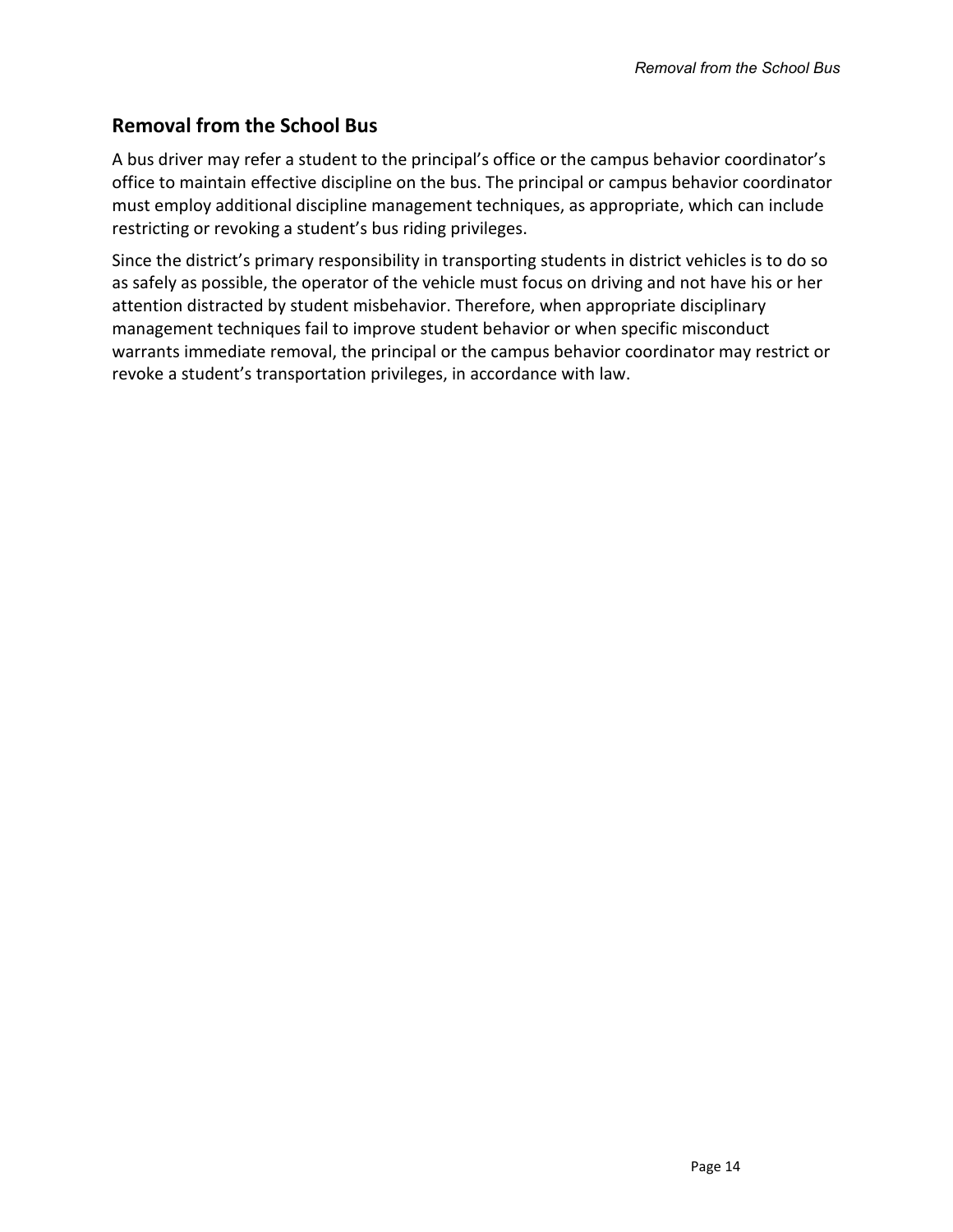## Removal from the School Bus

A bus driver may refer a student to the principal's office or the campus behavior coordinator's office to maintain effective discipline on the bus. The principal or campus behavior coordinator must employ additional discipline management techniques, as appropriate, which can include restricting or revoking a student's bus riding privileges.

Since the district's primary responsibility in transporting students in district vehicles is to do so as safely as possible, the operator of the vehicle must focus on driving and not have his or her attention distracted by student misbehavior. Therefore, when appropriate disciplinary management techniques fail to improve student behavior or when specific misconduct warrants immediate removal, the principal or the campus behavior coordinator may restrict or revoke a student's transportation privileges, in accordance with law.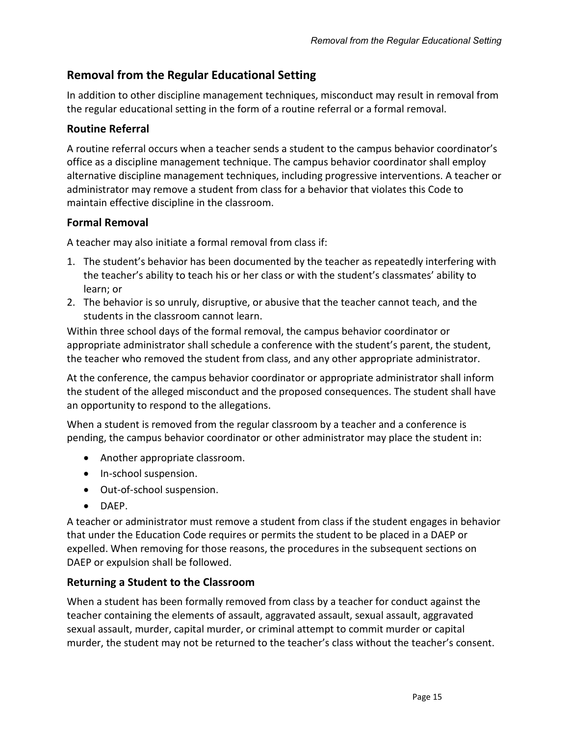## Removal from the Regular Educational Setting

In addition to other discipline management techniques, misconduct may result in removal from the regular educational setting in the form of a routine referral or a formal removal.

### Routine Referral

A routine referral occurs when a teacher sends a student to the campus behavior coordinator's office as a discipline management technique. The campus behavior coordinator shall employ alternative discipline management techniques, including progressive interventions. A teacher or administrator may remove a student from class for a behavior that violates this Code to maintain effective discipline in the classroom.

### Formal Removal

A teacher may also initiate a formal removal from class if:

1. The student's behavior has been documented by the teacher as repeatedly interfering with the teacher's ability to teach his or her class or with the student's classmates' ability to learn; or
2. The behavior is so unruly, disruptive, or abusive that the teacher cannot teach, and the students in the classroom cannot learn.

Within three school days of the formal removal, the campus behavior coordinator or appropriate administrator shall schedule a conference with the student's parent, the student, the teacher who removed the student from class, and any other appropriate administrator.

At the conference, the campus behavior coordinator or appropriate administrator shall inform the student of the alleged misconduct and the proposed consequences. The student shall have an opportunity to respond to the allegations.

When a student is removed from the regular classroom by a teacher and a conference is pending, the campus behavior coordinator or other administrator may place the student in:

- Another appropriate classroom.
- In-school suspension.
- Out-of-school suspension.
- DAEP.

A teacher or administrator must remove a student from class if the student engages in behavior that under the Education Code requires or permits the student to be placed in a DAEP or expelled. When removing for those reasons, the procedures in the subsequent sections on DAEP or expulsion shall be followed.

### Returning a Student to the Classroom

When a student has been formally removed from class by a teacher for conduct against the teacher containing the elements of assault, aggravated assault, sexual assault, aggravated sexual assault, murder, capital murder, or criminal attempt to commit murder or capital murder, the student may not be returned to the teacher's class without the teacher's consent.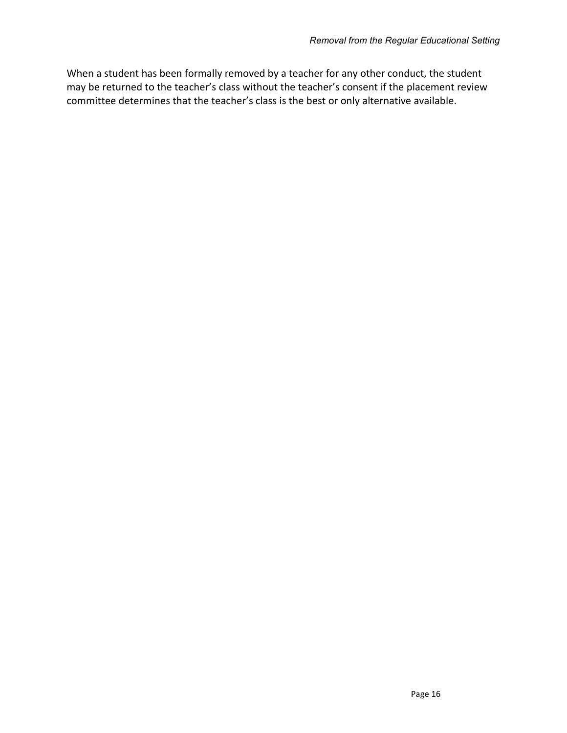When a student has been formally removed by a teacher for any other conduct, the student may be returned to the teacher's class without the teacher's consent if the placement review committee determines that the teacher's class is the best or only alternative available.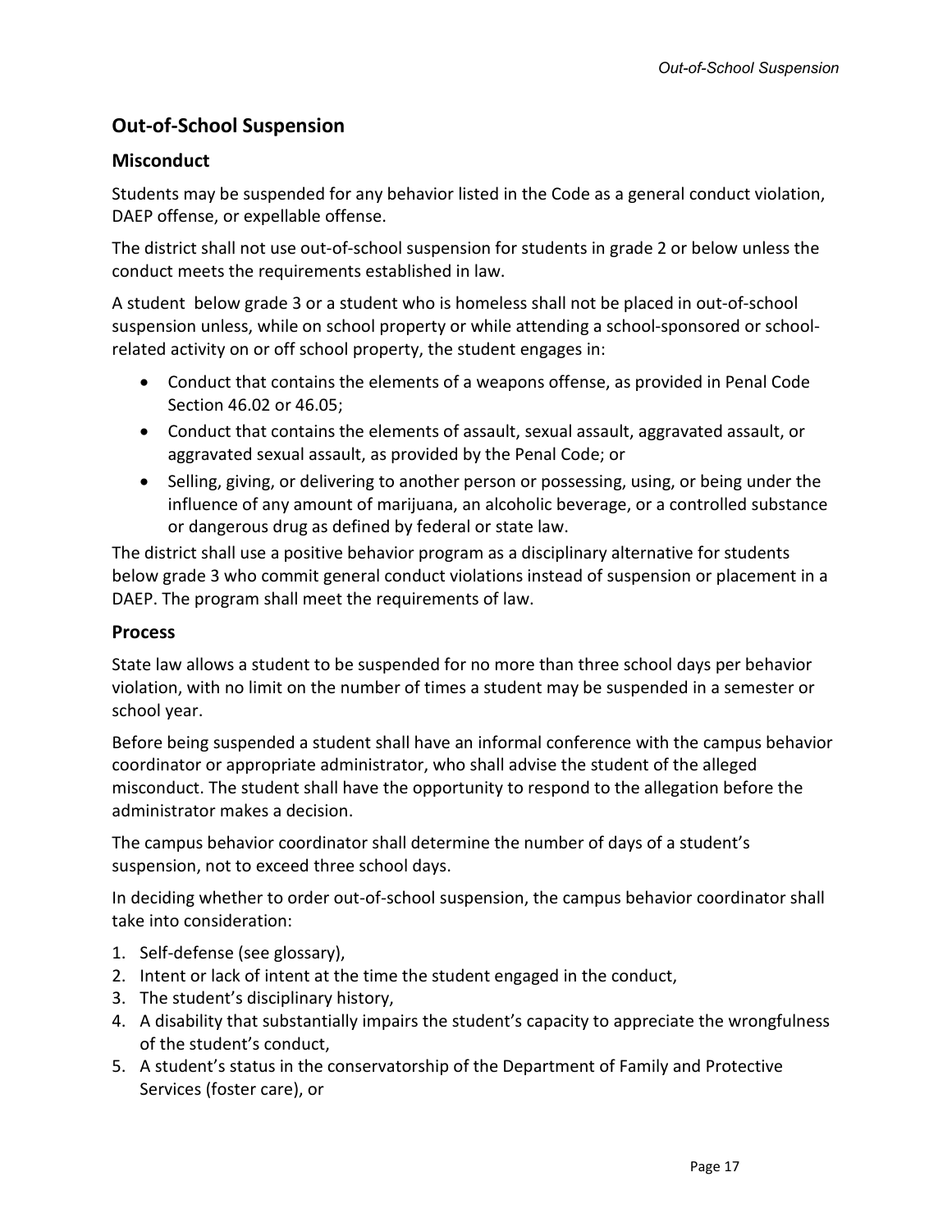## Out-of-School Suspension

### Misconduct

Students may be suspended for any behavior listed in the Code as a general conduct violation, DAEP offense, or expellable offense.

The district shall not use out-of-school suspension for students in grade 2 or below unless the conduct meets the requirements established in law.

A student below grade 3 or a student who is homeless shall not be placed in out-of-school suspension unless, while on school property or while attending a school-sponsored or school-related activity on or off school property, the student engages in:

- Conduct that contains the elements of a weapons offense, as provided in Penal Code Section 46.02 or 46.05;
- Conduct that contains the elements of assault, sexual assault, aggravated assault, or aggravated sexual assault, as provided by the Penal Code; or
- Selling, giving, or delivering to another person or possessing, using, or being under the influence of any amount of marijuana, an alcoholic beverage, or a controlled substance or dangerous drug as defined by federal or state law.

The district shall use a positive behavior program as a disciplinary alternative for students below grade 3 who commit general conduct violations instead of suspension or placement in a DAEP. The program shall meet the requirements of law.

### Process

State law allows a student to be suspended for no more than three school days per behavior violation, with no limit on the number of times a student may be suspended in a semester or school year.

Before being suspended a student shall have an informal conference with the campus behavior coordinator or appropriate administrator, who shall advise the student of the alleged misconduct. The student shall have the opportunity to respond to the allegation before the administrator makes a decision.

The campus behavior coordinator shall determine the number of days of a student's suspension, not to exceed three school days.

In deciding whether to order out-of-school suspension, the campus behavior coordinator shall take into consideration:

1. Self-defense (see glossary),
2. Intent or lack of intent at the time the student engaged in the conduct,
3. The student's disciplinary history,
4. A disability that substantially impairs the student's capacity to appreciate the wrongfulness of the student's conduct,
5. A student's status in the conservatorship of the Department of Family and Protective Services (foster care), or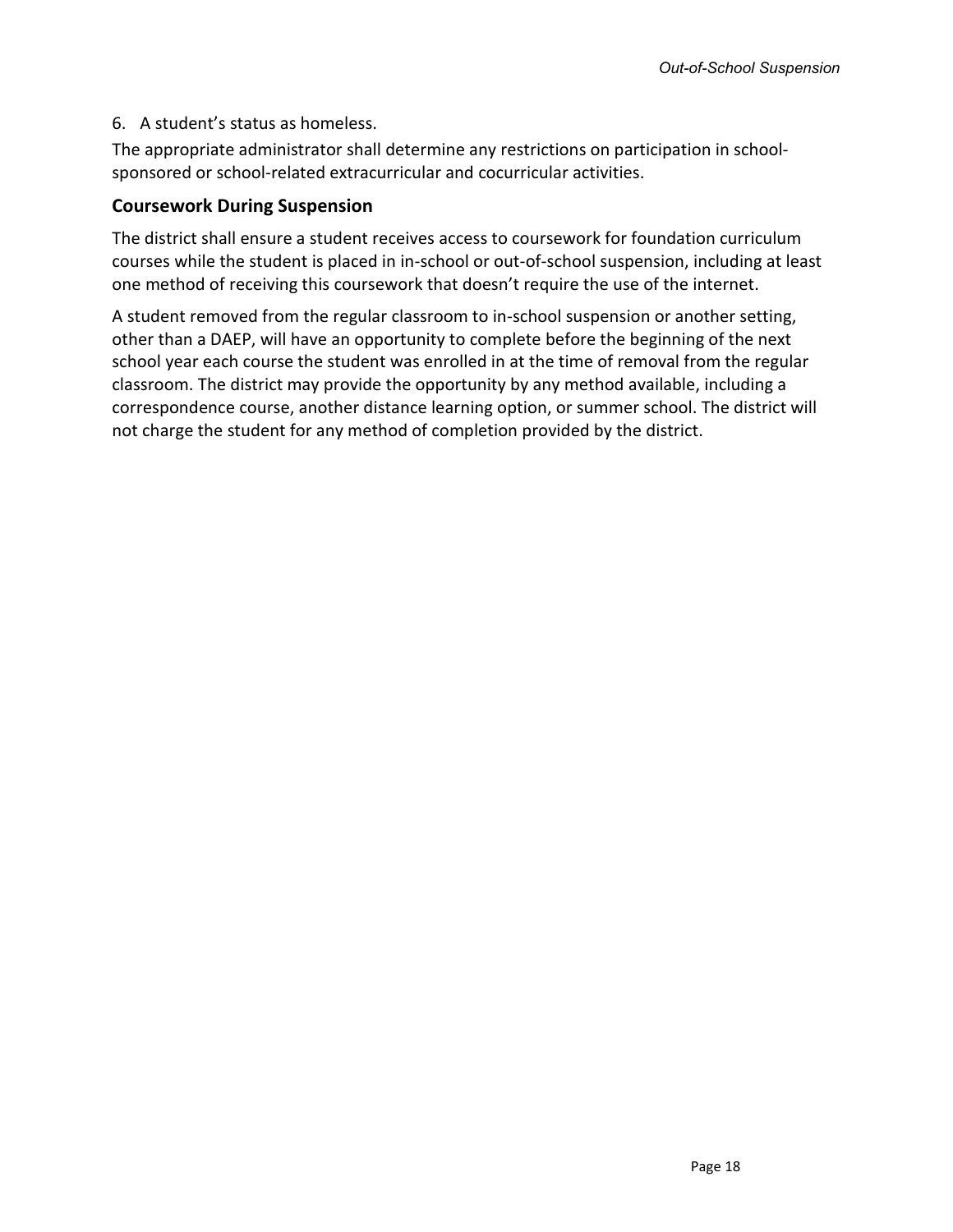6. A student's status as homeless.

The appropriate administrator shall determine any restrictions on participation in school-sponsored or school-related extracurricular and cocurricular activities.

## Coursework During Suspension

The district shall ensure a student receives access to coursework for foundation curriculum courses while the student is placed in in-school or out-of-school suspension, including at least one method of receiving this coursework that doesn't require the use of the internet.

A student removed from the regular classroom to in-school suspension or another setting, other than a DAEP, will have an opportunity to complete before the beginning of the next school year each course the student was enrolled in at the time of removal from the regular classroom. The district may provide the opportunity by any method available, including a correspondence course, another distance learning option, or summer school. The district will not charge the student for any method of completion provided by the district.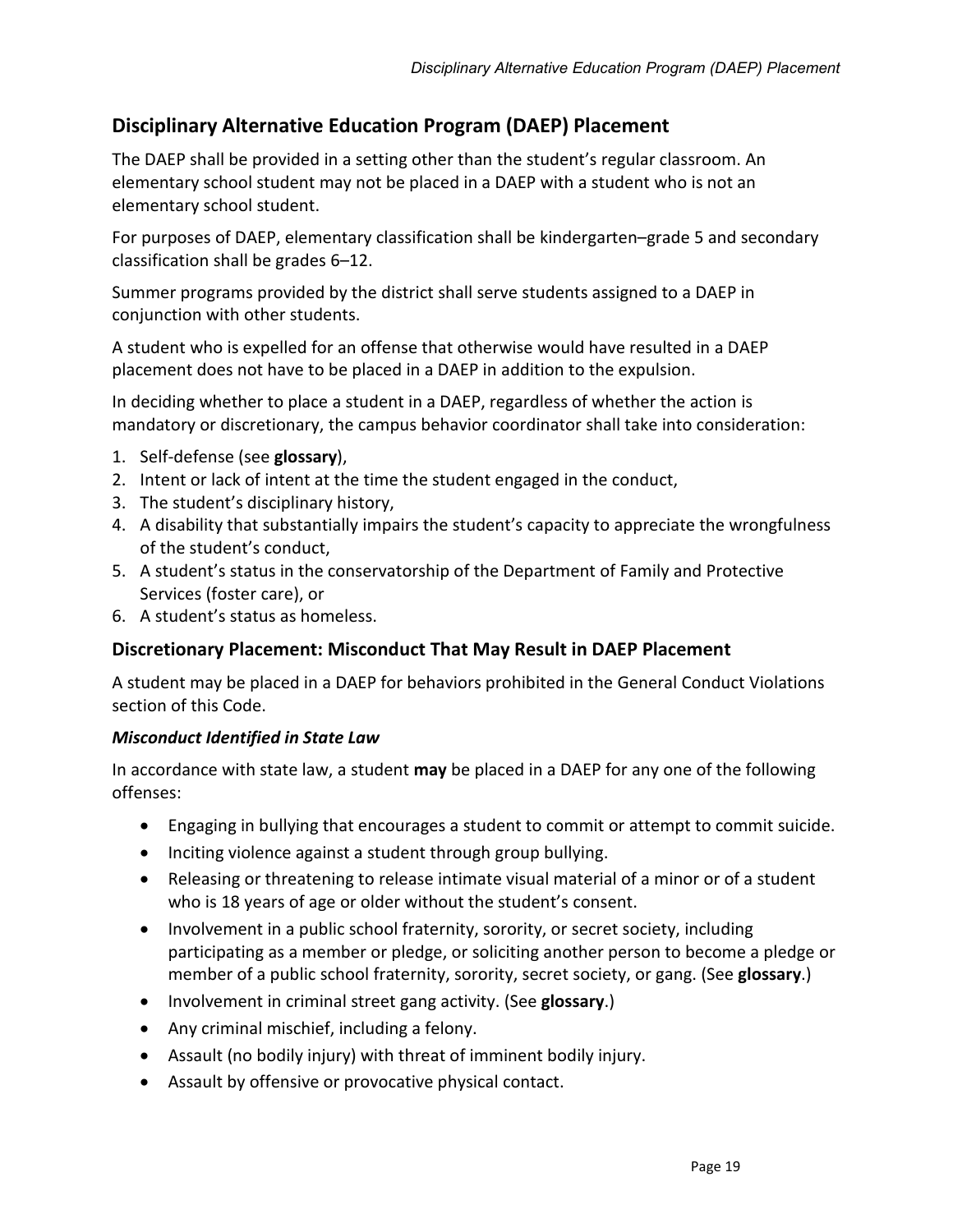## Disciplinary Alternative Education Program (DAEP) Placement

The DAEP shall be provided in a setting other than the student's regular classroom. An elementary school student may not be placed in a DAEP with a student who is not an elementary school student.

For purposes of DAEP, elementary classification shall be kindergarten–grade 5 and secondary classification shall be grades 6–12.

Summer programs provided by the district shall serve students assigned to a DAEP in conjunction with other students.

A student who is expelled for an offense that otherwise would have resulted in a DAEP placement does not have to be placed in a DAEP in addition to the expulsion.

In deciding whether to place a student in a DAEP, regardless of whether the action is mandatory or discretionary, the campus behavior coordinator shall take into consideration:

1. Self-defense (see **glossary**),
2. Intent or lack of intent at the time the student engaged in the conduct,
3. The student's disciplinary history,
4. A disability that substantially impairs the student's capacity to appreciate the wrongfulness of the student's conduct,
5. A student's status in the conservatorship of the Department of Family and Protective Services (foster care), or
6. A student's status as homeless.

### Discretionary Placement: Misconduct That May Result in DAEP Placement

A student may be placed in a DAEP for behaviors prohibited in the General Conduct Violations section of this Code.

#### *Misconduct Identified in State Law*

In accordance with state law, a student **may** be placed in a DAEP for any one of the following offenses:

- Engaging in bullying that encourages a student to commit or attempt to commit suicide.
- Inciting violence against a student through group bullying.
- Releasing or threatening to release intimate visual material of a minor or of a student who is 18 years of age or older without the student's consent.
- Involvement in a public school fraternity, sorority, or secret society, including participating as a member or pledge, or soliciting another person to become a pledge or member of a public school fraternity, sorority, secret society, or gang. (See **glossary**.)
- Involvement in criminal street gang activity. (See **glossary**.)
- Any criminal mischief, including a felony.
- Assault (no bodily injury) with threat of imminent bodily injury.
- Assault by offensive or provocative physical contact.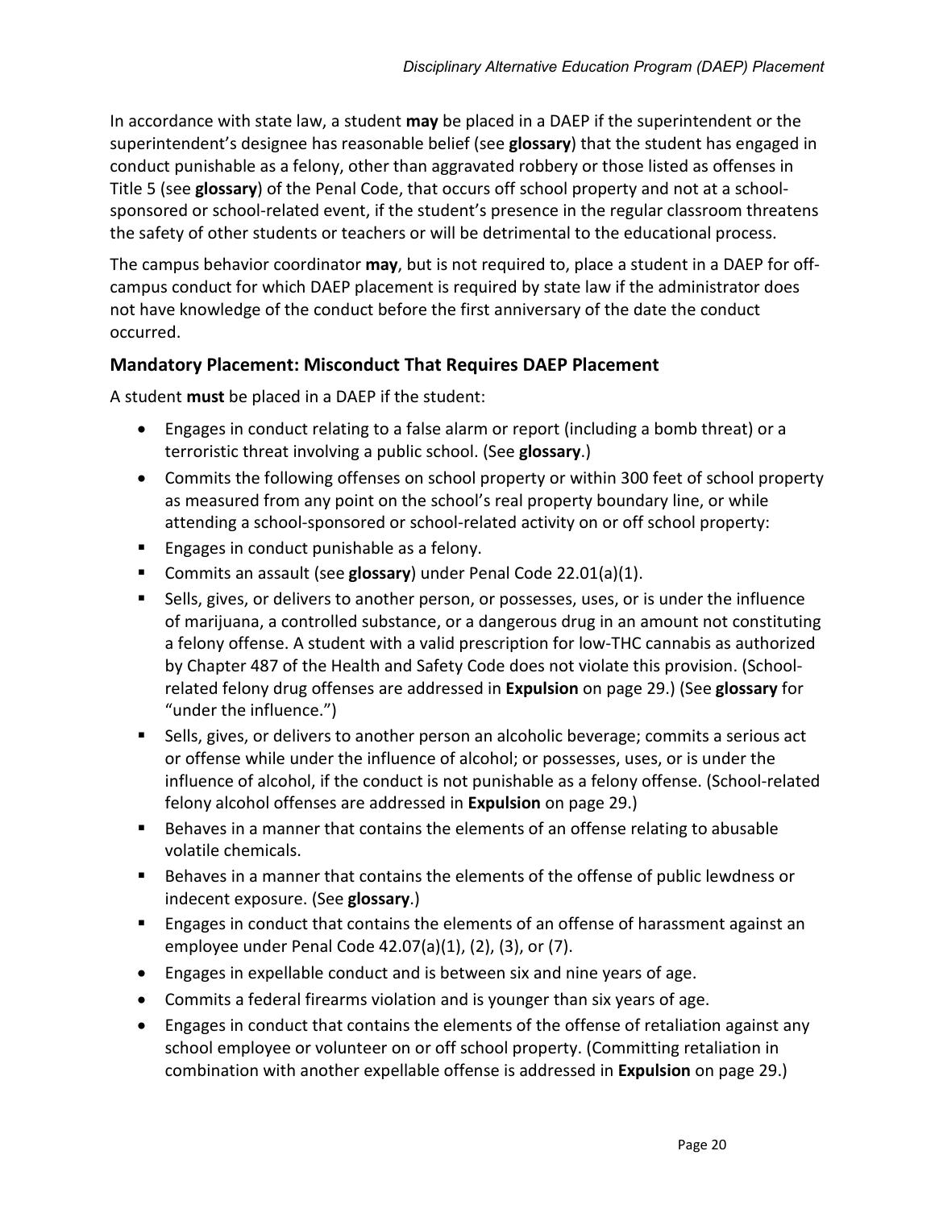In accordance with state law, a student **may** be placed in a DAEP if the superintendent or the superintendent's designee has reasonable belief (see **glossary**) that the student has engaged in conduct punishable as a felony, other than aggravated robbery or those listed as offenses in Title 5 (see **glossary**) of the Penal Code, that occurs off school property and not at a school-sponsored or school-related event, if the student's presence in the regular classroom threatens the safety of other students or teachers or will be detrimental to the educational process.

The campus behavior coordinator **may**, but is not required to, place a student in a DAEP for off-campus conduct for which DAEP placement is required by state law if the administrator does not have knowledge of the conduct before the first anniversary of the date the conduct occurred.

### Mandatory Placement: Misconduct That Requires DAEP Placement

A student **must** be placed in a DAEP if the student:

- Engages in conduct relating to a false alarm or report (including a bomb threat) or a terroristic threat involving a public school. (See **glossary**.)
- Commits the following offenses on school property or within 300 feet of school property as measured from any point on the school's real property boundary line, or while attending a school-sponsored or school-related activity on or off school property:
  - Engages in conduct punishable as a felony.
  - Commits an assault (see **glossary**) under Penal Code 22.01(a)(1).
  - Sells, gives, or delivers to another person, or possesses, uses, or is under the influence of marijuana, a controlled substance, or a dangerous drug in an amount not constituting a felony offense. A student with a valid prescription for low-THC cannabis as authorized by Chapter 487 of the Health and Safety Code does not violate this provision. (School-related felony drug offenses are addressed in **Expulsion** on page 29.) (See **glossary** for "under the influence.")
  - Sells, gives, or delivers to another person an alcoholic beverage; commits a serious act or offense while under the influence of alcohol; or possesses, uses, or is under the influence of alcohol, if the conduct is not punishable as a felony offense. (School-related felony alcohol offenses are addressed in **Expulsion** on page 29.)
  - Behaves in a manner that contains the elements of an offense relating to abusable volatile chemicals.
  - Behaves in a manner that contains the elements of the offense of public lewdness or indecent exposure. (See **glossary**.)
  - Engages in conduct that contains the elements of an offense of harassment against an employee under Penal Code 42.07(a)(1), (2), (3), or (7).
- Engages in expellable conduct and is between six and nine years of age.
- Commits a federal firearms violation and is younger than six years of age.
- Engages in conduct that contains the elements of the offense of retaliation against any school employee or volunteer on or off school property. (Committing retaliation in combination with another expellable offense is addressed in **Expulsion** on page 29.)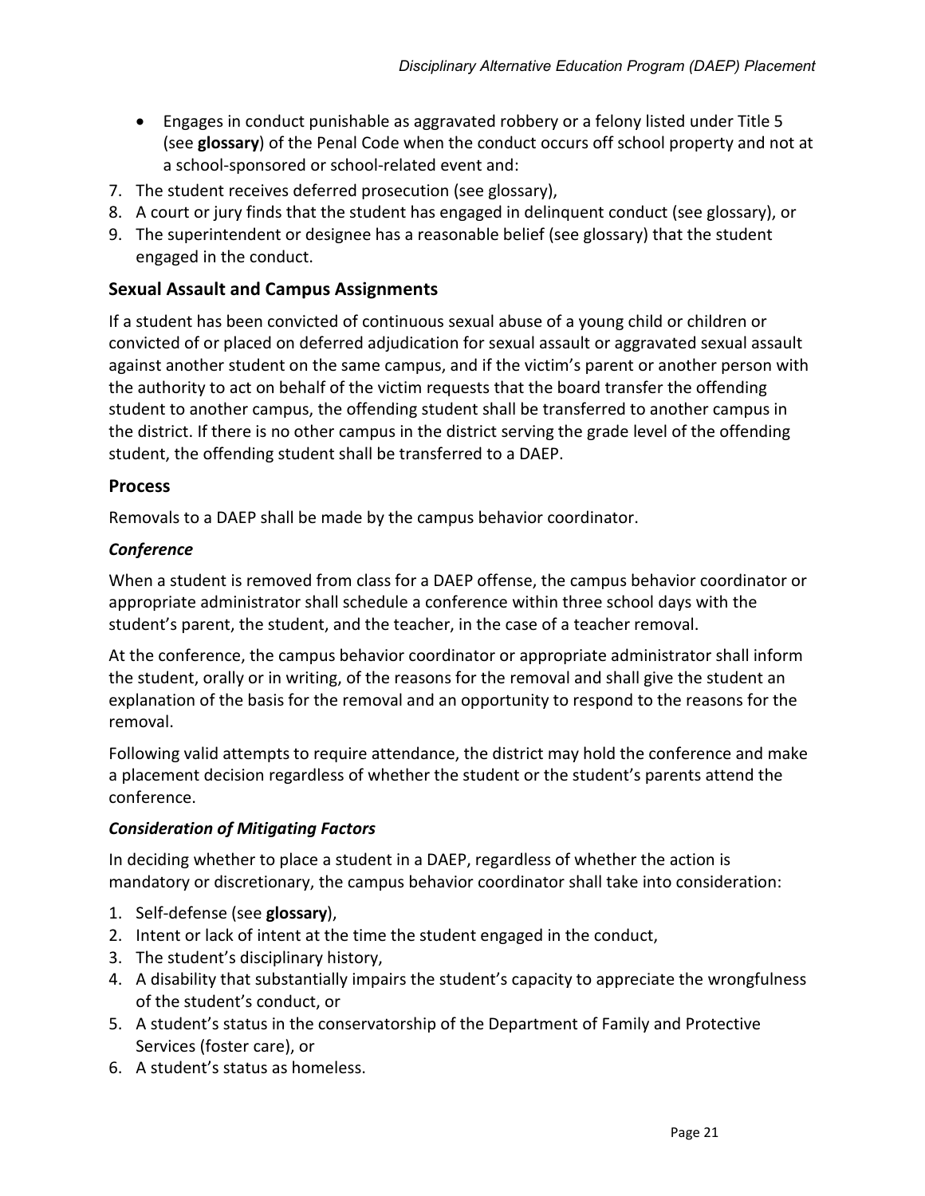- Engages in conduct punishable as aggravated robbery or a felony listed under Title 5 (see **glossary**) of the Penal Code when the conduct occurs off school property and not at a school-sponsored or school-related event and:

7. The student receives deferred prosecution (see glossary),
8. A court or jury finds that the student has engaged in delinquent conduct (see glossary), or
9. The superintendent or designee has a reasonable belief (see glossary) that the student engaged in the conduct.

## Sexual Assault and Campus Assignments

If a student has been convicted of continuous sexual abuse of a young child or children or convicted of or placed on deferred adjudication for sexual assault or aggravated sexual assault against another student on the same campus, and if the victim's parent or another person with the authority to act on behalf of the victim requests that the board transfer the offending student to another campus, the offending student shall be transferred to another campus in the district. If there is no other campus in the district serving the grade level of the offending student, the offending student shall be transferred to a DAEP.

## Process

Removals to a DAEP shall be made by the campus behavior coordinator.

### *Conference*

When a student is removed from class for a DAEP offense, the campus behavior coordinator or appropriate administrator shall schedule a conference within three school days with the student's parent, the student, and the teacher, in the case of a teacher removal.

At the conference, the campus behavior coordinator or appropriate administrator shall inform the student, orally or in writing, of the reasons for the removal and shall give the student an explanation of the basis for the removal and an opportunity to respond to the reasons for the removal.

Following valid attempts to require attendance, the district may hold the conference and make a placement decision regardless of whether the student or the student's parents attend the conference.

### *Consideration of Mitigating Factors*

In deciding whether to place a student in a DAEP, regardless of whether the action is mandatory or discretionary, the campus behavior coordinator shall take into consideration:

1. Self-defense (see **glossary**),
2. Intent or lack of intent at the time the student engaged in the conduct,
3. The student's disciplinary history,
4. A disability that substantially impairs the student's capacity to appreciate the wrongfulness of the student's conduct, or
5. A student's status in the conservatorship of the Department of Family and Protective Services (foster care), or
6. A student's status as homeless.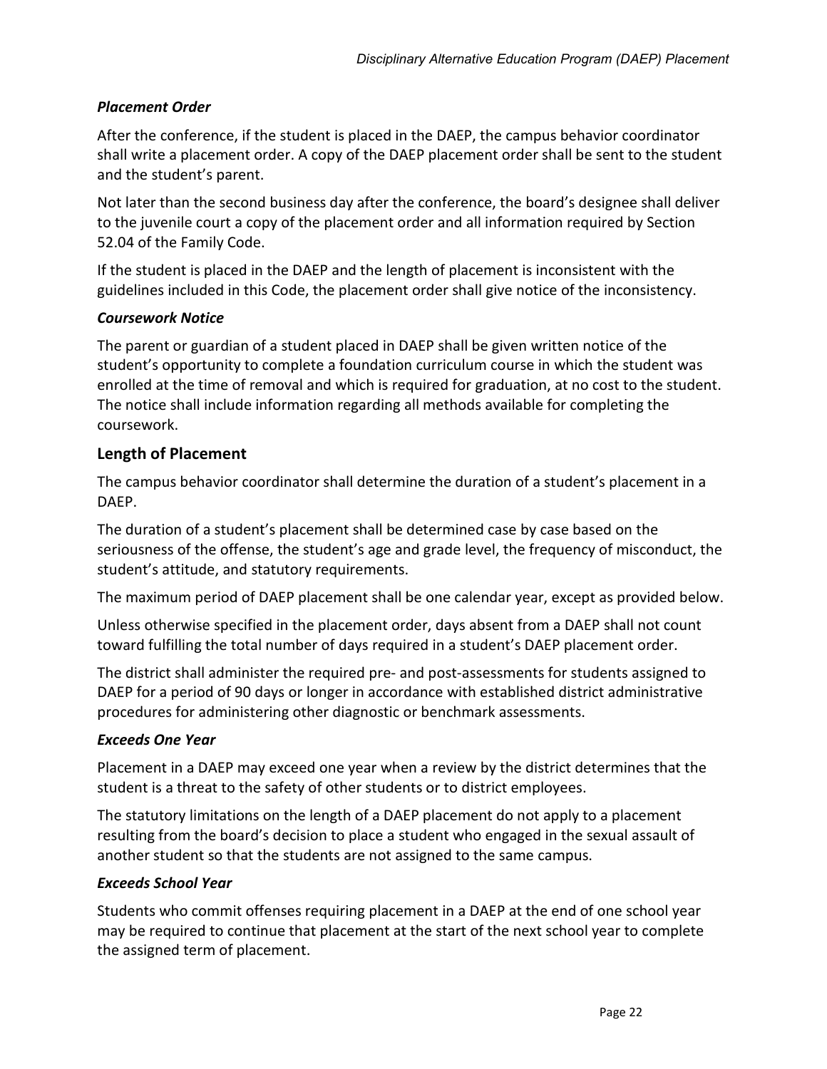### *Placement Order*

After the conference, if the student is placed in the DAEP, the campus behavior coordinator shall write a placement order. A copy of the DAEP placement order shall be sent to the student and the student's parent.

Not later than the second business day after the conference, the board's designee shall deliver to the juvenile court a copy of the placement order and all information required by Section 52.04 of the Family Code.

If the student is placed in the DAEP and the length of placement is inconsistent with the guidelines included in this Code, the placement order shall give notice of the inconsistency.

### *Coursework Notice*

The parent or guardian of a student placed in DAEP shall be given written notice of the student's opportunity to complete a foundation curriculum course in which the student was enrolled at the time of removal and which is required for graduation, at no cost to the student. The notice shall include information regarding all methods available for completing the coursework.

## Length of Placement

The campus behavior coordinator shall determine the duration of a student's placement in a DAEP.

The duration of a student's placement shall be determined case by case based on the seriousness of the offense, the student's age and grade level, the frequency of misconduct, the student's attitude, and statutory requirements.

The maximum period of DAEP placement shall be one calendar year, except as provided below.

Unless otherwise specified in the placement order, days absent from a DAEP shall not count toward fulfilling the total number of days required in a student's DAEP placement order.

The district shall administer the required pre- and post-assessments for students assigned to DAEP for a period of 90 days or longer in accordance with established district administrative procedures for administering other diagnostic or benchmark assessments.

### *Exceeds One Year*

Placement in a DAEP may exceed one year when a review by the district determines that the student is a threat to the safety of other students or to district employees.

The statutory limitations on the length of a DAEP placement do not apply to a placement resulting from the board's decision to place a student who engaged in the sexual assault of another student so that the students are not assigned to the same campus.

### *Exceeds School Year*

Students who commit offenses requiring placement in a DAEP at the end of one school year may be required to continue that placement at the start of the next school year to complete the assigned term of placement.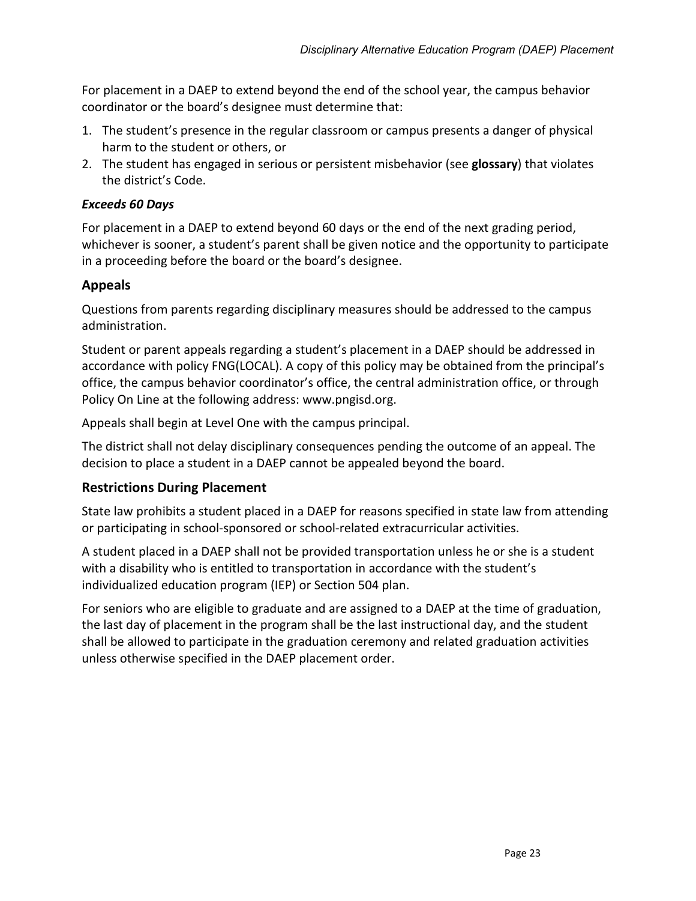For placement in a DAEP to extend beyond the end of the school year, the campus behavior coordinator or the board's designee must determine that:

1. The student's presence in the regular classroom or campus presents a danger of physical harm to the student or others, or
2. The student has engaged in serious or persistent misbehavior (see **glossary**) that violates the district's Code.

### *Exceeds 60 Days*

For placement in a DAEP to extend beyond 60 days or the end of the next grading period, whichever is sooner, a student's parent shall be given notice and the opportunity to participate in a proceeding before the board or the board's designee.

## Appeals

Questions from parents regarding disciplinary measures should be addressed to the campus administration.

Student or parent appeals regarding a student's placement in a DAEP should be addressed in accordance with policy FNG(LOCAL). A copy of this policy may be obtained from the principal's office, the campus behavior coordinator's office, the central administration office, or through Policy On Line at the following address: www.pngisd.org.

Appeals shall begin at Level One with the campus principal.

The district shall not delay disciplinary consequences pending the outcome of an appeal. The decision to place a student in a DAEP cannot be appealed beyond the board.

## Restrictions During Placement

State law prohibits a student placed in a DAEP for reasons specified in state law from attending or participating in school-sponsored or school-related extracurricular activities.

A student placed in a DAEP shall not be provided transportation unless he or she is a student with a disability who is entitled to transportation in accordance with the student's individualized education program (IEP) or Section 504 plan.

For seniors who are eligible to graduate and are assigned to a DAEP at the time of graduation, the last day of placement in the program shall be the last instructional day, and the student shall be allowed to participate in the graduation ceremony and related graduation activities unless otherwise specified in the DAEP placement order.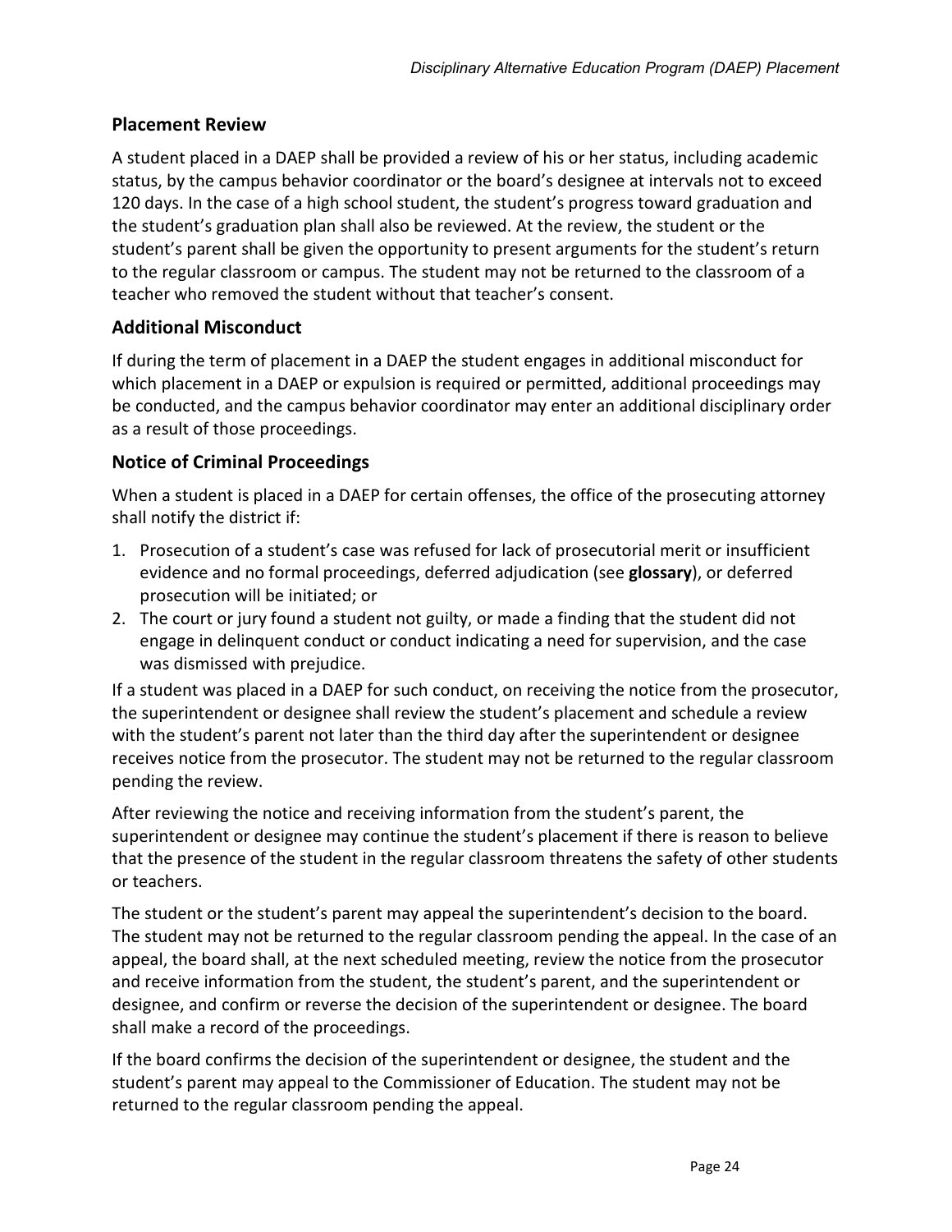## Placement Review

A student placed in a DAEP shall be provided a review of his or her status, including academic status, by the campus behavior coordinator or the board's designee at intervals not to exceed 120 days. In the case of a high school student, the student's progress toward graduation and the student's graduation plan shall also be reviewed. At the review, the student or the student's parent shall be given the opportunity to present arguments for the student's return to the regular classroom or campus. The student may not be returned to the classroom of a teacher who removed the student without that teacher's consent.

## Additional Misconduct

If during the term of placement in a DAEP the student engages in additional misconduct for which placement in a DAEP or expulsion is required or permitted, additional proceedings may be conducted, and the campus behavior coordinator may enter an additional disciplinary order as a result of those proceedings.

## Notice of Criminal Proceedings

When a student is placed in a DAEP for certain offenses, the office of the prosecuting attorney shall notify the district if:

1. Prosecution of a student's case was refused for lack of prosecutorial merit or insufficient evidence and no formal proceedings, deferred adjudication (see **glossary**), or deferred prosecution will be initiated; or
2. The court or jury found a student not guilty, or made a finding that the student did not engage in delinquent conduct or conduct indicating a need for supervision, and the case was dismissed with prejudice.

If a student was placed in a DAEP for such conduct, on receiving the notice from the prosecutor, the superintendent or designee shall review the student's placement and schedule a review with the student's parent not later than the third day after the superintendent or designee receives notice from the prosecutor. The student may not be returned to the regular classroom pending the review.

After reviewing the notice and receiving information from the student's parent, the superintendent or designee may continue the student's placement if there is reason to believe that the presence of the student in the regular classroom threatens the safety of other students or teachers.

The student or the student's parent may appeal the superintendent's decision to the board. The student may not be returned to the regular classroom pending the appeal. In the case of an appeal, the board shall, at the next scheduled meeting, review the notice from the prosecutor and receive information from the student, the student's parent, and the superintendent or designee, and confirm or reverse the decision of the superintendent or designee. The board shall make a record of the proceedings.

If the board confirms the decision of the superintendent or designee, the student and the student's parent may appeal to the Commissioner of Education. The student may not be returned to the regular classroom pending the appeal.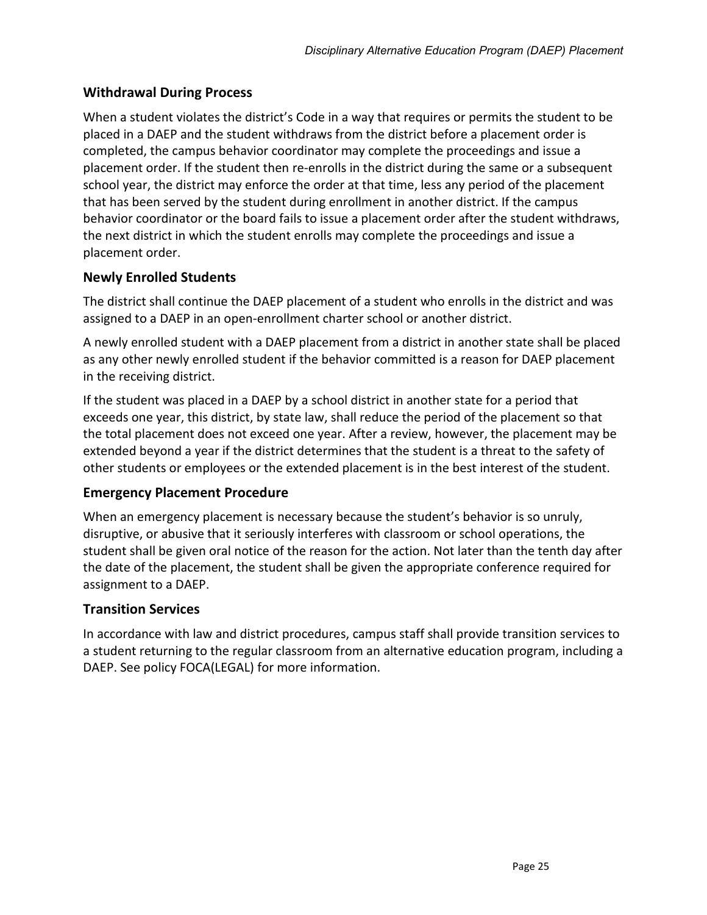## Withdrawal During Process

When a student violates the district's Code in a way that requires or permits the student to be placed in a DAEP and the student withdraws from the district before a placement order is completed, the campus behavior coordinator may complete the proceedings and issue a placement order. If the student then re-enrolls in the district during the same or a subsequent school year, the district may enforce the order at that time, less any period of the placement that has been served by the student during enrollment in another district. If the campus behavior coordinator or the board fails to issue a placement order after the student withdraws, the next district in which the student enrolls may complete the proceedings and issue a placement order.

## Newly Enrolled Students

The district shall continue the DAEP placement of a student who enrolls in the district and was assigned to a DAEP in an open-enrollment charter school or another district.

A newly enrolled student with a DAEP placement from a district in another state shall be placed as any other newly enrolled student if the behavior committed is a reason for DAEP placement in the receiving district.

If the student was placed in a DAEP by a school district in another state for a period that exceeds one year, this district, by state law, shall reduce the period of the placement so that the total placement does not exceed one year. After a review, however, the placement may be extended beyond a year if the district determines that the student is a threat to the safety of other students or employees or the extended placement is in the best interest of the student.

## Emergency Placement Procedure

When an emergency placement is necessary because the student's behavior is so unruly, disruptive, or abusive that it seriously interferes with classroom or school operations, the student shall be given oral notice of the reason for the action. Not later than the tenth day after the date of the placement, the student shall be given the appropriate conference required for assignment to a DAEP.

## Transition Services

In accordance with law and district procedures, campus staff shall provide transition services to a student returning to the regular classroom from an alternative education program, including a DAEP. See policy FOCA(LEGAL) for more information.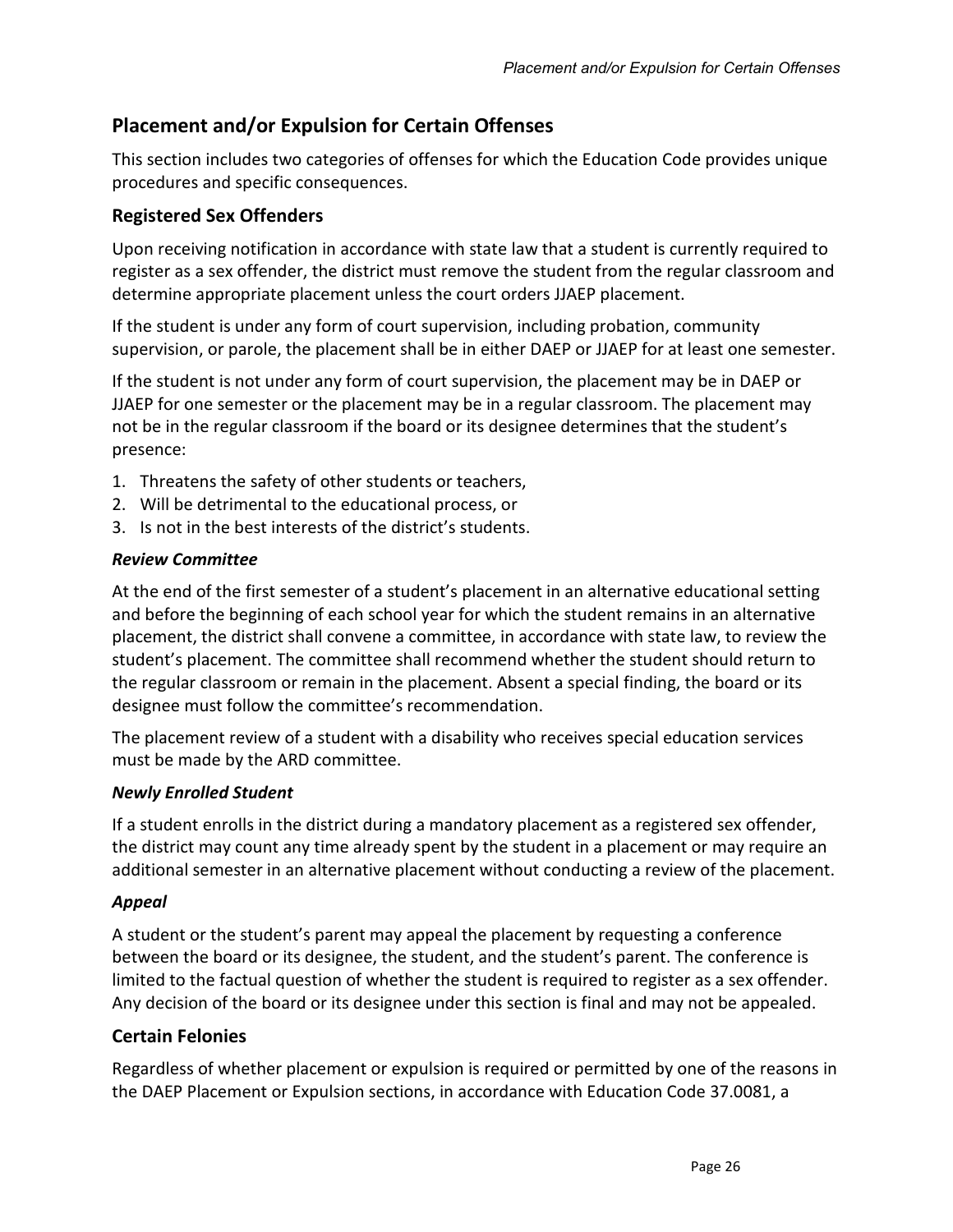## Placement and/or Expulsion for Certain Offenses

This section includes two categories of offenses for which the Education Code provides unique procedures and specific consequences.

### Registered Sex Offenders

Upon receiving notification in accordance with state law that a student is currently required to register as a sex offender, the district must remove the student from the regular classroom and determine appropriate placement unless the court orders JJAEP placement.

If the student is under any form of court supervision, including probation, community supervision, or parole, the placement shall be in either DAEP or JJAEP for at least one semester.

If the student is not under any form of court supervision, the placement may be in DAEP or JJAEP for one semester or the placement may be in a regular classroom. The placement may not be in the regular classroom if the board or its designee determines that the student's presence:

1. Threatens the safety of other students or teachers,
2. Will be detrimental to the educational process, or
3. Is not in the best interests of the district's students.

#### *Review Committee*

At the end of the first semester of a student's placement in an alternative educational setting and before the beginning of each school year for which the student remains in an alternative placement, the district shall convene a committee, in accordance with state law, to review the student's placement. The committee shall recommend whether the student should return to the regular classroom or remain in the placement. Absent a special finding, the board or its designee must follow the committee's recommendation.

The placement review of a student with a disability who receives special education services must be made by the ARD committee.

#### *Newly Enrolled Student*

If a student enrolls in the district during a mandatory placement as a registered sex offender, the district may count any time already spent by the student in a placement or may require an additional semester in an alternative placement without conducting a review of the placement.

#### *Appeal*

A student or the student's parent may appeal the placement by requesting a conference between the board or its designee, the student, and the student's parent. The conference is limited to the factual question of whether the student is required to register as a sex offender. Any decision of the board or its designee under this section is final and may not be appealed.

### Certain Felonies

Regardless of whether placement or expulsion is required or permitted by one of the reasons in the DAEP Placement or Expulsion sections, in accordance with Education Code 37.0081, a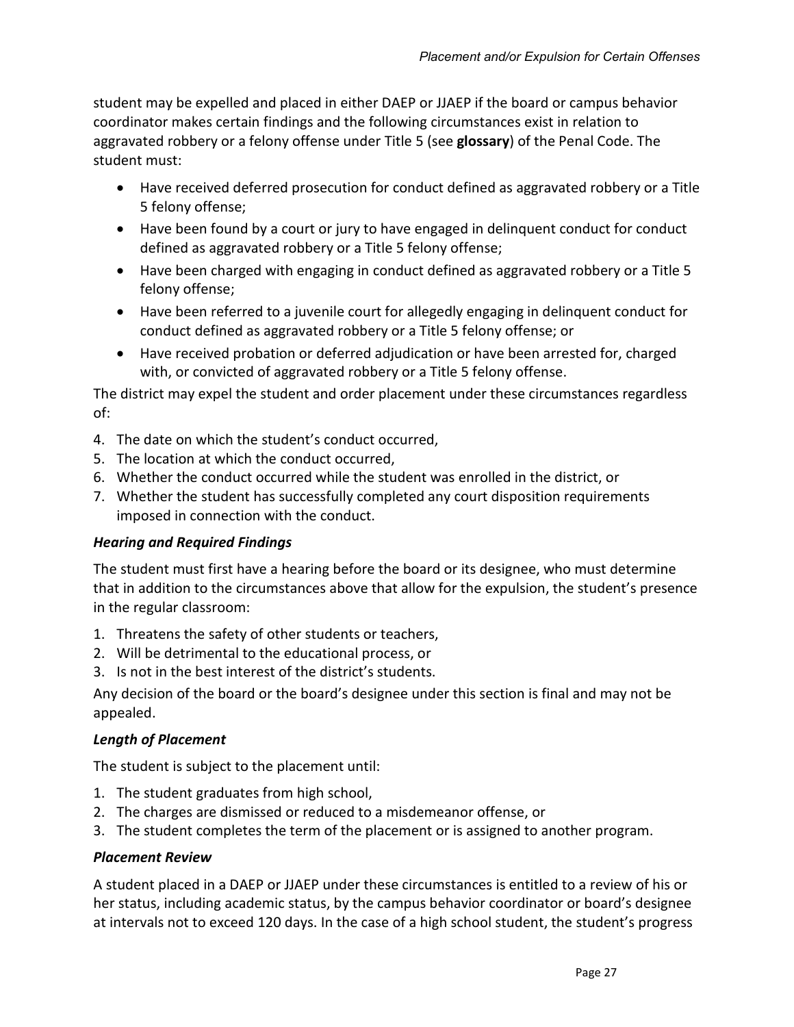student may be expelled and placed in either DAEP or JJAEP if the board or campus behavior coordinator makes certain findings and the following circumstances exist in relation to aggravated robbery or a felony offense under Title 5 (see **glossary**) of the Penal Code. The student must:

- Have received deferred prosecution for conduct defined as aggravated robbery or a Title 5 felony offense;
- Have been found by a court or jury to have engaged in delinquent conduct for conduct defined as aggravated robbery or a Title 5 felony offense;
- Have been charged with engaging in conduct defined as aggravated robbery or a Title 5 felony offense;
- Have been referred to a juvenile court for allegedly engaging in delinquent conduct for conduct defined as aggravated robbery or a Title 5 felony offense; or
- Have received probation or deferred adjudication or have been arrested for, charged with, or convicted of aggravated robbery or a Title 5 felony offense.

The district may expel the student and order placement under these circumstances regardless of:

4. The date on which the student's conduct occurred,
5. The location at which the conduct occurred,
6. Whether the conduct occurred while the student was enrolled in the district, or
7. Whether the student has successfully completed any court disposition requirements imposed in connection with the conduct.

### *Hearing and Required Findings*

The student must first have a hearing before the board or its designee, who must determine that in addition to the circumstances above that allow for the expulsion, the student's presence in the regular classroom:

1. Threatens the safety of other students or teachers,
2. Will be detrimental to the educational process, or
3. Is not in the best interest of the district's students.

Any decision of the board or the board's designee under this section is final and may not be appealed.

### *Length of Placement*

The student is subject to the placement until:

1. The student graduates from high school,
2. The charges are dismissed or reduced to a misdemeanor offense, or
3. The student completes the term of the placement or is assigned to another program.

### *Placement Review*

A student placed in a DAEP or JJAEP under these circumstances is entitled to a review of his or her status, including academic status, by the campus behavior coordinator or board's designee at intervals not to exceed 120 days. In the case of a high school student, the student's progress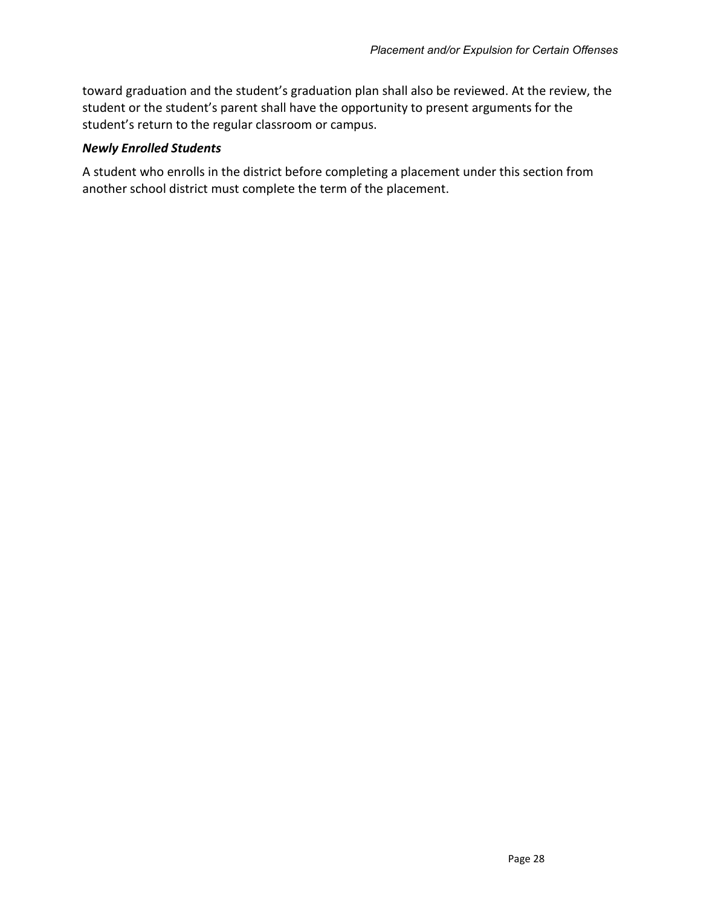toward graduation and the student's graduation plan shall also be reviewed. At the review, the student or the student's parent shall have the opportunity to present arguments for the student's return to the regular classroom or campus.

### *Newly Enrolled Students*

A student who enrolls in the district before completing a placement under this section from another school district must complete the term of the placement.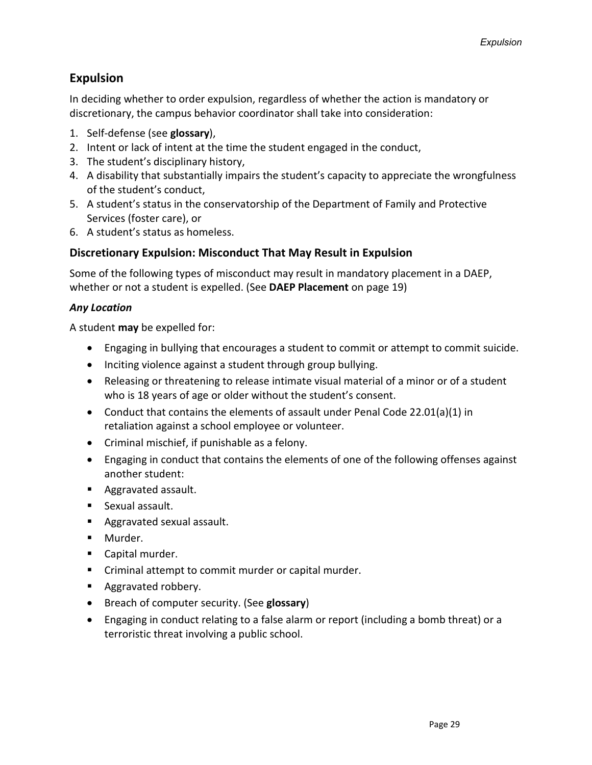## Expulsion

In deciding whether to order expulsion, regardless of whether the action is mandatory or discretionary, the campus behavior coordinator shall take into consideration:

1. Self-defense (see **glossary**),
2. Intent or lack of intent at the time the student engaged in the conduct,
3. The student's disciplinary history,
4. A disability that substantially impairs the student's capacity to appreciate the wrongfulness of the student's conduct,
5. A student's status in the conservatorship of the Department of Family and Protective Services (foster care), or
6. A student's status as homeless.

### Discretionary Expulsion: Misconduct That May Result in Expulsion

Some of the following types of misconduct may result in mandatory placement in a DAEP, whether or not a student is expelled. (See **DAEP Placement** on page 19)

***Any Location***

A student **may** be expelled for:

- Engaging in bullying that encourages a student to commit or attempt to commit suicide.
- Inciting violence against a student through group bullying.
- Releasing or threatening to release intimate visual material of a minor or of a student who is 18 years of age or older without the student's consent.
- Conduct that contains the elements of assault under Penal Code 22.01(a)(1) in retaliation against a school employee or volunteer.
- Criminal mischief, if punishable as a felony.
- Engaging in conduct that contains the elements of one of the following offenses against another student:
  - Aggravated assault.
  - Sexual assault.
  - Aggravated sexual assault.
  - Murder.
  - Capital murder.
  - Criminal attempt to commit murder or capital murder.
  - Aggravated robbery.
- Breach of computer security. (See **glossary**)
- Engaging in conduct relating to a false alarm or report (including a bomb threat) or a terroristic threat involving a public school.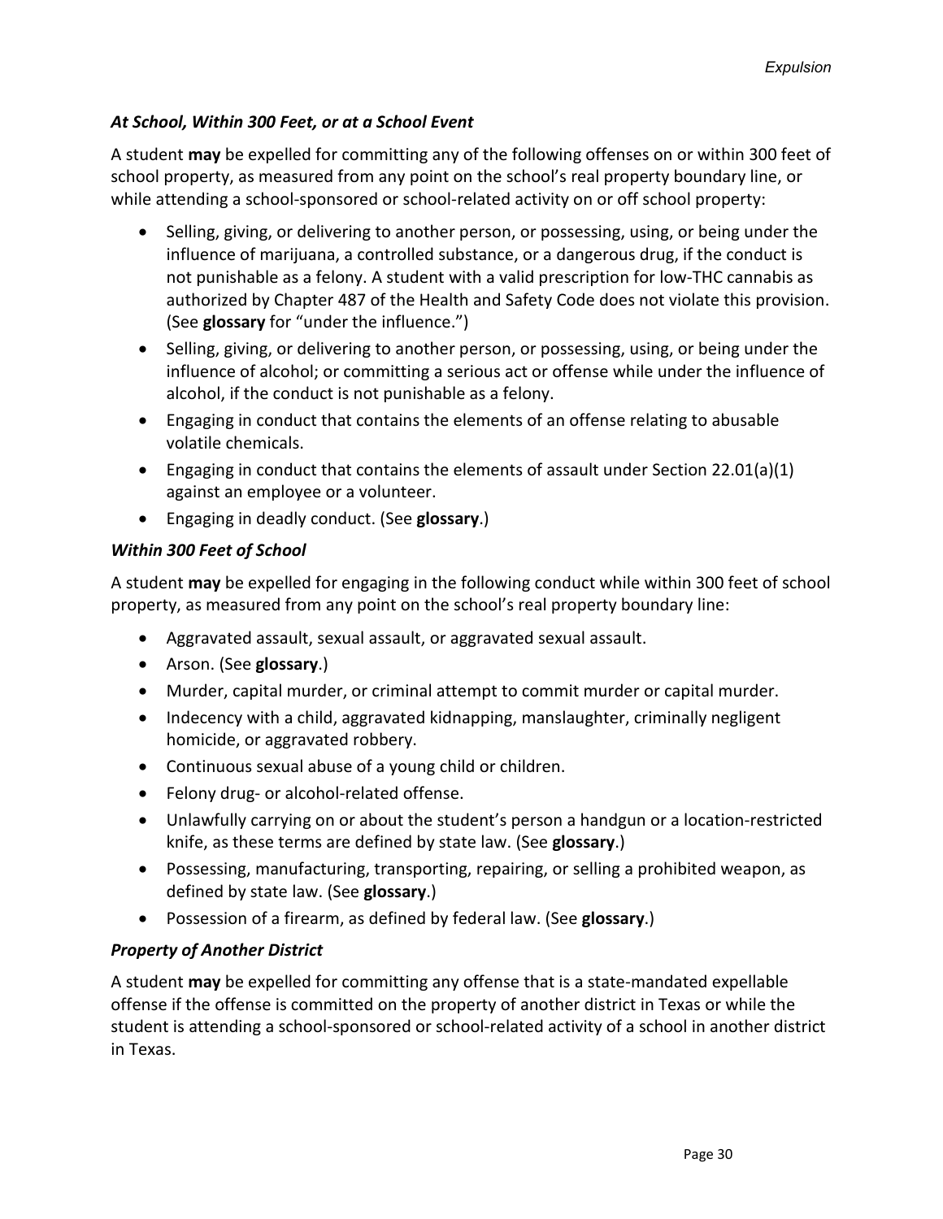### *At School, Within 300 Feet, or at a School Event*

A student **may** be expelled for committing any of the following offenses on or within 300 feet of school property, as measured from any point on the school's real property boundary line, or while attending a school-sponsored or school-related activity on or off school property:

- Selling, giving, or delivering to another person, or possessing, using, or being under the influence of marijuana, a controlled substance, or a dangerous drug, if the conduct is not punishable as a felony. A student with a valid prescription for low-THC cannabis as authorized by Chapter 487 of the Health and Safety Code does not violate this provision. (See **glossary** for "under the influence.")
- Selling, giving, or delivering to another person, or possessing, using, or being under the influence of alcohol; or committing a serious act or offense while under the influence of alcohol, if the conduct is not punishable as a felony.
- Engaging in conduct that contains the elements of an offense relating to abusable volatile chemicals.
- Engaging in conduct that contains the elements of assault under Section 22.01(a)(1) against an employee or a volunteer.
- Engaging in deadly conduct. (See **glossary**.)

### *Within 300 Feet of School*

A student **may** be expelled for engaging in the following conduct while within 300 feet of school property, as measured from any point on the school's real property boundary line:

- Aggravated assault, sexual assault, or aggravated sexual assault.
- Arson. (See **glossary**.)
- Murder, capital murder, or criminal attempt to commit murder or capital murder.
- Indecency with a child, aggravated kidnapping, manslaughter, criminally negligent homicide, or aggravated robbery.
- Continuous sexual abuse of a young child or children.
- Felony drug- or alcohol-related offense.
- Unlawfully carrying on or about the student's person a handgun or a location-restricted knife, as these terms are defined by state law. (See **glossary**.)
- Possessing, manufacturing, transporting, repairing, or selling a prohibited weapon, as defined by state law. (See **glossary**.)
- Possession of a firearm, as defined by federal law. (See **glossary**.)

### *Property of Another District*

A student **may** be expelled for committing any offense that is a state-mandated expellable offense if the offense is committed on the property of another district in Texas or while the student is attending a school-sponsored or school-related activity of a school in another district in Texas.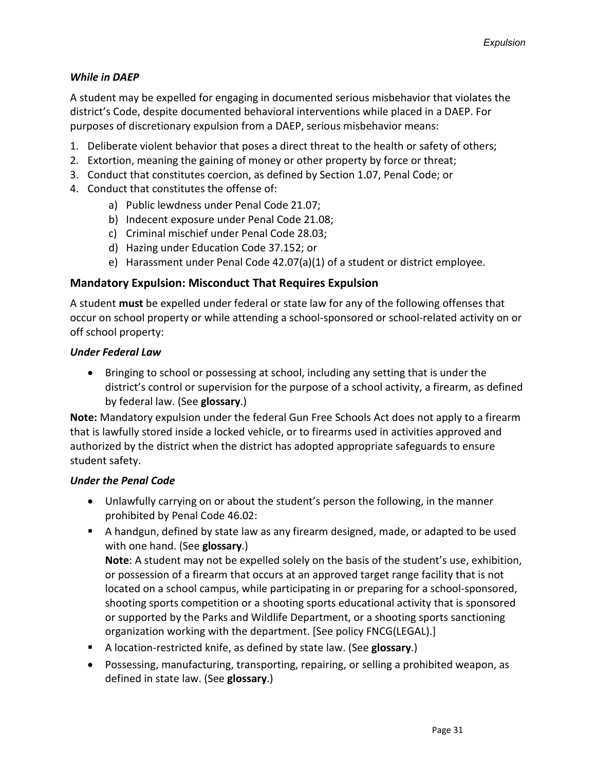### *While in DAEP*

A student may be expelled for engaging in documented serious misbehavior that violates the district's Code, despite documented behavioral interventions while placed in a DAEP. For purposes of discretionary expulsion from a DAEP, serious misbehavior means:

1. Deliberate violent behavior that poses a direct threat to the health or safety of others;
2. Extortion, meaning the gaining of money or other property by force or threat;
3. Conduct that constitutes coercion, as defined by Section 1.07, Penal Code; or
4. Conduct that constitutes the offense of:
    a) Public lewdness under Penal Code 21.07;
    b) Indecent exposure under Penal Code 21.08;
    c) Criminal mischief under Penal Code 28.03;
    d) Hazing under Education Code 37.152; or
    e) Harassment under Penal Code 42.07(a)(1) of a student or district employee.

## Mandatory Expulsion: Misconduct That Requires Expulsion

A student **must** be expelled under federal or state law for any of the following offenses that occur on school property or while attending a school-sponsored or school-related activity on or off school property:

### *Under Federal Law*

- Bringing to school or possessing at school, including any setting that is under the district's control or supervision for the purpose of a school activity, a firearm, as defined by federal law. (See **glossary**.)

**Note:** Mandatory expulsion under the federal Gun Free Schools Act does not apply to a firearm that is lawfully stored inside a locked vehicle, or to firearms used in activities approved and authorized by the district when the district has adopted appropriate safeguards to ensure student safety.

### *Under the Penal Code*

- Unlawfully carrying on or about the student's person the following, in the manner prohibited by Penal Code 46.02:
    - A handgun, defined by state law as any firearm designed, made, or adapted to be used with one hand. (See **glossary**.)
      **Note**: A student may not be expelled solely on the basis of the student's use, exhibition, or possession of a firearm that occurs at an approved target range facility that is not located on a school campus, while participating in or preparing for a school-sponsored, shooting sports competition or a shooting sports educational activity that is sponsored or supported by the Parks and Wildlife Department, or a shooting sports sanctioning organization working with the department. [See policy FNCG(LEGAL).]
    - A location-restricted knife, as defined by state law. (See **glossary**.)
- Possessing, manufacturing, transporting, repairing, or selling a prohibited weapon, as defined in state law. (See **glossary**.)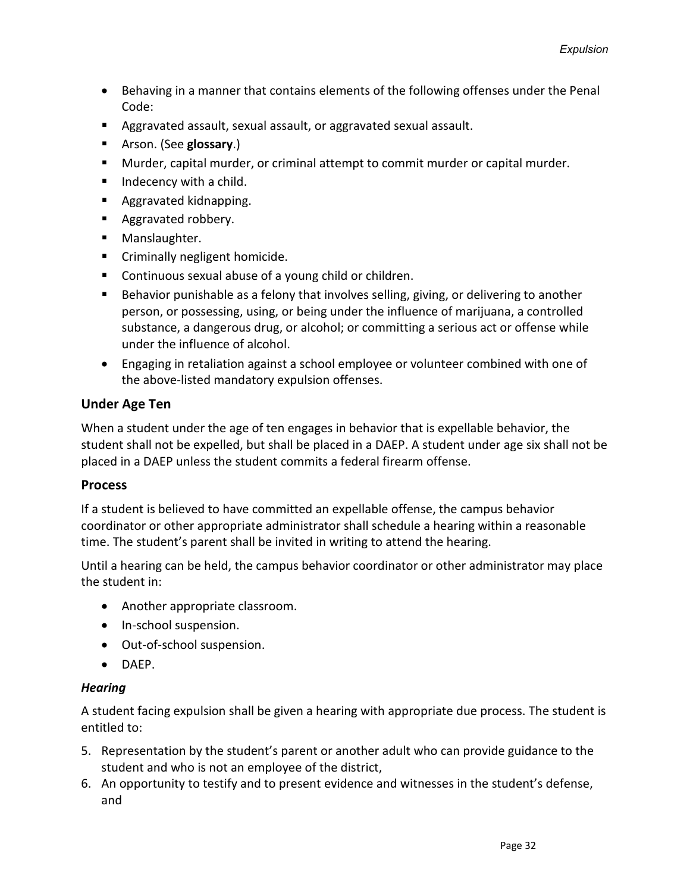- Behaving in a manner that contains elements of the following offenses under the Penal Code:
  - Aggravated assault, sexual assault, or aggravated sexual assault.
  - Arson. (See **glossary**.)
  - Murder, capital murder, or criminal attempt to commit murder or capital murder.
  - Indecency with a child.
  - Aggravated kidnapping.
  - Aggravated robbery.
  - Manslaughter.
  - Criminally negligent homicide.
  - Continuous sexual abuse of a young child or children.
  - Behavior punishable as a felony that involves selling, giving, or delivering to another person, or possessing, using, or being under the influence of marijuana, a controlled substance, a dangerous drug, or alcohol; or committing a serious act or offense while under the influence of alcohol.
- Engaging in retaliation against a school employee or volunteer combined with one of the above-listed mandatory expulsion offenses.

### Under Age Ten

When a student under the age of ten engages in behavior that is expellable behavior, the student shall not be expelled, but shall be placed in a DAEP. A student under age six shall not be placed in a DAEP unless the student commits a federal firearm offense.

### Process

If a student is believed to have committed an expellable offense, the campus behavior coordinator or other appropriate administrator shall schedule a hearing within a reasonable time. The student's parent shall be invited in writing to attend the hearing.

Until a hearing can be held, the campus behavior coordinator or other administrator may place the student in:

- Another appropriate classroom.
- In-school suspension.
- Out-of-school suspension.
- DAEP.

#### *Hearing*

A student facing expulsion shall be given a hearing with appropriate due process. The student is entitled to:

5. Representation by the student's parent or another adult who can provide guidance to the student and who is not an employee of the district,
6. An opportunity to testify and to present evidence and witnesses in the student's defense, and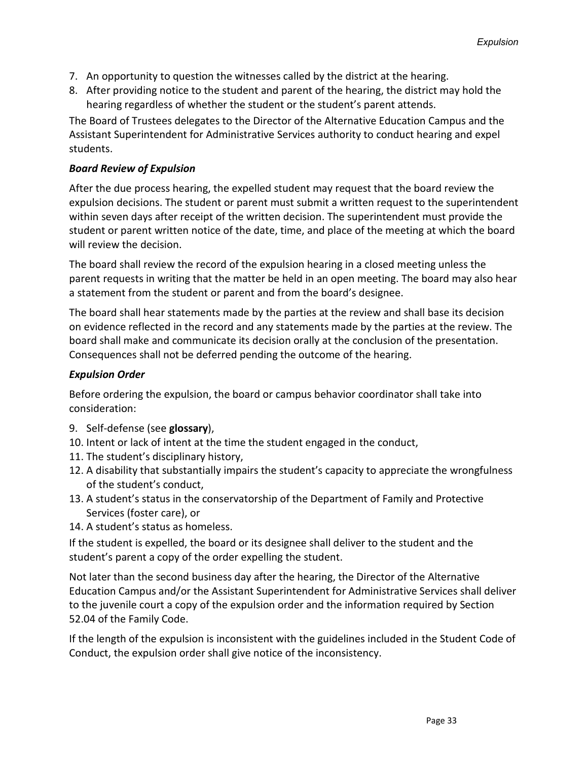7. An opportunity to question the witnesses called by the district at the hearing.
8. After providing notice to the student and parent of the hearing, the district may hold the hearing regardless of whether the student or the student's parent attends.

The Board of Trustees delegates to the Director of the Alternative Education Campus and the Assistant Superintendent for Administrative Services authority to conduct hearing and expel students.

### *Board Review of Expulsion*

After the due process hearing, the expelled student may request that the board review the expulsion decisions. The student or parent must submit a written request to the superintendent within seven days after receipt of the written decision. The superintendent must provide the student or parent written notice of the date, time, and place of the meeting at which the board will review the decision.

The board shall review the record of the expulsion hearing in a closed meeting unless the parent requests in writing that the matter be held in an open meeting. The board may also hear a statement from the student or parent and from the board's designee.

The board shall hear statements made by the parties at the review and shall base its decision on evidence reflected in the record and any statements made by the parties at the review. The board shall make and communicate its decision orally at the conclusion of the presentation. Consequences shall not be deferred pending the outcome of the hearing.

### *Expulsion Order*

Before ordering the expulsion, the board or campus behavior coordinator shall take into consideration:

9. Self-defense (see **glossary**),
10. Intent or lack of intent at the time the student engaged in the conduct,
11. The student's disciplinary history,
12. A disability that substantially impairs the student's capacity to appreciate the wrongfulness of the student's conduct,
13. A student's status in the conservatorship of the Department of Family and Protective Services (foster care), or
14. A student's status as homeless.

If the student is expelled, the board or its designee shall deliver to the student and the student's parent a copy of the order expelling the student.

Not later than the second business day after the hearing, the Director of the Alternative Education Campus and/or the Assistant Superintendent for Administrative Services shall deliver to the juvenile court a copy of the expulsion order and the information required by Section 52.04 of the Family Code.

If the length of the expulsion is inconsistent with the guidelines included in the Student Code of Conduct, the expulsion order shall give notice of the inconsistency.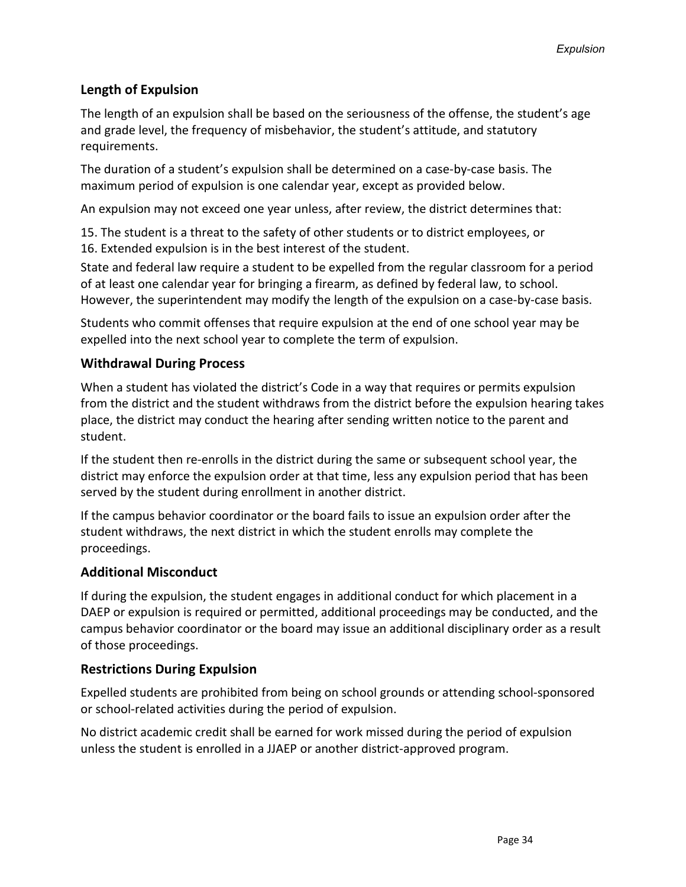### Length of Expulsion

The length of an expulsion shall be based on the seriousness of the offense, the student's age and grade level, the frequency of misbehavior, the student's attitude, and statutory requirements.

The duration of a student's expulsion shall be determined on a case-by-case basis. The maximum period of expulsion is one calendar year, except as provided below.

An expulsion may not exceed one year unless, after review, the district determines that:

15. The student is a threat to the safety of other students or to district employees, or
16. Extended expulsion is in the best interest of the student.

State and federal law require a student to be expelled from the regular classroom for a period of at least one calendar year for bringing a firearm, as defined by federal law, to school. However, the superintendent may modify the length of the expulsion on a case-by-case basis.

Students who commit offenses that require expulsion at the end of one school year may be expelled into the next school year to complete the term of expulsion.

### Withdrawal During Process

When a student has violated the district's Code in a way that requires or permits expulsion from the district and the student withdraws from the district before the expulsion hearing takes place, the district may conduct the hearing after sending written notice to the parent and student.

If the student then re-enrolls in the district during the same or subsequent school year, the district may enforce the expulsion order at that time, less any expulsion period that has been served by the student during enrollment in another district.

If the campus behavior coordinator or the board fails to issue an expulsion order after the student withdraws, the next district in which the student enrolls may complete the proceedings.

### Additional Misconduct

If during the expulsion, the student engages in additional conduct for which placement in a DAEP or expulsion is required or permitted, additional proceedings may be conducted, and the campus behavior coordinator or the board may issue an additional disciplinary order as a result of those proceedings.

### Restrictions During Expulsion

Expelled students are prohibited from being on school grounds or attending school-sponsored or school-related activities during the period of expulsion.

No district academic credit shall be earned for work missed during the period of expulsion unless the student is enrolled in a JJAEP or another district-approved program.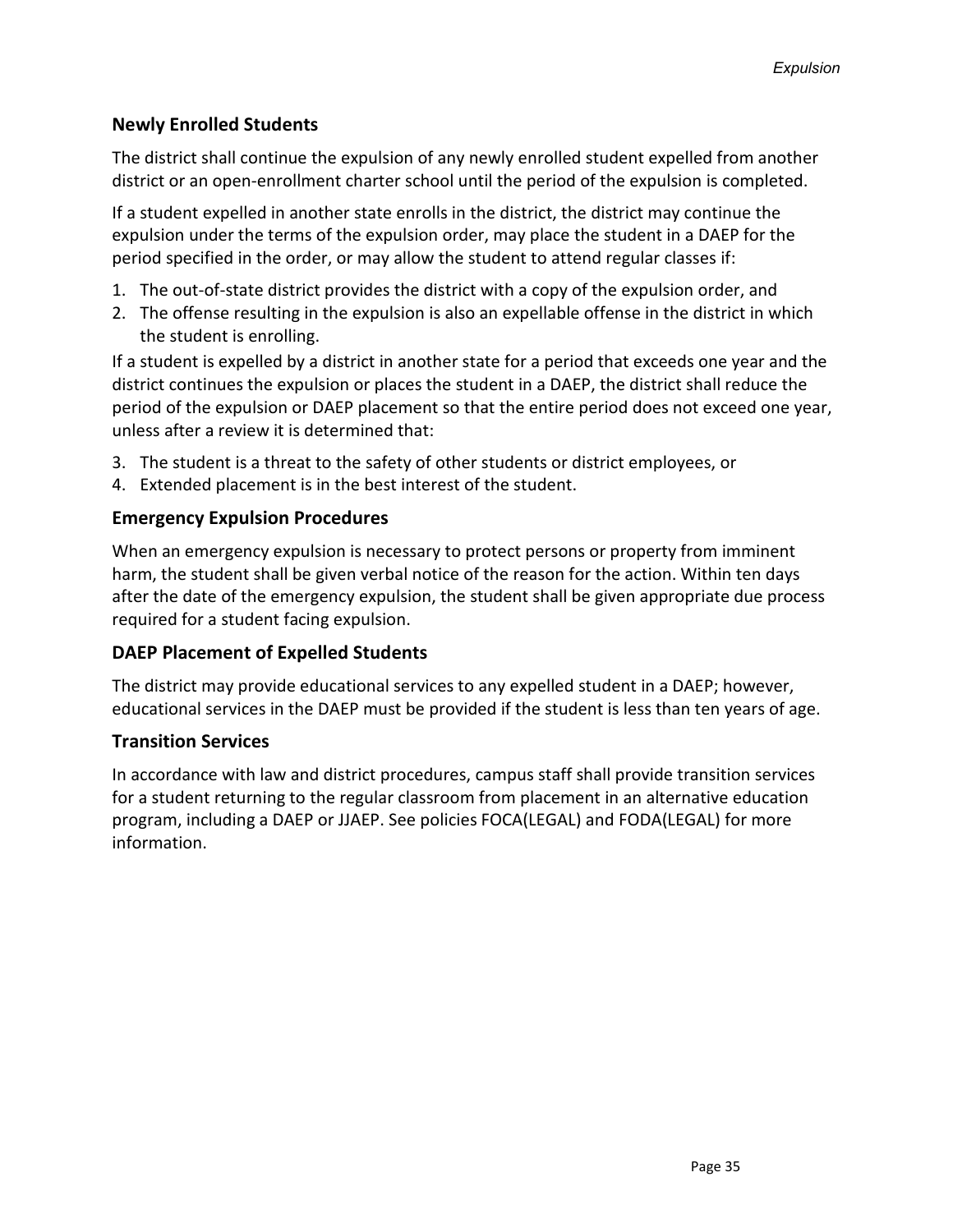### Newly Enrolled Students

The district shall continue the expulsion of any newly enrolled student expelled from another district or an open-enrollment charter school until the period of the expulsion is completed.

If a student expelled in another state enrolls in the district, the district may continue the expulsion under the terms of the expulsion order, may place the student in a DAEP for the period specified in the order, or may allow the student to attend regular classes if:

1. The out-of-state district provides the district with a copy of the expulsion order, and
2. The offense resulting in the expulsion is also an expellable offense in the district in which the student is enrolling.

If a student is expelled by a district in another state for a period that exceeds one year and the district continues the expulsion or places the student in a DAEP, the district shall reduce the period of the expulsion or DAEP placement so that the entire period does not exceed one year, unless after a review it is determined that:

3. The student is a threat to the safety of other students or district employees, or
4. Extended placement is in the best interest of the student.

### Emergency Expulsion Procedures

When an emergency expulsion is necessary to protect persons or property from imminent harm, the student shall be given verbal notice of the reason for the action. Within ten days after the date of the emergency expulsion, the student shall be given appropriate due process required for a student facing expulsion.

### DAEP Placement of Expelled Students

The district may provide educational services to any expelled student in a DAEP; however, educational services in the DAEP must be provided if the student is less than ten years of age.

### Transition Services

In accordance with law and district procedures, campus staff shall provide transition services for a student returning to the regular classroom from placement in an alternative education program, including a DAEP or JJAEP. See policies FOCA(LEGAL) and FODA(LEGAL) for more information.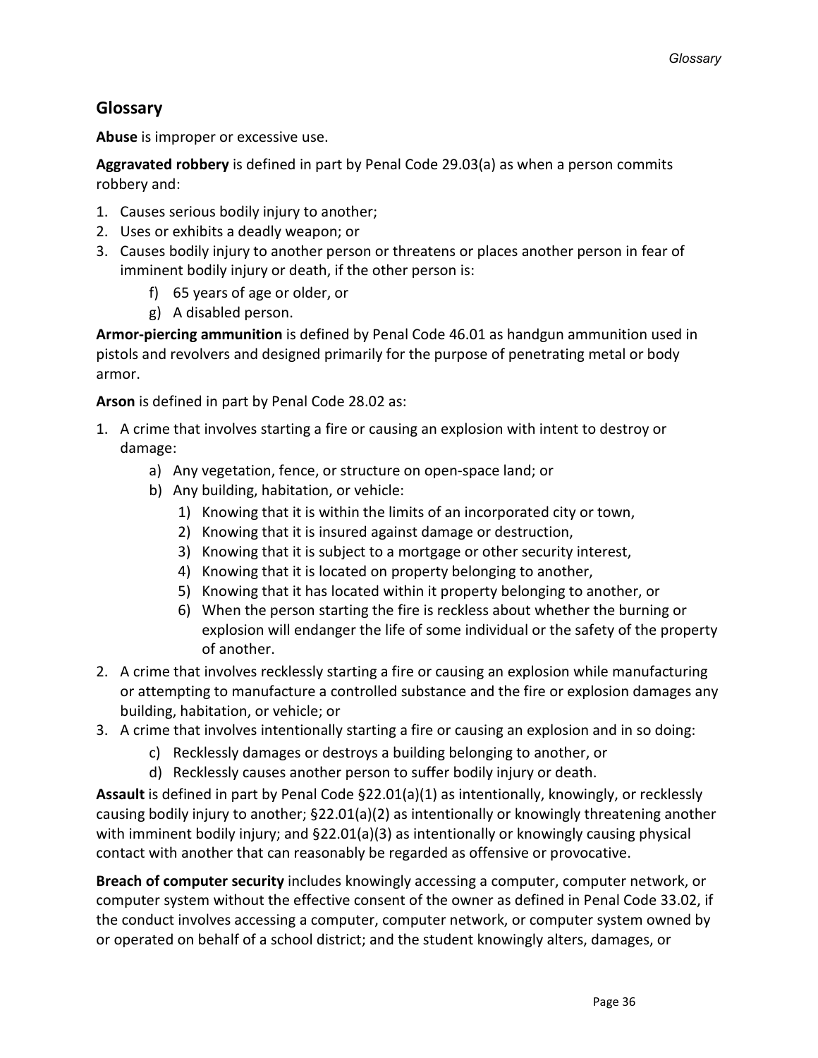## Glossary

**Abuse** is improper or excessive use.

**Aggravated robbery** is defined in part by Penal Code 29.03(a) as when a person commits robbery and:

1. Causes serious bodily injury to another;
2. Uses or exhibits a deadly weapon; or
3. Causes bodily injury to another person or threatens or places another person in fear of imminent bodily injury or death, if the other person is:
    - f) 65 years of age or older, or
    - g) A disabled person.

**Armor-piercing ammunition** is defined by Penal Code 46.01 as handgun ammunition used in pistols and revolvers and designed primarily for the purpose of penetrating metal or body armor.

**Arson** is defined in part by Penal Code 28.02 as:

1. A crime that involves starting a fire or causing an explosion with intent to destroy or damage:
    - a) Any vegetation, fence, or structure on open-space land; or
    - b) Any building, habitation, or vehicle:
        - 1) Knowing that it is within the limits of an incorporated city or town,
        - 2) Knowing that it is insured against damage or destruction,
        - 3) Knowing that it is subject to a mortgage or other security interest,
        - 4) Knowing that it is located on property belonging to another,
        - 5) Knowing that it has located within it property belonging to another, or
        - 6) When the person starting the fire is reckless about whether the burning or explosion will endanger the life of some individual or the safety of the property of another.
2. A crime that involves recklessly starting a fire or causing an explosion while manufacturing or attempting to manufacture a controlled substance and the fire or explosion damages any building, habitation, or vehicle; or
3. A crime that involves intentionally starting a fire or causing an explosion and in so doing:
    - c) Recklessly damages or destroys a building belonging to another, or
    - d) Recklessly causes another person to suffer bodily injury or death.

**Assault** is defined in part by Penal Code §22.01(a)(1) as intentionally, knowingly, or recklessly causing bodily injury to another; §22.01(a)(2) as intentionally or knowingly threatening another with imminent bodily injury; and §22.01(a)(3) as intentionally or knowingly causing physical contact with another that can reasonably be regarded as offensive or provocative.

**Breach of computer security** includes knowingly accessing a computer, computer network, or computer system without the effective consent of the owner as defined in Penal Code 33.02, if the conduct involves accessing a computer, computer network, or computer system owned by or operated on behalf of a school district; and the student knowingly alters, damages, or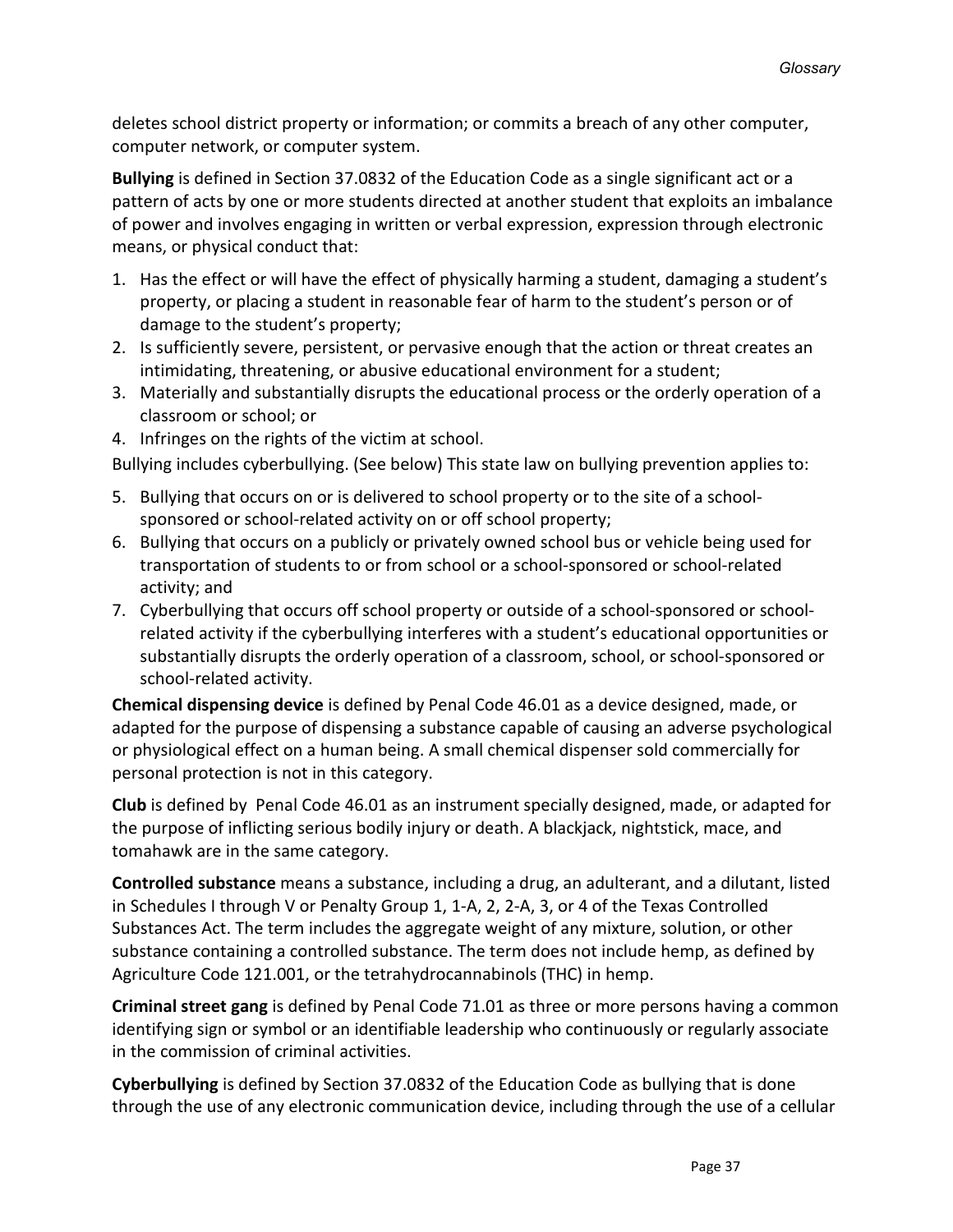deletes school district property or information; or commits a breach of any other computer, computer network, or computer system.

**Bullying** is defined in Section 37.0832 of the Education Code as a single significant act or a pattern of acts by one or more students directed at another student that exploits an imbalance of power and involves engaging in written or verbal expression, expression through electronic means, or physical conduct that:

1. Has the effect or will have the effect of physically harming a student, damaging a student's property, or placing a student in reasonable fear of harm to the student's person or of damage to the student's property;
2. Is sufficiently severe, persistent, or pervasive enough that the action or threat creates an intimidating, threatening, or abusive educational environment for a student;
3. Materially and substantially disrupts the educational process or the orderly operation of a classroom or school; or
4. Infringes on the rights of the victim at school.

Bullying includes cyberbullying. (See below) This state law on bullying prevention applies to:

5. Bullying that occurs on or is delivered to school property or to the site of a school-sponsored or school-related activity on or off school property;
6. Bullying that occurs on a publicly or privately owned school bus or vehicle being used for transportation of students to or from school or a school-sponsored or school-related activity; and
7. Cyberbullying that occurs off school property or outside of a school-sponsored or school-related activity if the cyberbullying interferes with a student's educational opportunities or substantially disrupts the orderly operation of a classroom, school, or school-sponsored or school-related activity.

**Chemical dispensing device** is defined by Penal Code 46.01 as a device designed, made, or adapted for the purpose of dispensing a substance capable of causing an adverse psychological or physiological effect on a human being. A small chemical dispenser sold commercially for personal protection is not in this category.

**Club** is defined by Penal Code 46.01 as an instrument specially designed, made, or adapted for the purpose of inflicting serious bodily injury or death. A blackjack, nightstick, mace, and tomahawk are in the same category.

**Controlled substance** means a substance, including a drug, an adulterant, and a dilutant, listed in Schedules I through V or Penalty Group 1, 1-A, 2, 2-A, 3, or 4 of the Texas Controlled Substances Act. The term includes the aggregate weight of any mixture, solution, or other substance containing a controlled substance. The term does not include hemp, as defined by Agriculture Code 121.001, or the tetrahydrocannabinols (THC) in hemp.

**Criminal street gang** is defined by Penal Code 71.01 as three or more persons having a common identifying sign or symbol or an identifiable leadership who continuously or regularly associate in the commission of criminal activities.

**Cyberbullying** is defined by Section 37.0832 of the Education Code as bullying that is done through the use of any electronic communication device, including through the use of a cellular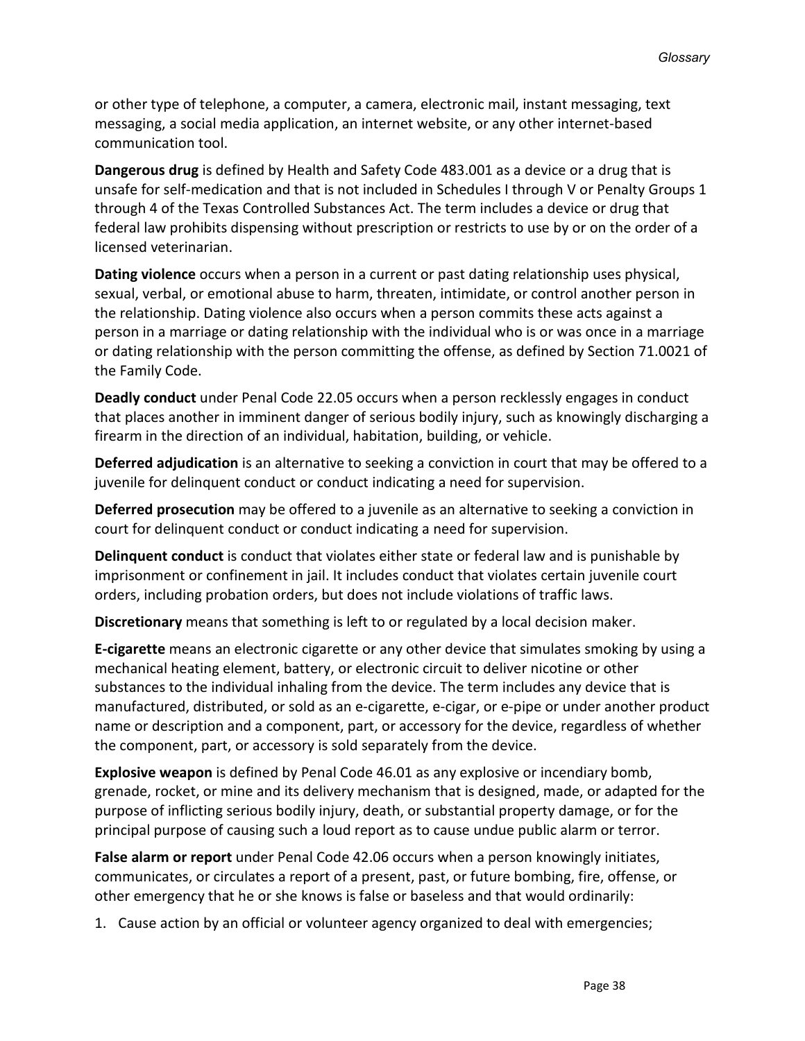or other type of telephone, a computer, a camera, electronic mail, instant messaging, text messaging, a social media application, an internet website, or any other internet-based communication tool.

**Dangerous drug** is defined by Health and Safety Code 483.001 as a device or a drug that is unsafe for self-medication and that is not included in Schedules I through V or Penalty Groups 1 through 4 of the Texas Controlled Substances Act. The term includes a device or drug that federal law prohibits dispensing without prescription or restricts to use by or on the order of a licensed veterinarian.

**Dating violence** occurs when a person in a current or past dating relationship uses physical, sexual, verbal, or emotional abuse to harm, threaten, intimidate, or control another person in the relationship. Dating violence also occurs when a person commits these acts against a person in a marriage or dating relationship with the individual who is or was once in a marriage or dating relationship with the person committing the offense, as defined by Section 71.0021 of the Family Code.

**Deadly conduct** under Penal Code 22.05 occurs when a person recklessly engages in conduct that places another in imminent danger of serious bodily injury, such as knowingly discharging a firearm in the direction of an individual, habitation, building, or vehicle.

**Deferred adjudication** is an alternative to seeking a conviction in court that may be offered to a juvenile for delinquent conduct or conduct indicating a need for supervision.

**Deferred prosecution** may be offered to a juvenile as an alternative to seeking a conviction in court for delinquent conduct or conduct indicating a need for supervision.

**Delinquent conduct** is conduct that violates either state or federal law and is punishable by imprisonment or confinement in jail. It includes conduct that violates certain juvenile court orders, including probation orders, but does not include violations of traffic laws.

**Discretionary** means that something is left to or regulated by a local decision maker.

**E-cigarette** means an electronic cigarette or any other device that simulates smoking by using a mechanical heating element, battery, or electronic circuit to deliver nicotine or other substances to the individual inhaling from the device. The term includes any device that is manufactured, distributed, or sold as an e-cigarette, e-cigar, or e-pipe or under another product name or description and a component, part, or accessory for the device, regardless of whether the component, part, or accessory is sold separately from the device.

**Explosive weapon** is defined by Penal Code 46.01 as any explosive or incendiary bomb, grenade, rocket, or mine and its delivery mechanism that is designed, made, or adapted for the purpose of inflicting serious bodily injury, death, or substantial property damage, or for the principal purpose of causing such a loud report as to cause undue public alarm or terror.

**False alarm or report** under Penal Code 42.06 occurs when a person knowingly initiates, communicates, or circulates a report of a present, past, or future bombing, fire, offense, or other emergency that he or she knows is false or baseless and that would ordinarily:

1. Cause action by an official or volunteer agency organized to deal with emergencies;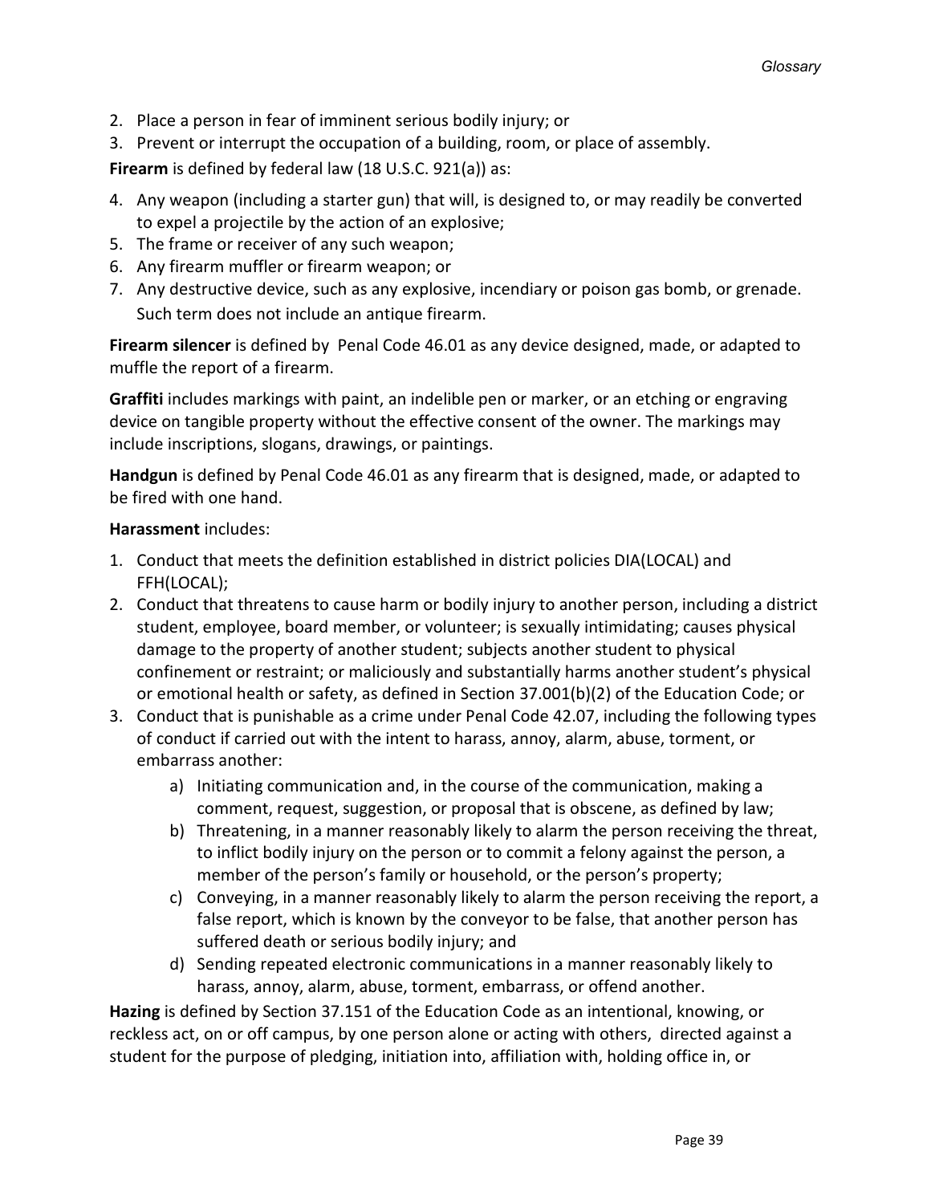2. Place a person in fear of imminent serious bodily injury; or
3. Prevent or interrupt the occupation of a building, room, or place of assembly.

**Firearm** is defined by federal law (18 U.S.C. 921(a)) as:

4. Any weapon (including a starter gun) that will, is designed to, or may readily be converted to expel a projectile by the action of an explosive;
5. The frame or receiver of any such weapon;
6. Any firearm muffler or firearm weapon; or
7. Any destructive device, such as any explosive, incendiary or poison gas bomb, or grenade. Such term does not include an antique firearm.

**Firearm silencer** is defined by Penal Code 46.01 as any device designed, made, or adapted to muffle the report of a firearm.

**Graffiti** includes markings with paint, an indelible pen or marker, or an etching or engraving device on tangible property without the effective consent of the owner. The markings may include inscriptions, slogans, drawings, or paintings.

**Handgun** is defined by Penal Code 46.01 as any firearm that is designed, made, or adapted to be fired with one hand.

**Harassment** includes:

1. Conduct that meets the definition established in district policies DIA(LOCAL) and FFH(LOCAL);
2. Conduct that threatens to cause harm or bodily injury to another person, including a district student, employee, board member, or volunteer; is sexually intimidating; causes physical damage to the property of another student; subjects another student to physical confinement or restraint; or maliciously and substantially harms another student's physical or emotional health or safety, as defined in Section 37.001(b)(2) of the Education Code; or
3. Conduct that is punishable as a crime under Penal Code 42.07, including the following types of conduct if carried out with the intent to harass, annoy, alarm, abuse, torment, or embarrass another:
    a) Initiating communication and, in the course of the communication, making a comment, request, suggestion, or proposal that is obscene, as defined by law;
    b) Threatening, in a manner reasonably likely to alarm the person receiving the threat, to inflict bodily injury on the person or to commit a felony against the person, a member of the person's family or household, or the person's property;
    c) Conveying, in a manner reasonably likely to alarm the person receiving the report, a false report, which is known by the conveyor to be false, that another person has suffered death or serious bodily injury; and
    d) Sending repeated electronic communications in a manner reasonably likely to harass, annoy, alarm, abuse, torment, embarrass, or offend another.

**Hazing** is defined by Section 37.151 of the Education Code as an intentional, knowing, or reckless act, on or off campus, by one person alone or acting with others, directed against a student for the purpose of pledging, initiation into, affiliation with, holding office in, or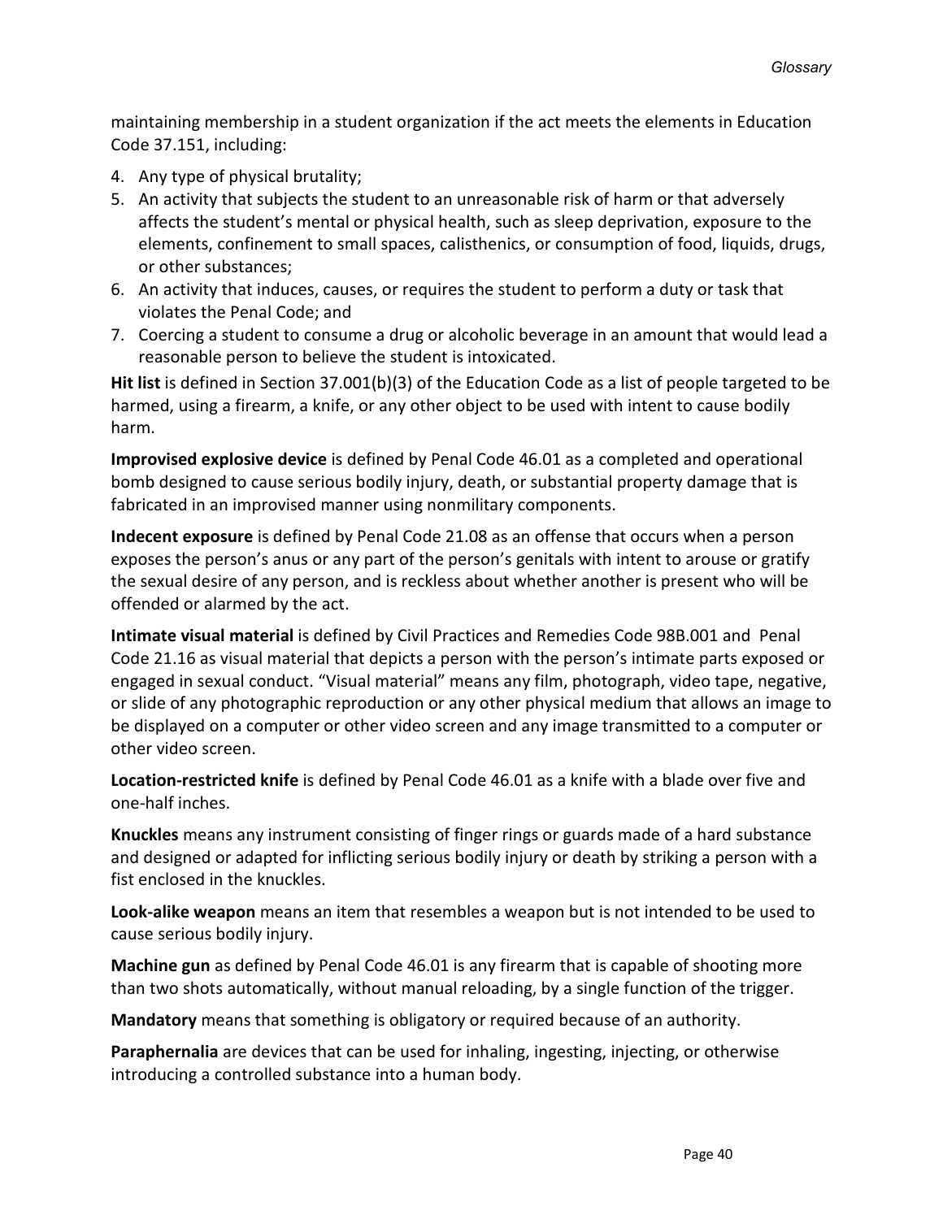maintaining membership in a student organization if the act meets the elements in Education Code 37.151, including:

4. Any type of physical brutality;
5. An activity that subjects the student to an unreasonable risk of harm or that adversely affects the student's mental or physical health, such as sleep deprivation, exposure to the elements, confinement to small spaces, calisthenics, or consumption of food, liquids, drugs, or other substances;
6. An activity that induces, causes, or requires the student to perform a duty or task that violates the Penal Code; and
7. Coercing a student to consume a drug or alcoholic beverage in an amount that would lead a reasonable person to believe the student is intoxicated.

**Hit list** is defined in Section 37.001(b)(3) of the Education Code as a list of people targeted to be harmed, using a firearm, a knife, or any other object to be used with intent to cause bodily harm.

**Improvised explosive device** is defined by Penal Code 46.01 as a completed and operational bomb designed to cause serious bodily injury, death, or substantial property damage that is fabricated in an improvised manner using nonmilitary components.

**Indecent exposure** is defined by Penal Code 21.08 as an offense that occurs when a person exposes the person's anus or any part of the person's genitals with intent to arouse or gratify the sexual desire of any person, and is reckless about whether another is present who will be offended or alarmed by the act.

**Intimate visual material** is defined by Civil Practices and Remedies Code 98B.001 and Penal Code 21.16 as visual material that depicts a person with the person's intimate parts exposed or engaged in sexual conduct. "Visual material" means any film, photograph, video tape, negative, or slide of any photographic reproduction or any other physical medium that allows an image to be displayed on a computer or other video screen and any image transmitted to a computer or other video screen.

**Location-restricted knife** is defined by Penal Code 46.01 as a knife with a blade over five and one-half inches.

**Knuckles** means any instrument consisting of finger rings or guards made of a hard substance and designed or adapted for inflicting serious bodily injury or death by striking a person with a fist enclosed in the knuckles.

**Look-alike weapon** means an item that resembles a weapon but is not intended to be used to cause serious bodily injury.

**Machine gun** as defined by Penal Code 46.01 is any firearm that is capable of shooting more than two shots automatically, without manual reloading, by a single function of the trigger.

**Mandatory** means that something is obligatory or required because of an authority.

**Paraphernalia** are devices that can be used for inhaling, ingesting, injecting, or otherwise introducing a controlled substance into a human body.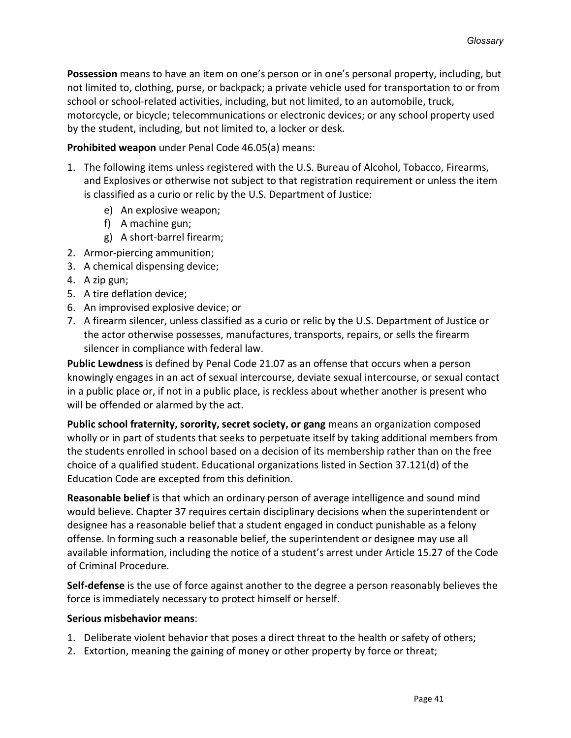**Possession** means to have an item on one's person or in one's personal property, including, but not limited to, clothing, purse, or backpack; a private vehicle used for transportation to or from school or school-related activities, including, but not limited, to an automobile, truck, motorcycle, or bicycle; telecommunications or electronic devices; or any school property used by the student, including, but not limited to, a locker or desk.

**Prohibited weapon** under Penal Code 46.05(a) means:

1. The following items unless registered with the U.S. Bureau of Alcohol, Tobacco, Firearms, and Explosives or otherwise not subject to that registration requirement or unless the item is classified as a curio or relic by the U.S. Department of Justice:
    - e) An explosive weapon;
    - f) A machine gun;
    - g) A short-barrel firearm;
2. Armor-piercing ammunition;
3. A chemical dispensing device;
4. A zip gun;
5. A tire deflation device;
6. An improvised explosive device; or
7. A firearm silencer, unless classified as a curio or relic by the U.S. Department of Justice or the actor otherwise possesses, manufactures, transports, repairs, or sells the firearm silencer in compliance with federal law.

**Public Lewdness** is defined by Penal Code 21.07 as an offense that occurs when a person knowingly engages in an act of sexual intercourse, deviate sexual intercourse, or sexual contact in a public place or, if not in a public place, is reckless about whether another is present who will be offended or alarmed by the act.

**Public school fraternity, sorority, secret society, or gang** means an organization composed wholly or in part of students that seeks to perpetuate itself by taking additional members from the students enrolled in school based on a decision of its membership rather than on the free choice of a qualified student. Educational organizations listed in Section 37.121(d) of the Education Code are excepted from this definition.

**Reasonable belief** is that which an ordinary person of average intelligence and sound mind would believe. Chapter 37 requires certain disciplinary decisions when the superintendent or designee has a reasonable belief that a student engaged in conduct punishable as a felony offense. In forming such a reasonable belief, the superintendent or designee may use all available information, including the notice of a student's arrest under Article 15.27 of the Code of Criminal Procedure.

**Self-defense** is the use of force against another to the degree a person reasonably believes the force is immediately necessary to protect himself or herself.

**Serious misbehavior means**:

1. Deliberate violent behavior that poses a direct threat to the health or safety of others;
2. Extortion, meaning the gaining of money or other property by force or threat;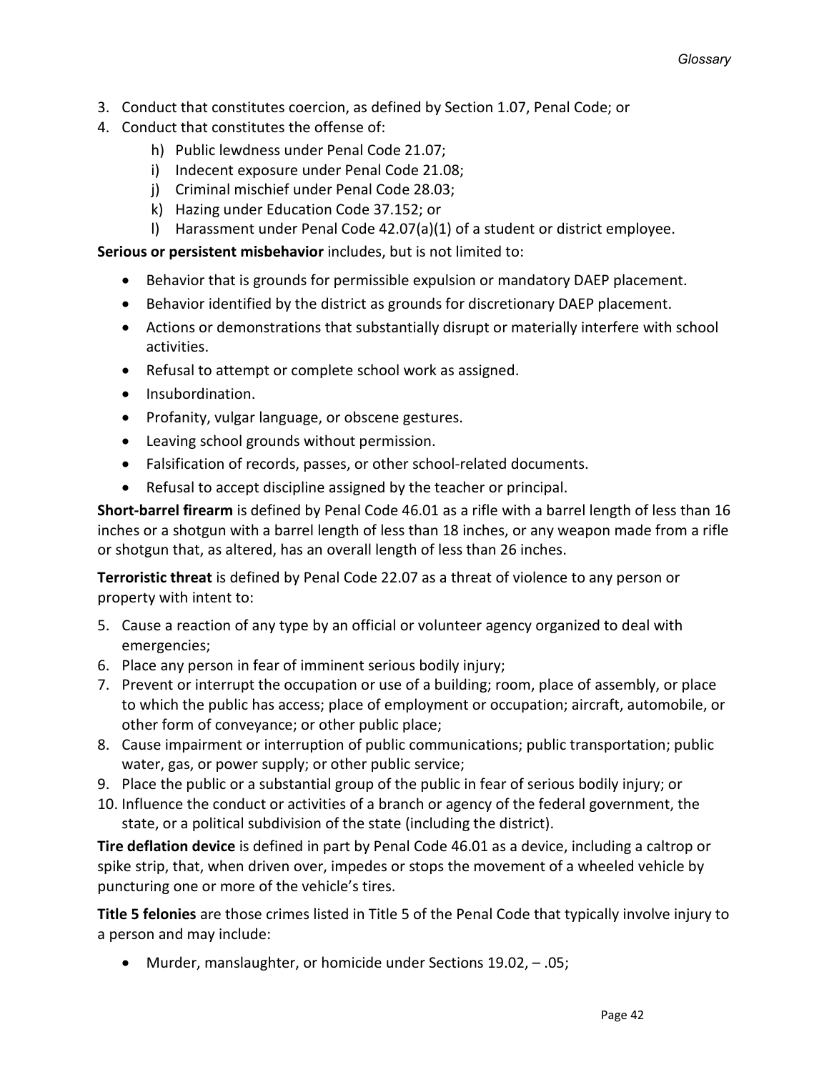3. Conduct that constitutes coercion, as defined by Section 1.07, Penal Code; or
4. Conduct that constitutes the offense of:
   - h) Public lewdness under Penal Code 21.07;
   - i) Indecent exposure under Penal Code 21.08;
   - j) Criminal mischief under Penal Code 28.03;
   - k) Hazing under Education Code 37.152; or
   - l) Harassment under Penal Code 42.07(a)(1) of a student or district employee.

**Serious or persistent misbehavior** includes, but is not limited to:

- Behavior that is grounds for permissible expulsion or mandatory DAEP placement.
- Behavior identified by the district as grounds for discretionary DAEP placement.
- Actions or demonstrations that substantially disrupt or materially interfere with school activities.
- Refusal to attempt or complete school work as assigned.
- Insubordination.
- Profanity, vulgar language, or obscene gestures.
- Leaving school grounds without permission.
- Falsification of records, passes, or other school-related documents.
- Refusal to accept discipline assigned by the teacher or principal.

**Short-barrel firearm** is defined by Penal Code 46.01 as a rifle with a barrel length of less than 16 inches or a shotgun with a barrel length of less than 18 inches, or any weapon made from a rifle or shotgun that, as altered, has an overall length of less than 26 inches.

**Terroristic threat** is defined by Penal Code 22.07 as a threat of violence to any person or property with intent to:

5. Cause a reaction of any type by an official or volunteer agency organized to deal with emergencies;
6. Place any person in fear of imminent serious bodily injury;
7. Prevent or interrupt the occupation or use of a building; room, place of assembly, or place to which the public has access; place of employment or occupation; aircraft, automobile, or other form of conveyance; or other public place;
8. Cause impairment or interruption of public communications; public transportation; public water, gas, or power supply; or other public service;
9. Place the public or a substantial group of the public in fear of serious bodily injury; or
10. Influence the conduct or activities of a branch or agency of the federal government, the state, or a political subdivision of the state (including the district).

**Tire deflation device** is defined in part by Penal Code 46.01 as a device, including a caltrop or spike strip, that, when driven over, impedes or stops the movement of a wheeled vehicle by puncturing one or more of the vehicle's tires.

**Title 5 felonies** are those crimes listed in Title 5 of the Penal Code that typically involve injury to a person and may include:

- Murder, manslaughter, or homicide under Sections 19.02, – .05;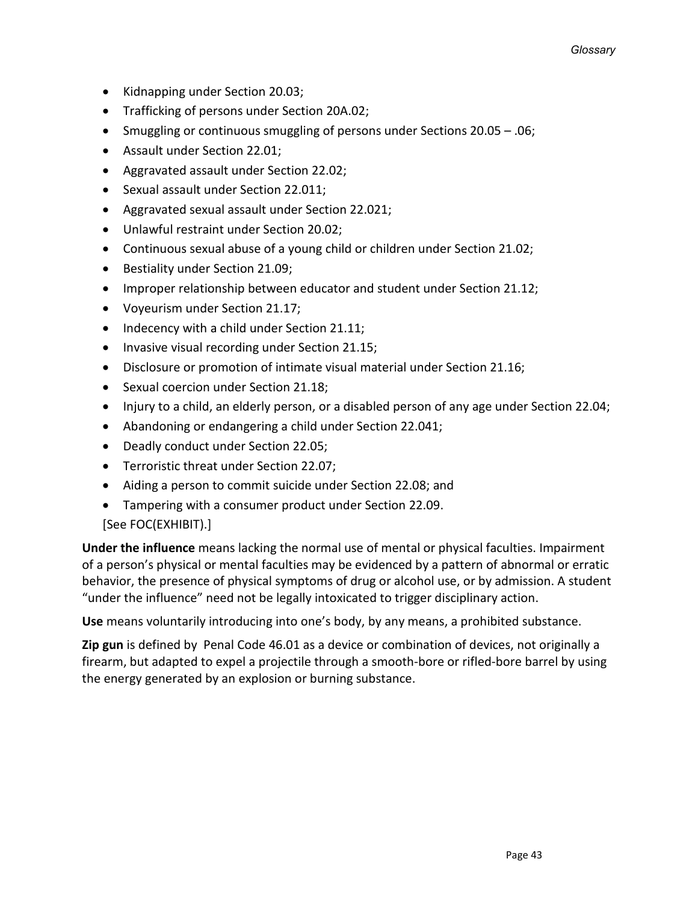- Kidnapping under Section 20.03;
- Trafficking of persons under Section 20A.02;
- Smuggling or continuous smuggling of persons under Sections 20.05 – .06;
- Assault under Section 22.01;
- Aggravated assault under Section 22.02;
- Sexual assault under Section 22.011;
- Aggravated sexual assault under Section 22.021;
- Unlawful restraint under Section 20.02;
- Continuous sexual abuse of a young child or children under Section 21.02;
- Bestiality under Section 21.09;
- Improper relationship between educator and student under Section 21.12;
- Voyeurism under Section 21.17;
- Indecency with a child under Section 21.11;
- Invasive visual recording under Section 21.15;
- Disclosure or promotion of intimate visual material under Section 21.16;
- Sexual coercion under Section 21.18;
- Injury to a child, an elderly person, or a disabled person of any age under Section 22.04;
- Abandoning or endangering a child under Section 22.041;
- Deadly conduct under Section 22.05;
- Terroristic threat under Section 22.07;
- Aiding a person to commit suicide under Section 22.08; and
- Tampering with a consumer product under Section 22.09.

[See FOC(EXHIBIT).]

**Under the influence** means lacking the normal use of mental or physical faculties. Impairment of a person's physical or mental faculties may be evidenced by a pattern of abnormal or erratic behavior, the presence of physical symptoms of drug or alcohol use, or by admission. A student "under the influence" need not be legally intoxicated to trigger disciplinary action.

**Use** means voluntarily introducing into one's body, by any means, a prohibited substance.

**Zip gun** is defined by Penal Code 46.01 as a device or combination of devices, not originally a firearm, but adapted to expel a projectile through a smooth-bore or rifled-bore barrel by using the energy generated by an explosion or burning substance.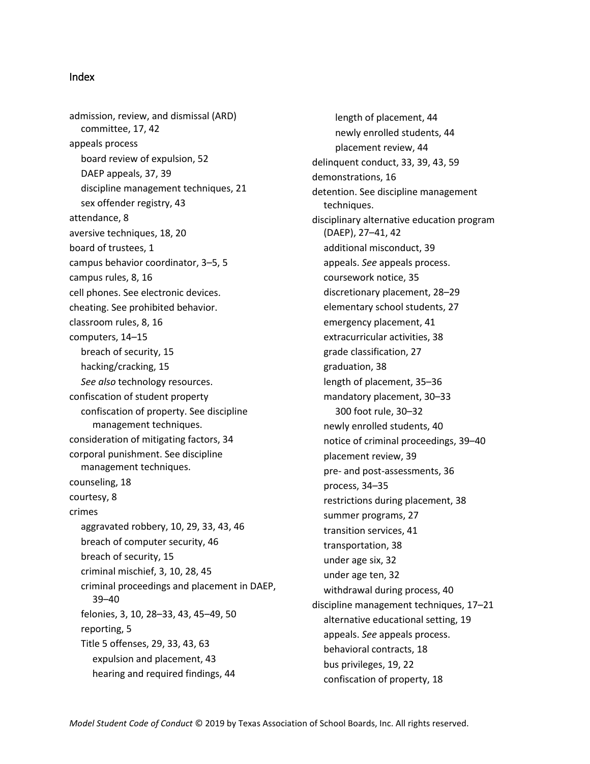## Index

admission, review, and dismissal (ARD) committee, 17, 42
appeals process
- board review of expulsion, 52
- DAEP appeals, 37, 39
- discipline management techniques, 21
- sex offender registry, 43

attendance, 8
aversive techniques, 18, 20
board of trustees, 1
campus behavior coordinator, 3–5, 5
campus rules, 8, 16
cell phones. See electronic devices.
cheating. See prohibited behavior.
classroom rules, 8, 16
computers, 14–15
- breach of security, 15
- hacking/cracking, 15
- *See also* technology resources.

confiscation of student property
- confiscation of property. See discipline management techniques.

consideration of mitigating factors, 34
corporal punishment. See discipline management techniques.
counseling, 18
courtesy, 8
crimes
- aggravated robbery, 10, 29, 33, 43, 46
- breach of computer security, 46
- breach of security, 15
- criminal mischief, 3, 10, 28, 45
- criminal proceedings and placement in DAEP, 39–40
- felonies, 3, 10, 28–33, 43, 45–49, 50
- reporting, 5
- Title 5 offenses, 29, 33, 43, 63
  - expulsion and placement, 43
  - hearing and required findings, 44
  - length of placement, 44
  - newly enrolled students, 44
  - placement review, 44

delinquent conduct, 33, 39, 43, 59
demonstrations, 16
detention. See discipline management techniques.
disciplinary alternative education program (DAEP), 27–41, 42
- additional misconduct, 39
- appeals. *See* appeals process.
- coursework notice, 35
- discretionary placement, 28–29
- elementary school students, 27
- emergency placement, 41
- extracurricular activities, 38
- grade classification, 27
- graduation, 38
- length of placement, 35–36
- mandatory placement, 30–33
  - 300 foot rule, 30–32
- newly enrolled students, 40
- notice of criminal proceedings, 39–40
- placement review, 39
- pre- and post-assessments, 36
- process, 34–35
- restrictions during placement, 38
- summer programs, 27
- transition services, 41
- transportation, 38
- under age six, 32
- under age ten, 32
- withdrawal during process, 40

discipline management techniques, 17–21
- alternative educational setting, 19
- appeals. *See* appeals process.
- behavioral contracts, 18
- bus privileges, 19, 22
- confiscation of property, 18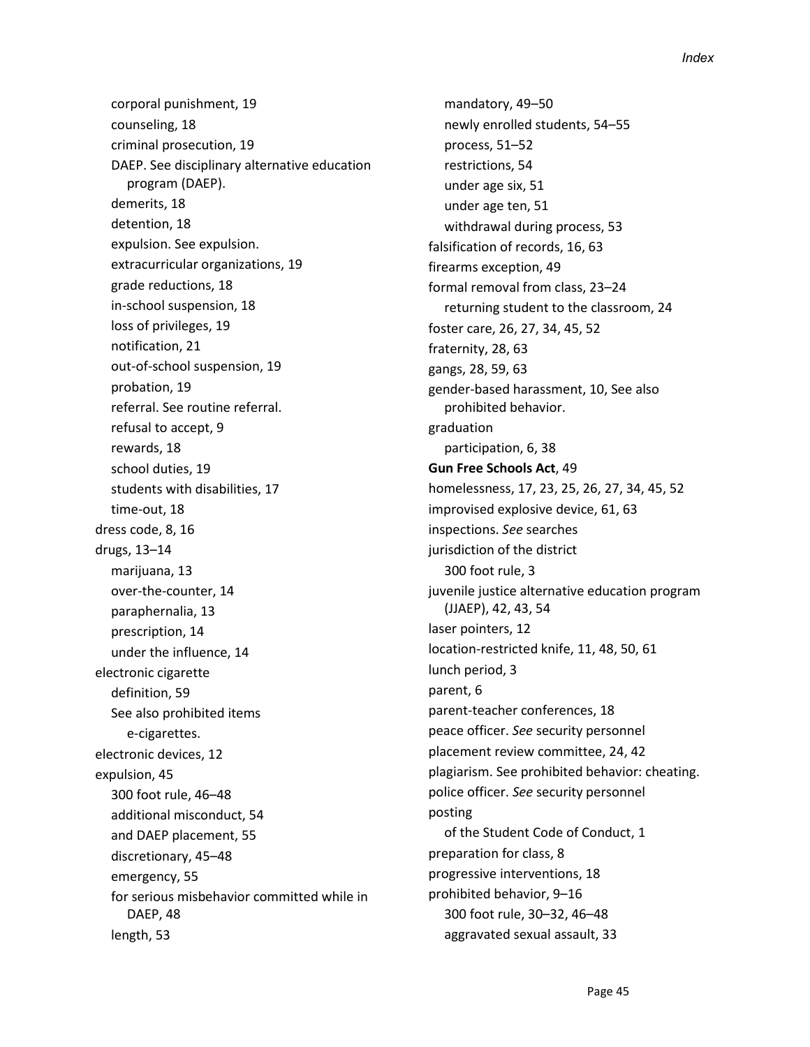- corporal punishment, 19
  - counseling, 18
  - criminal prosecution, 19
  - DAEP. See disciplinary alternative education program (DAEP).
  - demerits, 18
  - detention, 18
  - expulsion. See expulsion.
  - extracurricular organizations, 19
  - grade reductions, 18
  - in-school suspension, 18
  - loss of privileges, 19
  - notification, 21
  - out-of-school suspension, 19
  - probation, 19
  - referral. See routine referral.
  - refusal to accept, 9
  - rewards, 18
  - school duties, 19
  - students with disabilities, 17
  - time-out, 18
- dress code, 8, 16
- drugs, 13–14
  - marijuana, 13
  - over-the-counter, 14
  - paraphernalia, 13
  - prescription, 14
  - under the influence, 14
- electronic cigarette
  - definition, 59
  - See also prohibited items
    - e-cigarettes.
- electronic devices, 12
- expulsion, 45
  - 300 foot rule, 46–48
  - additional misconduct, 54
  - and DAEP placement, 55
  - discretionary, 45–48
  - emergency, 55
  - for serious misbehavior committed while in DAEP, 48
  - length, 53
  - mandatory, 49–50
  - newly enrolled students, 54–55
  - process, 51–52
  - restrictions, 54
  - under age six, 51
  - under age ten, 51
  - withdrawal during process, 53
- falsification of records, 16, 63
- firearms exception, 49
- formal removal from class, 23–24
  - returning student to the classroom, 24
- foster care, 26, 27, 34, 45, 52
- fraternity, 28, 63
- gangs, 28, 59, 63
- gender-based harassment, 10, See also prohibited behavior.
- graduation
  - participation, 6, 38
- **Gun Free Schools Act**, 49
- homelessness, 17, 23, 25, 26, 27, 34, 45, 52
- improvised explosive device, 61, 63
- inspections. *See* searches
- jurisdiction of the district
  - 300 foot rule, 3
- juvenile justice alternative education program (JJAEP), 42, 43, 54
- laser pointers, 12
- location-restricted knife, 11, 48, 50, 61
- lunch period, 3
- parent, 6
- parent-teacher conferences, 18
- peace officer. *See* security personnel
- placement review committee, 24, 42
- plagiarism. See prohibited behavior: cheating.
- police officer. *See* security personnel
- posting
  - of the Student Code of Conduct, 1
- preparation for class, 8
- progressive interventions, 18
- prohibited behavior, 9–16
  - 300 foot rule, 30–32, 46–48
  - aggravated sexual assault, 33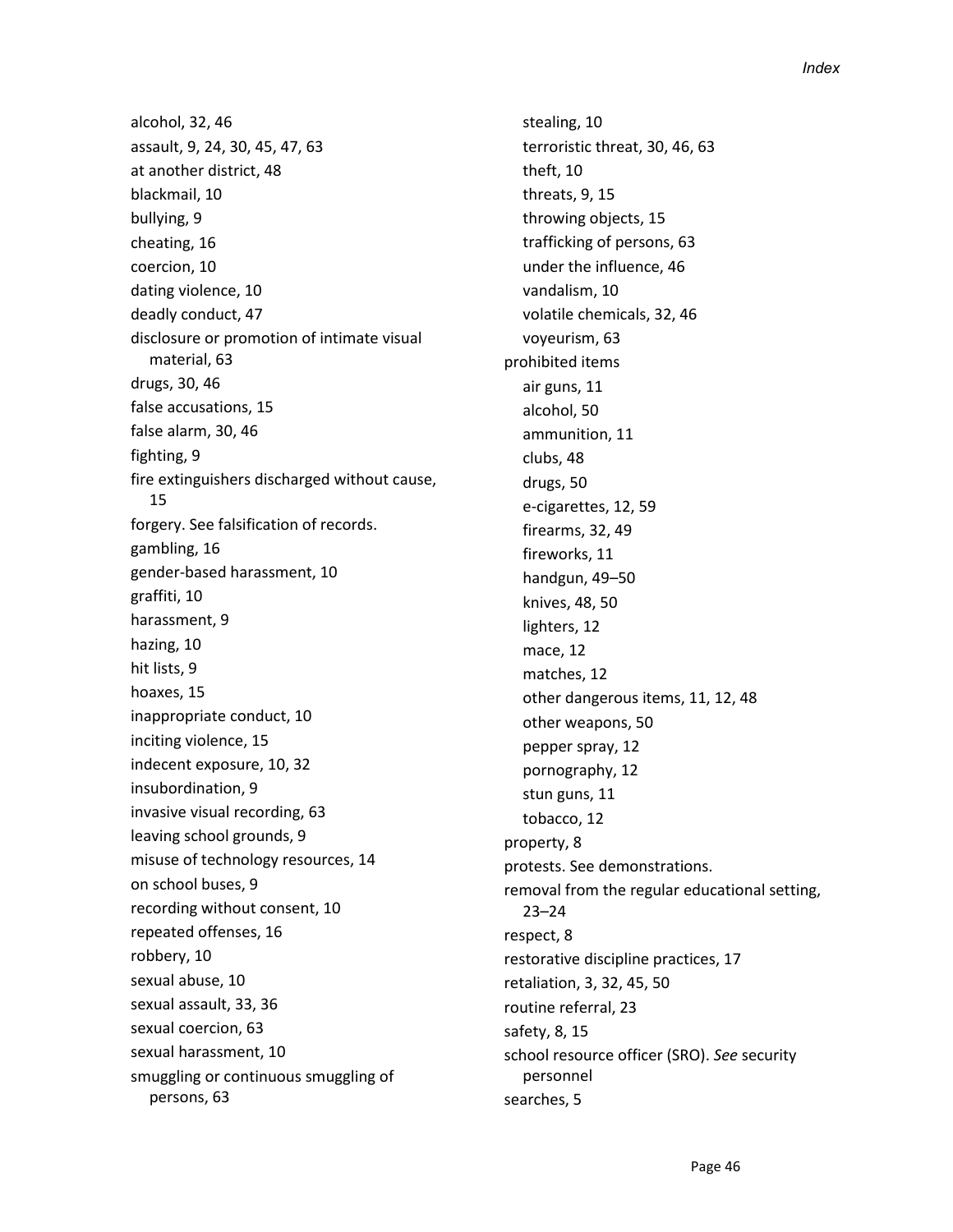alcohol, 32, 46
assault, 9, 24, 30, 45, 47, 63
at another district, 48
blackmail, 10
bullying, 9
cheating, 16
coercion, 10
dating violence, 10
deadly conduct, 47
disclosure or promotion of intimate visual material, 63
drugs, 30, 46
false accusations, 15
false alarm, 30, 46
fighting, 9
fire extinguishers discharged without cause, 15
forgery. See falsification of records.
gambling, 16
gender-based harassment, 10
graffiti, 10
harassment, 9
hazing, 10
hit lists, 9
hoaxes, 15
inappropriate conduct, 10
inciting violence, 15
indecent exposure, 10, 32
insubordination, 9
invasive visual recording, 63
leaving school grounds, 9
misuse of technology resources, 14
on school buses, 9
recording without consent, 10
repeated offenses, 16
robbery, 10
sexual abuse, 10
sexual assault, 33, 36
sexual coercion, 63
sexual harassment, 10
smuggling or continuous smuggling of persons, 63

- stealing, 10
- terroristic threat, 30, 46, 63
- theft, 10
- threats, 9, 15
- throwing objects, 15
- trafficking of persons, 63
- under the influence, 46
- vandalism, 10
- volatile chemicals, 32, 46
- voyeurism, 63

prohibited items

- air guns, 11
- alcohol, 50
- ammunition, 11
- clubs, 48
- drugs, 50
- e-cigarettes, 12, 59
- firearms, 32, 49
- fireworks, 11
- handgun, 49–50
- knives, 48, 50
- lighters, 12
- mace, 12
- matches, 12
- other dangerous items, 11, 12, 48
- other weapons, 50
- pepper spray, 12
- pornography, 12
- stun guns, 11
- tobacco, 12

property, 8
protests. See demonstrations.
removal from the regular educational setting, 23–24
respect, 8
restorative discipline practices, 17
retaliation, 3, 32, 45, 50
routine referral, 23
safety, 8, 15
school resource officer (SRO). *See* security personnel
searches, 5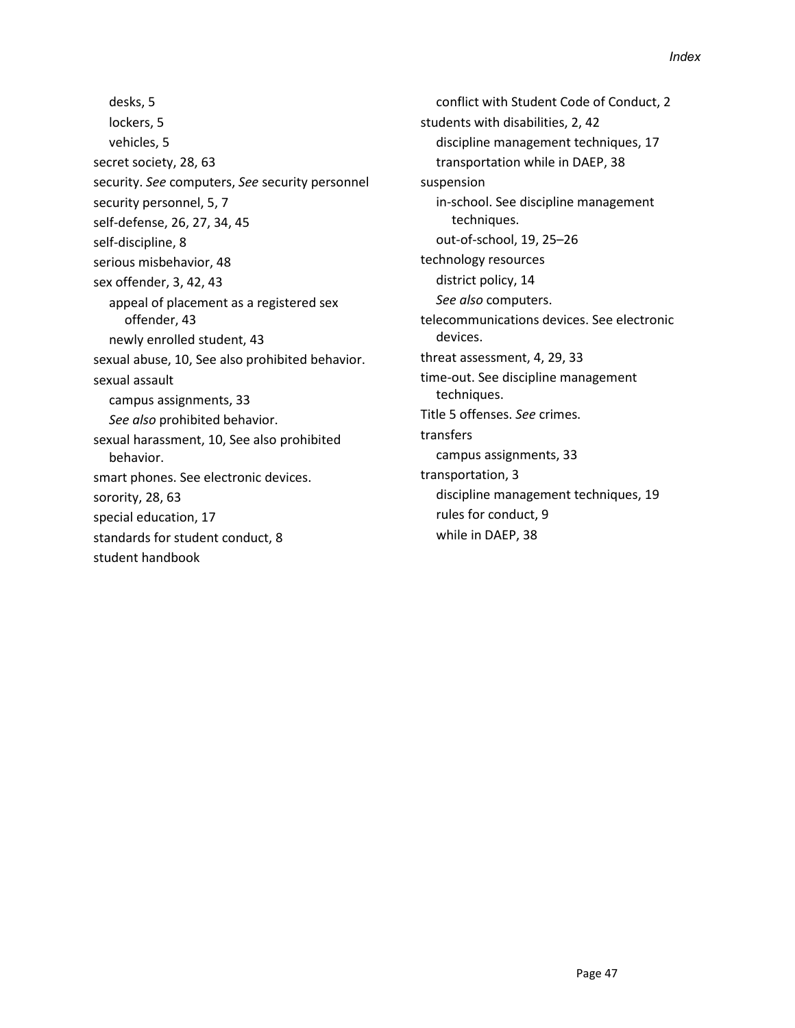desks, 5
lockers, 5
vehicles, 5
secret society, 28, 63
security. *See* computers, *See* security personnel
security personnel, 5, 7
self-defense, 26, 27, 34, 45
self-discipline, 8
serious misbehavior, 48
sex offender, 3, 42, 43
appeal of placement as a registered sex offender, 43
newly enrolled student, 43
sexual abuse, 10, See also prohibited behavior.
sexual assault
campus assignments, 33
*See also* prohibited behavior.
sexual harassment, 10, See also prohibited behavior.
smart phones. See electronic devices.
sorority, 28, 63
special education, 17
standards for student conduct, 8
student handbook
conflict with Student Code of Conduct, 2
students with disabilities, 2, 42
discipline management techniques, 17
transportation while in DAEP, 38
suspension
in-school. See discipline management techniques.
out-of-school, 19, 25–26
technology resources
district policy, 14
*See also* computers.
telecommunications devices. See electronic devices.
threat assessment, 4, 29, 33
time-out. See discipline management techniques.
Title 5 offenses. *See* crimes.
transfers
campus assignments, 33
transportation, 3
discipline management techniques, 19
rules for conduct, 9
while in DAEP, 38